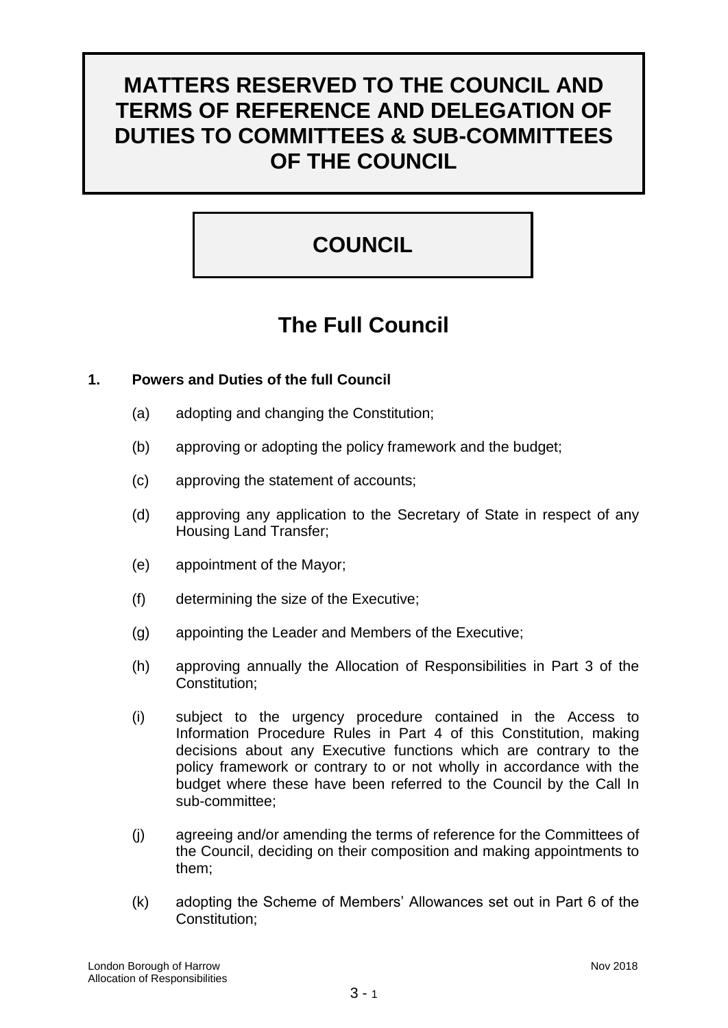# MATTERS RESERVED TO THE COUNCIL AND TERMS OF REFERENCE AND DELEGATION OF DUTIES TO COMMITTEES & SUB-COMMITTEES OF THE COUNCIL

# COUNCIL

## The Full Council

**1. Powers and Duties of the full Council**

(a) adopting and changing the Constitution;

(b) approving or adopting the policy framework and the budget;

(c) approving the statement of accounts;

(d) approving any application to the Secretary of State in respect of any Housing Land Transfer;

(e) appointment of the Mayor;

(f) determining the size of the Executive;

(g) appointing the Leader and Members of the Executive;

(h) approving annually the Allocation of Responsibilities in Part 3 of the Constitution;

(i) subject to the urgency procedure contained in the Access to Information Procedure Rules in Part 4 of this Constitution, making decisions about any Executive functions which are contrary to the policy framework or contrary to or not wholly in accordance with the budget where these have been referred to the Council by the Call In sub-committee;

(j) agreeing and/or amending the terms of reference for the Committees of the Council, deciding on their composition and making appointments to them;

(k) adopting the Scheme of Members' Allowances set out in Part 6 of the Constitution;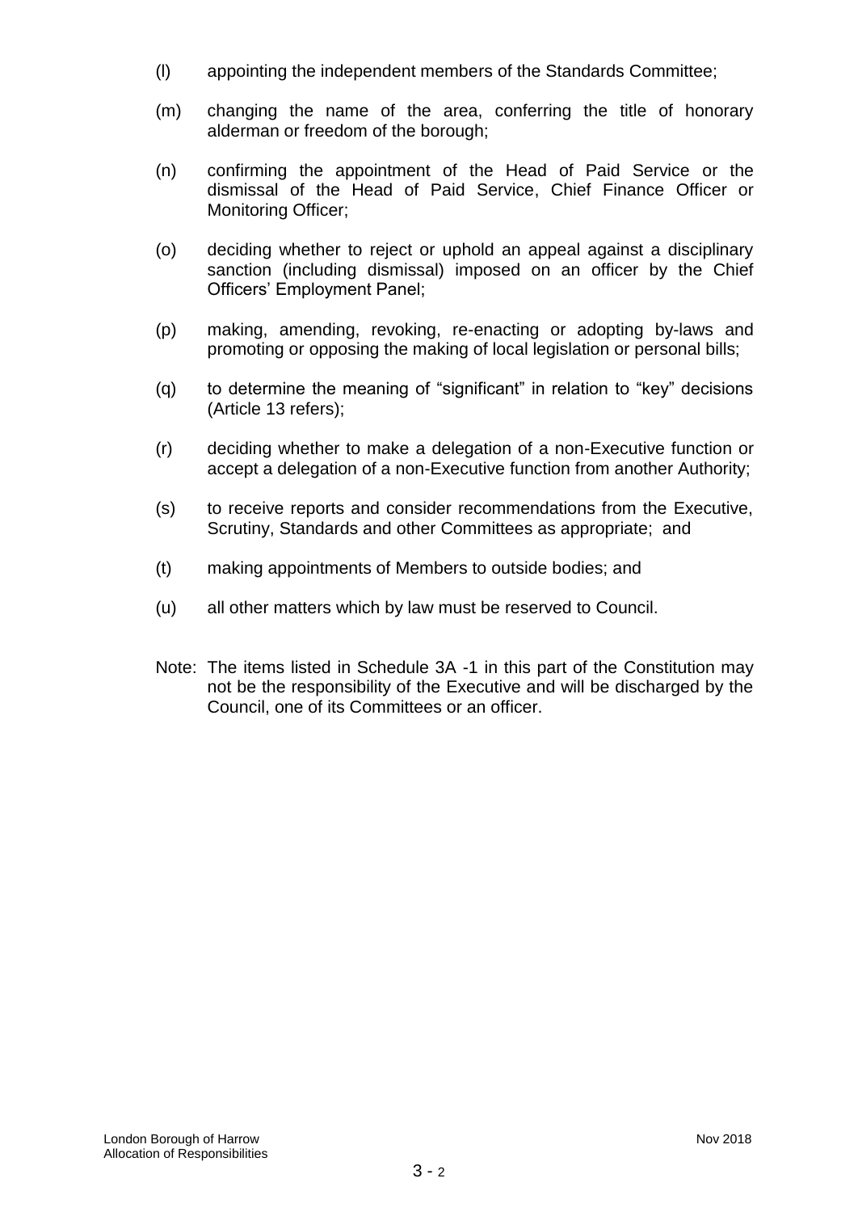(l) appointing the independent members of the Standards Committee;

(m) changing the name of the area, conferring the title of honorary alderman or freedom of the borough;

(n) confirming the appointment of the Head of Paid Service or the dismissal of the Head of Paid Service, Chief Finance Officer or Monitoring Officer;

(o) deciding whether to reject or uphold an appeal against a disciplinary sanction (including dismissal) imposed on an officer by the Chief Officers' Employment Panel;

(p) making, amending, revoking, re-enacting or adopting by-laws and promoting or opposing the making of local legislation or personal bills;

(q) to determine the meaning of "significant" in relation to "key" decisions (Article 13 refers);

(r) deciding whether to make a delegation of a non-Executive function or accept a delegation of a non-Executive function from another Authority;

(s) to receive reports and consider recommendations from the Executive, Scrutiny, Standards and other Committees as appropriate; and

(t) making appointments of Members to outside bodies; and

(u) all other matters which by law must be reserved to Council.

Note: The items listed in Schedule 3A -1 in this part of the Constitution may not be the responsibility of the Executive and will be discharged by the Council, one of its Committees or an officer.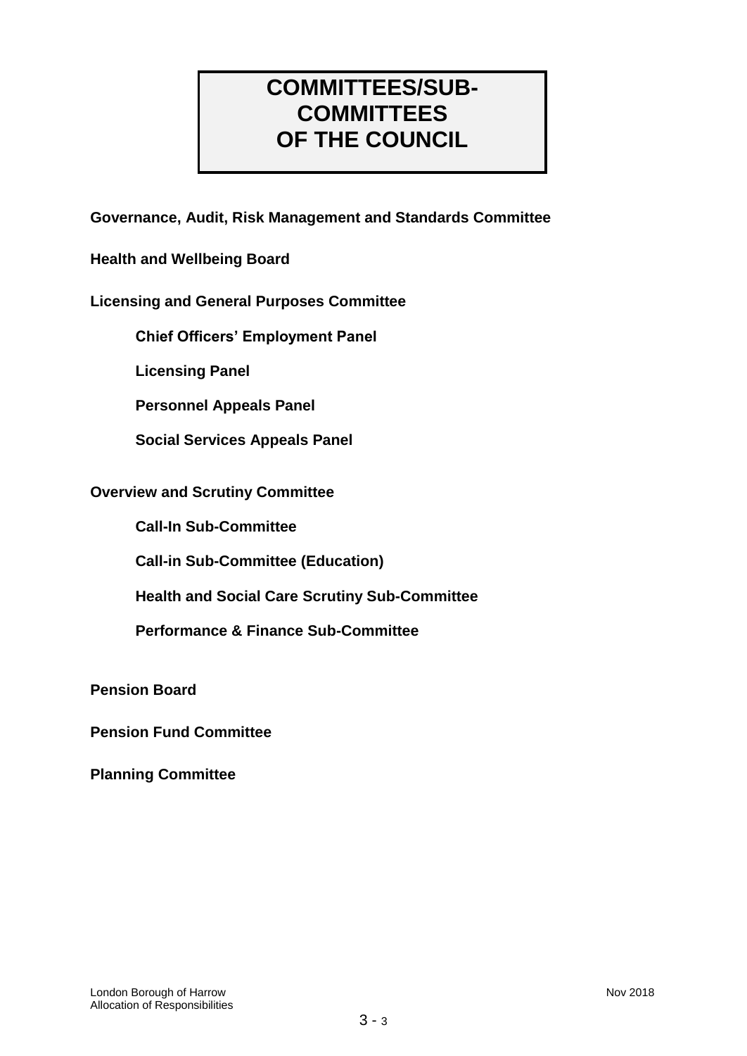# COMMITTEES/SUB-COMMITTEES OF THE COUNCIL

**Governance, Audit, Risk Management and Standards Committee**

**Health and Wellbeing Board**

**Licensing and General Purposes Committee**

- **Chief Officers' Employment Panel**
- **Licensing Panel**
- **Personnel Appeals Panel**
- **Social Services Appeals Panel**

**Overview and Scrutiny Committee**

- **Call-In Sub-Committee**
- **Call-in Sub-Committee (Education)**
- **Health and Social Care Scrutiny Sub-Committee**
- **Performance & Finance Sub-Committee**

**Pension Board**

**Pension Fund Committee**

**Planning Committee**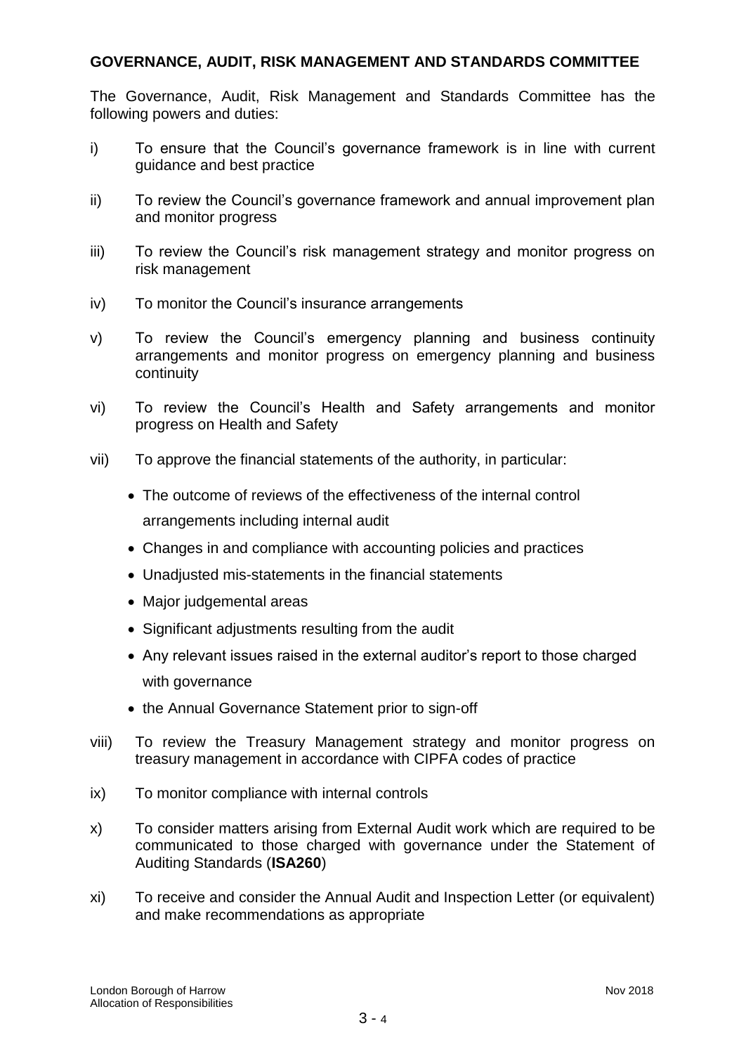## GOVERNANCE, AUDIT, RISK MANAGEMENT AND STANDARDS COMMITTEE

The Governance, Audit, Risk Management and Standards Committee has the following powers and duties:

i) To ensure that the Council's governance framework is in line with current guidance and best practice

ii) To review the Council's governance framework and annual improvement plan and monitor progress

iii) To review the Council's risk management strategy and monitor progress on risk management

iv) To monitor the Council's insurance arrangements

v) To review the Council's emergency planning and business continuity arrangements and monitor progress on emergency planning and business continuity

vi) To review the Council's Health and Safety arrangements and monitor progress on Health and Safety

vii) To approve the financial statements of the authority, in particular:

- The outcome of reviews of the effectiveness of the internal control arrangements including internal audit
- Changes in and compliance with accounting policies and practices
- Unadjusted mis-statements in the financial statements
- Major judgemental areas
- Significant adjustments resulting from the audit
- Any relevant issues raised in the external auditor's report to those charged with governance
- the Annual Governance Statement prior to sign-off

viii) To review the Treasury Management strategy and monitor progress on treasury management in accordance with CIPFA codes of practice

ix) To monitor compliance with internal controls

x) To consider matters arising from External Audit work which are required to be communicated to those charged with governance under the Statement of Auditing Standards (**ISA260**)

xi) To receive and consider the Annual Audit and Inspection Letter (or equivalent) and make recommendations as appropriate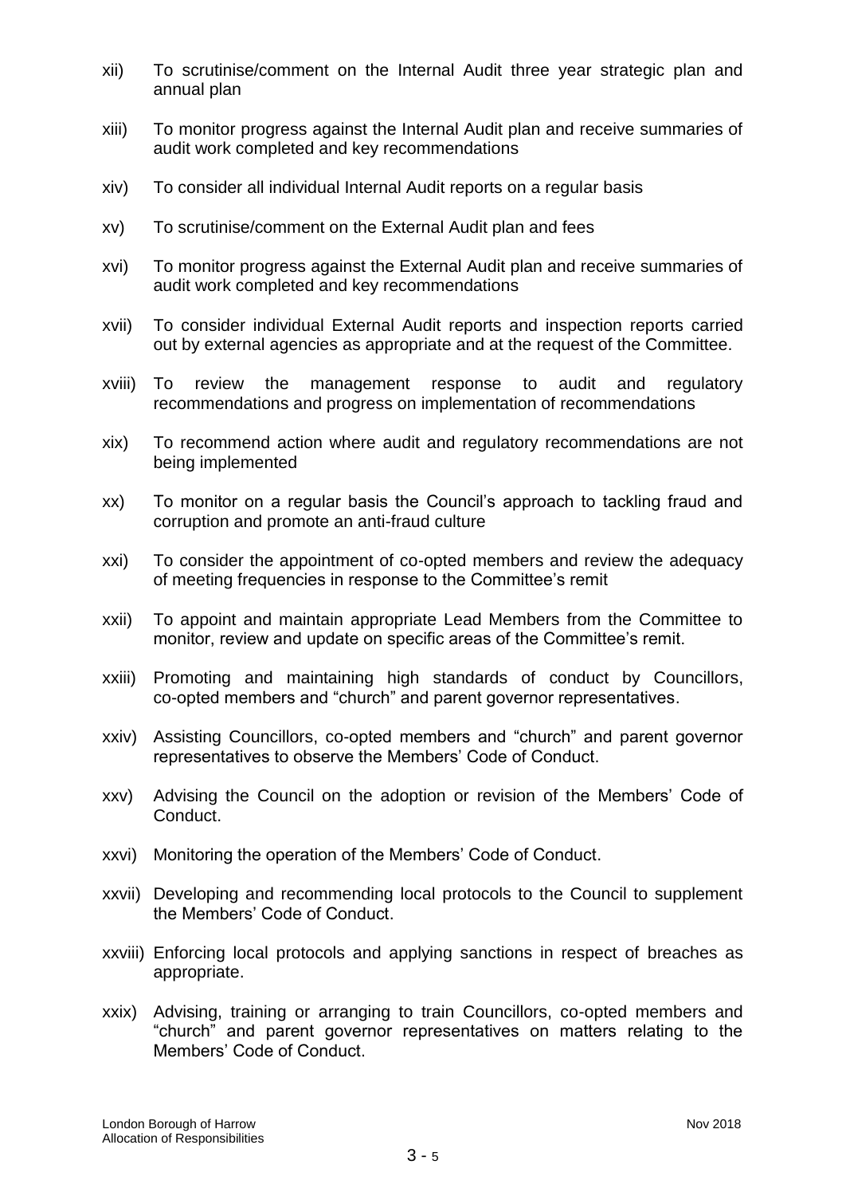xii) To scrutinise/comment on the Internal Audit three year strategic plan and annual plan

xiii) To monitor progress against the Internal Audit plan and receive summaries of audit work completed and key recommendations

xiv) To consider all individual Internal Audit reports on a regular basis

xv) To scrutinise/comment on the External Audit plan and fees

xvi) To monitor progress against the External Audit plan and receive summaries of audit work completed and key recommendations

xvii) To consider individual External Audit reports and inspection reports carried out by external agencies as appropriate and at the request of the Committee.

xviii) To review the management response to audit and regulatory recommendations and progress on implementation of recommendations

xix) To recommend action where audit and regulatory recommendations are not being implemented

xx) To monitor on a regular basis the Council's approach to tackling fraud and corruption and promote an anti-fraud culture

xxi) To consider the appointment of co-opted members and review the adequacy of meeting frequencies in response to the Committee's remit

xxii) To appoint and maintain appropriate Lead Members from the Committee to monitor, review and update on specific areas of the Committee's remit.

xxiii) Promoting and maintaining high standards of conduct by Councillors, co-opted members and "church" and parent governor representatives.

xxiv) Assisting Councillors, co-opted members and "church" and parent governor representatives to observe the Members' Code of Conduct.

xxv) Advising the Council on the adoption or revision of the Members' Code of Conduct.

xxvi) Monitoring the operation of the Members' Code of Conduct.

xxvii) Developing and recommending local protocols to the Council to supplement the Members' Code of Conduct.

xxviii) Enforcing local protocols and applying sanctions in respect of breaches as appropriate.

xxix) Advising, training or arranging to train Councillors, co-opted members and "church" and parent governor representatives on matters relating to the Members' Code of Conduct.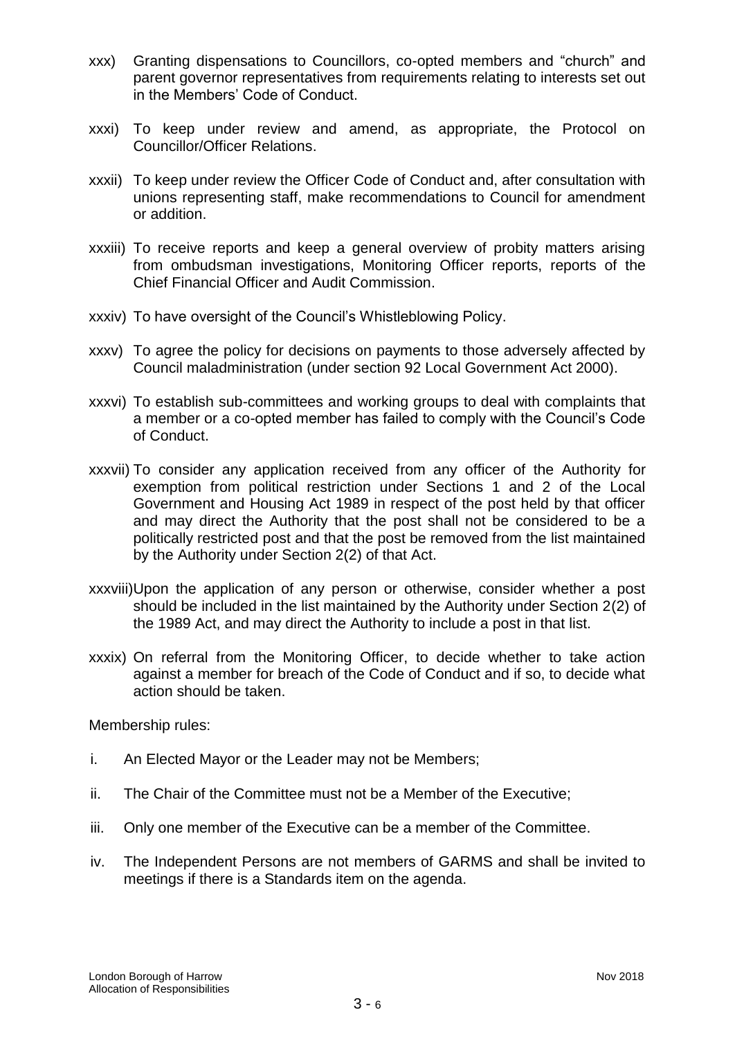xxx) Granting dispensations to Councillors, co-opted members and "church" and parent governor representatives from requirements relating to interests set out in the Members' Code of Conduct.

xxxi) To keep under review and amend, as appropriate, the Protocol on Councillor/Officer Relations.

xxxii) To keep under review the Officer Code of Conduct and, after consultation with unions representing staff, make recommendations to Council for amendment or addition.

xxxiii) To receive reports and keep a general overview of probity matters arising from ombudsman investigations, Monitoring Officer reports, reports of the Chief Financial Officer and Audit Commission.

xxxiv) To have oversight of the Council's Whistleblowing Policy.

xxxv) To agree the policy for decisions on payments to those adversely affected by Council maladministration (under section 92 Local Government Act 2000).

xxxvi) To establish sub-committees and working groups to deal with complaints that a member or a co-opted member has failed to comply with the Council's Code of Conduct.

xxxvii) To consider any application received from any officer of the Authority for exemption from political restriction under Sections 1 and 2 of the Local Government and Housing Act 1989 in respect of the post held by that officer and may direct the Authority that the post shall not be considered to be a politically restricted post and that the post be removed from the list maintained by the Authority under Section 2(2) of that Act.

xxxviii) Upon the application of any person or otherwise, consider whether a post should be included in the list maintained by the Authority under Section 2(2) of the 1989 Act, and may direct the Authority to include a post in that list.

xxxix) On referral from the Monitoring Officer, to decide whether to take action against a member for breach of the Code of Conduct and if so, to decide what action should be taken.

Membership rules:

i. An Elected Mayor or the Leader may not be Members;

ii. The Chair of the Committee must not be a Member of the Executive;

iii. Only one member of the Executive can be a member of the Committee.

iv. The Independent Persons are not members of GARMS and shall be invited to meetings if there is a Standards item on the agenda.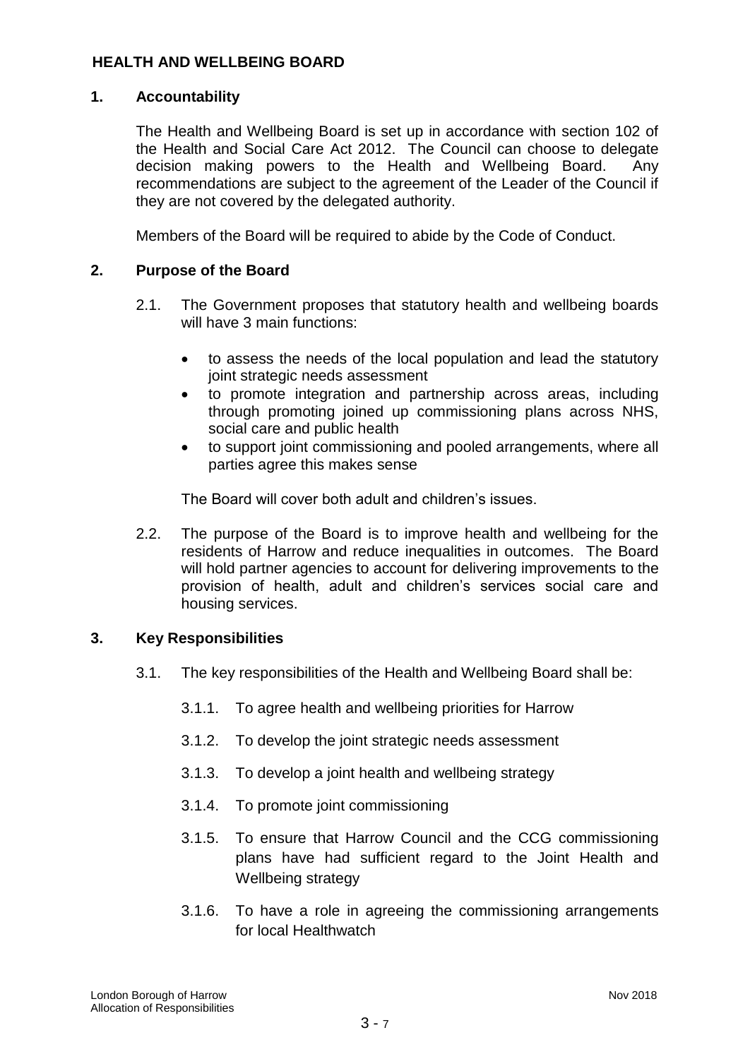## HEALTH AND WELLBEING BOARD

### 1. Accountability

The Health and Wellbeing Board is set up in accordance with section 102 of the Health and Social Care Act 2012. The Council can choose to delegate decision making powers to the Health and Wellbeing Board. Any recommendations are subject to the agreement of the Leader of the Council if they are not covered by the delegated authority.

Members of the Board will be required to abide by the Code of Conduct.

### 2. Purpose of the Board

2.1. The Government proposes that statutory health and wellbeing boards will have 3 main functions:

- to assess the needs of the local population and lead the statutory joint strategic needs assessment
- to promote integration and partnership across areas, including through promoting joined up commissioning plans across NHS, social care and public health
- to support joint commissioning and pooled arrangements, where all parties agree this makes sense

The Board will cover both adult and children's issues.

2.2. The purpose of the Board is to improve health and wellbeing for the residents of Harrow and reduce inequalities in outcomes. The Board will hold partner agencies to account for delivering improvements to the provision of health, adult and children's services social care and housing services.

### 3. Key Responsibilities

3.1. The key responsibilities of the Health and Wellbeing Board shall be:

3.1.1. To agree health and wellbeing priorities for Harrow

3.1.2. To develop the joint strategic needs assessment

3.1.3. To develop a joint health and wellbeing strategy

3.1.4. To promote joint commissioning

3.1.5. To ensure that Harrow Council and the CCG commissioning plans have had sufficient regard to the Joint Health and Wellbeing strategy

3.1.6. To have a role in agreeing the commissioning arrangements for local Healthwatch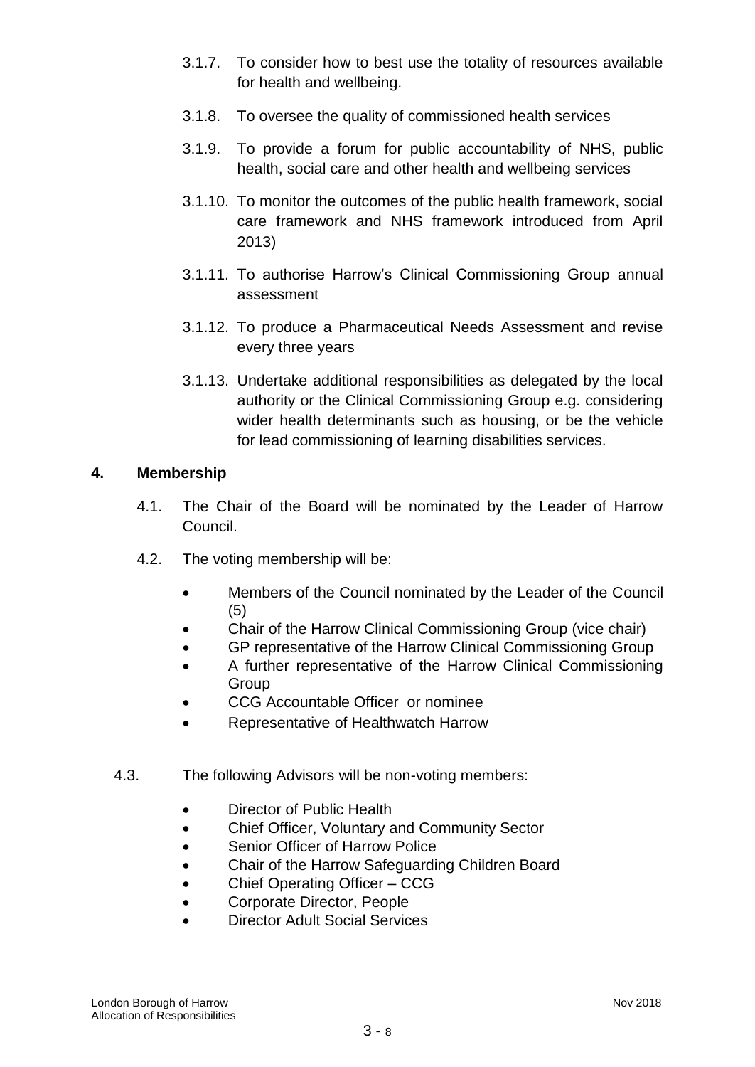3.1.7. To consider how to best use the totality of resources available for health and wellbeing.

3.1.8. To oversee the quality of commissioned health services

3.1.9. To provide a forum for public accountability of NHS, public health, social care and other health and wellbeing services

3.1.10. To monitor the outcomes of the public health framework, social care framework and NHS framework introduced from April 2013)

3.1.11. To authorise Harrow's Clinical Commissioning Group annual assessment

3.1.12. To produce a Pharmaceutical Needs Assessment and revise every three years

3.1.13. Undertake additional responsibilities as delegated by the local authority or the Clinical Commissioning Group e.g. considering wider health determinants such as housing, or be the vehicle for lead commissioning of learning disabilities services.

## 4. Membership

4.1. The Chair of the Board will be nominated by the Leader of Harrow Council.

4.2. The voting membership will be:

- Members of the Council nominated by the Leader of the Council (5)
- Chair of the Harrow Clinical Commissioning Group (vice chair)
- GP representative of the Harrow Clinical Commissioning Group
- A further representative of the Harrow Clinical Commissioning Group
- CCG Accountable Officer or nominee
- Representative of Healthwatch Harrow

4.3. The following Advisors will be non-voting members:

- Director of Public Health
- Chief Officer, Voluntary and Community Sector
- Senior Officer of Harrow Police
- Chair of the Harrow Safeguarding Children Board
- Chief Operating Officer – CCG
- Corporate Director, People
- Director Adult Social Services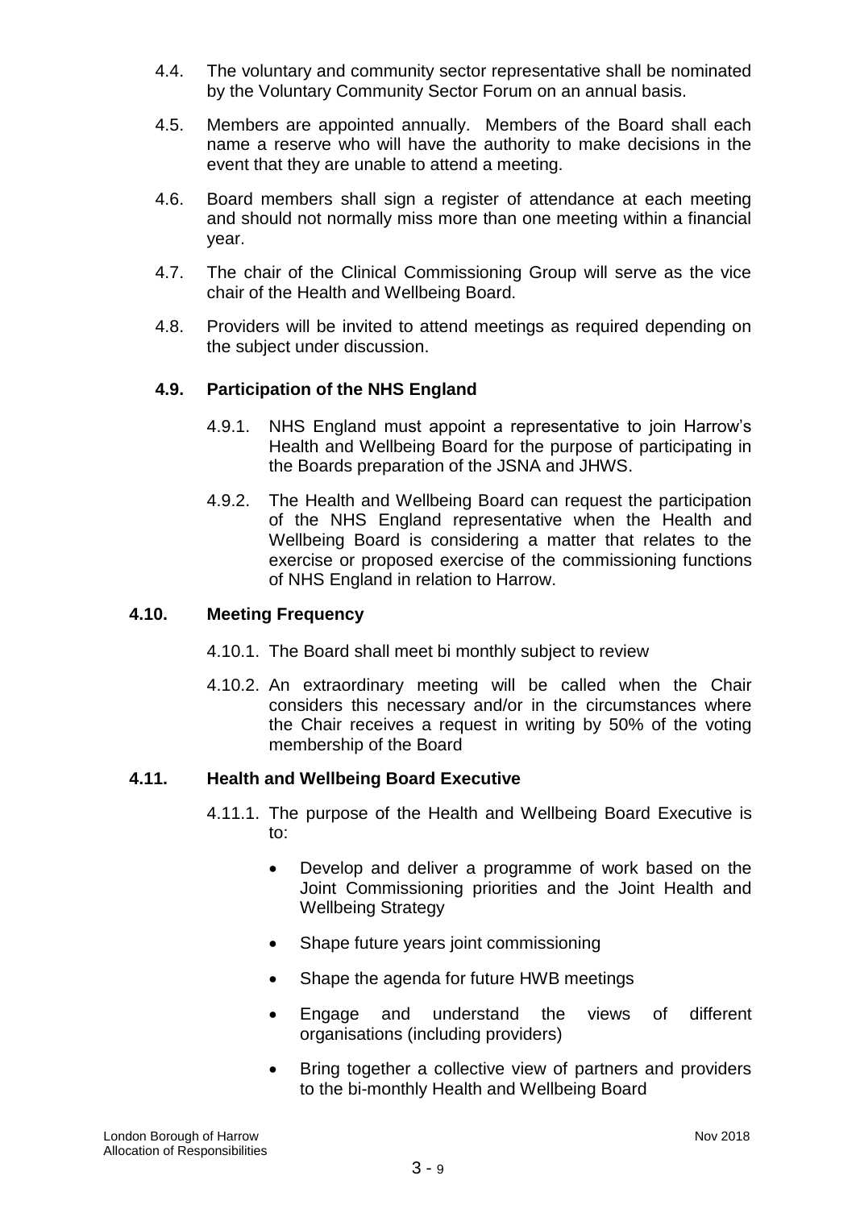4.4. The voluntary and community sector representative shall be nominated by the Voluntary Community Sector Forum on an annual basis.

4.5. Members are appointed annually. Members of the Board shall each name a reserve who will have the authority to make decisions in the event that they are unable to attend a meeting.

4.6. Board members shall sign a register of attendance at each meeting and should not normally miss more than one meeting within a financial year.

4.7. The chair of the Clinical Commissioning Group will serve as the vice chair of the Health and Wellbeing Board.

4.8. Providers will be invited to attend meetings as required depending on the subject under discussion.

**4.9. Participation of the NHS England**

4.9.1. NHS England must appoint a representative to join Harrow's Health and Wellbeing Board for the purpose of participating in the Boards preparation of the JSNA and JHWS.

4.9.2. The Health and Wellbeing Board can request the participation of the NHS England representative when the Health and Wellbeing Board is considering a matter that relates to the exercise or proposed exercise of the commissioning functions of NHS England in relation to Harrow.

**4.10. Meeting Frequency**

4.10.1. The Board shall meet bi monthly subject to review

4.10.2. An extraordinary meeting will be called when the Chair considers this necessary and/or in the circumstances where the Chair receives a request in writing by 50% of the voting membership of the Board

**4.11. Health and Wellbeing Board Executive**

4.11.1. The purpose of the Health and Wellbeing Board Executive is to:

- Develop and deliver a programme of work based on the Joint Commissioning priorities and the Joint Health and Wellbeing Strategy
- Shape future years joint commissioning
- Shape the agenda for future HWB meetings
- Engage and understand the views of different organisations (including providers)
- Bring together a collective view of partners and providers to the bi-monthly Health and Wellbeing Board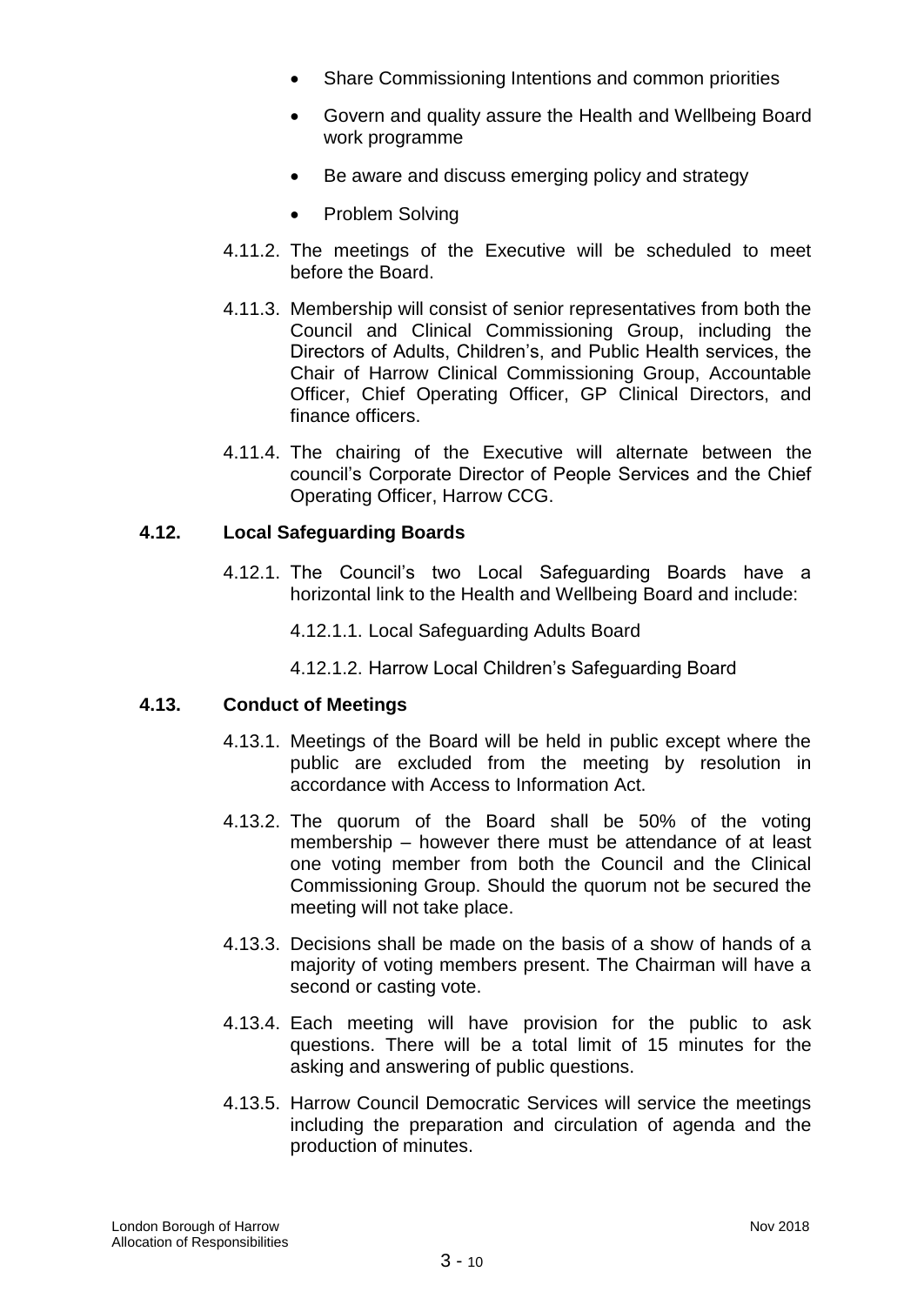- Share Commissioning Intentions and common priorities
- Govern and quality assure the Health and Wellbeing Board work programme
- Be aware and discuss emerging policy and strategy
- Problem Solving

4.11.2. The meetings of the Executive will be scheduled to meet before the Board.

4.11.3. Membership will consist of senior representatives from both the Council and Clinical Commissioning Group, including the Directors of Adults, Children's, and Public Health services, the Chair of Harrow Clinical Commissioning Group, Accountable Officer, Chief Operating Officer, GP Clinical Directors, and finance officers.

4.11.4. The chairing of the Executive will alternate between the council's Corporate Director of People Services and the Chief Operating Officer, Harrow CCG.

### 4.12. Local Safeguarding Boards

4.12.1. The Council's two Local Safeguarding Boards have a horizontal link to the Health and Wellbeing Board and include:

4.12.1.1. Local Safeguarding Adults Board

4.12.1.2. Harrow Local Children's Safeguarding Board

### 4.13. Conduct of Meetings

4.13.1. Meetings of the Board will be held in public except where the public are excluded from the meeting by resolution in accordance with Access to Information Act.

4.13.2. The quorum of the Board shall be 50% of the voting membership – however there must be attendance of at least one voting member from both the Council and the Clinical Commissioning Group. Should the quorum not be secured the meeting will not take place.

4.13.3. Decisions shall be made on the basis of a show of hands of a majority of voting members present. The Chairman will have a second or casting vote.

4.13.4. Each meeting will have provision for the public to ask questions. There will be a total limit of 15 minutes for the asking and answering of public questions.

4.13.5. Harrow Council Democratic Services will service the meetings including the preparation and circulation of agenda and the production of minutes.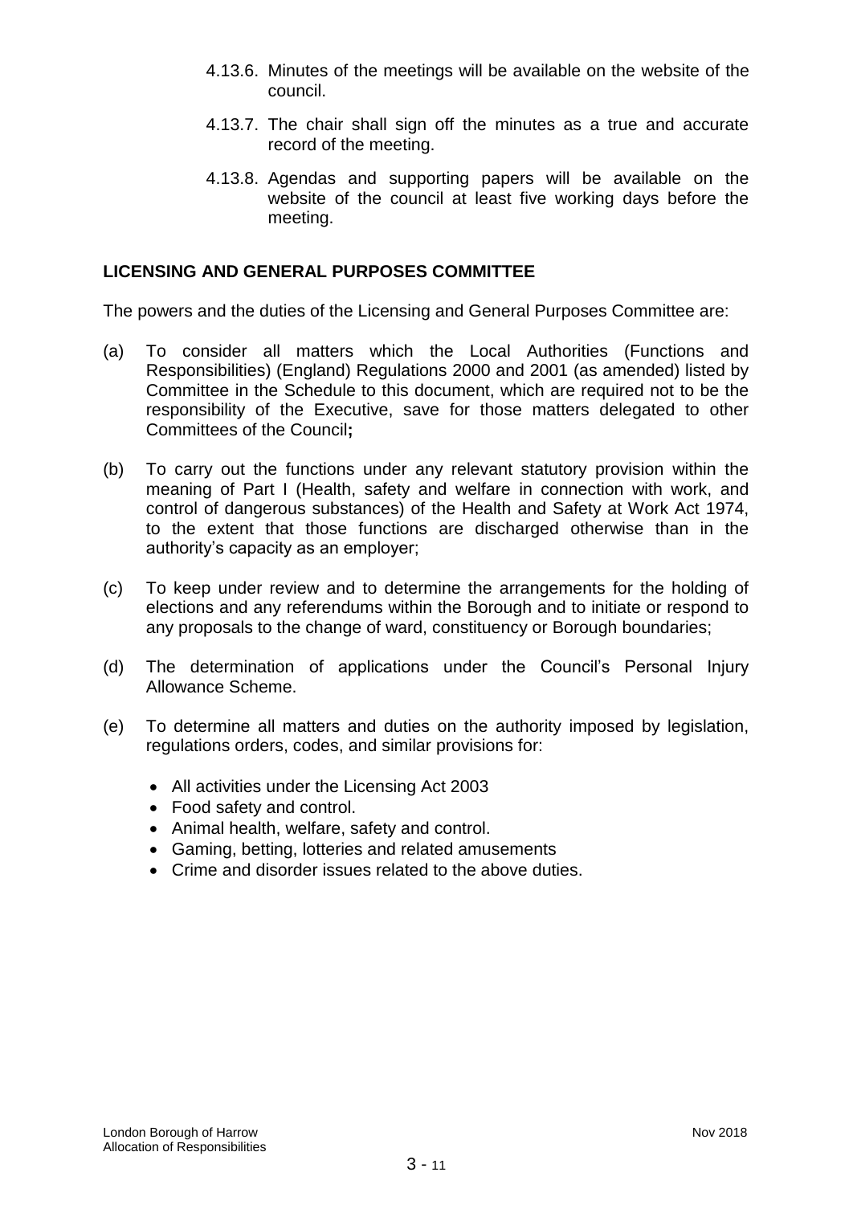4.13.6. Minutes of the meetings will be available on the website of the council.

4.13.7. The chair shall sign off the minutes as a true and accurate record of the meeting.

4.13.8. Agendas and supporting papers will be available on the website of the council at least five working days before the meeting.

**LICENSING AND GENERAL PURPOSES COMMITTEE**

The powers and the duties of the Licensing and General Purposes Committee are:

(a) To consider all matters which the Local Authorities (Functions and Responsibilities) (England) Regulations 2000 and 2001 (as amended) listed by Committee in the Schedule to this document, which are required not to be the responsibility of the Executive, save for those matters delegated to other Committees of the Council**;**

(b) To carry out the functions under any relevant statutory provision within the meaning of Part I (Health, safety and welfare in connection with work, and control of dangerous substances) of the Health and Safety at Work Act 1974, to the extent that those functions are discharged otherwise than in the authority's capacity as an employer;

(c) To keep under review and to determine the arrangements for the holding of elections and any referendums within the Borough and to initiate or respond to any proposals to the change of ward, constituency or Borough boundaries;

(d) The determination of applications under the Council's Personal Injury Allowance Scheme.

(e) To determine all matters and duties on the authority imposed by legislation, regulations orders, codes, and similar provisions for:

- All activities under the Licensing Act 2003
- Food safety and control.
- Animal health, welfare, safety and control.
- Gaming, betting, lotteries and related amusements
- Crime and disorder issues related to the above duties.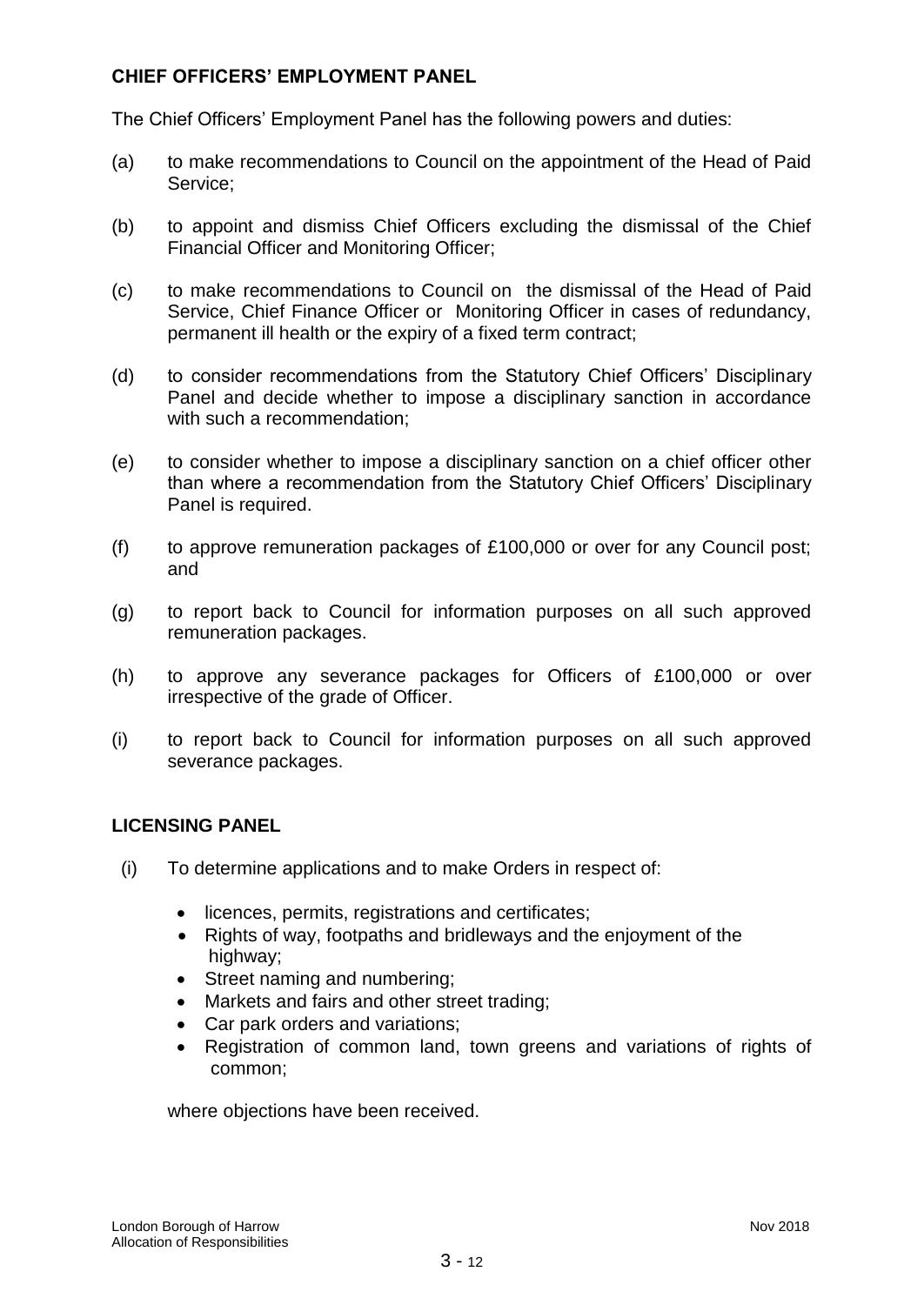## CHIEF OFFICERS' EMPLOYMENT PANEL

The Chief Officers' Employment Panel has the following powers and duties:

(a) to make recommendations to Council on the appointment of the Head of Paid Service;

(b) to appoint and dismiss Chief Officers excluding the dismissal of the Chief Financial Officer and Monitoring Officer;

(c) to make recommendations to Council on the dismissal of the Head of Paid Service, Chief Finance Officer or Monitoring Officer in cases of redundancy, permanent ill health or the expiry of a fixed term contract;

(d) to consider recommendations from the Statutory Chief Officers' Disciplinary Panel and decide whether to impose a disciplinary sanction in accordance with such a recommendation;

(e) to consider whether to impose a disciplinary sanction on a chief officer other than where a recommendation from the Statutory Chief Officers' Disciplinary Panel is required.

(f) to approve remuneration packages of £100,000 or over for any Council post; and

(g) to report back to Council for information purposes on all such approved remuneration packages.

(h) to approve any severance packages for Officers of £100,000 or over irrespective of the grade of Officer.

(i) to report back to Council for information purposes on all such approved severance packages.

## LICENSING PANEL

(i) To determine applications and to make Orders in respect of:

- licences, permits, registrations and certificates;
- Rights of way, footpaths and bridleways and the enjoyment of the highway;
- Street naming and numbering;
- Markets and fairs and other street trading;
- Car park orders and variations;
- Registration of common land, town greens and variations of rights of common;

where objections have been received.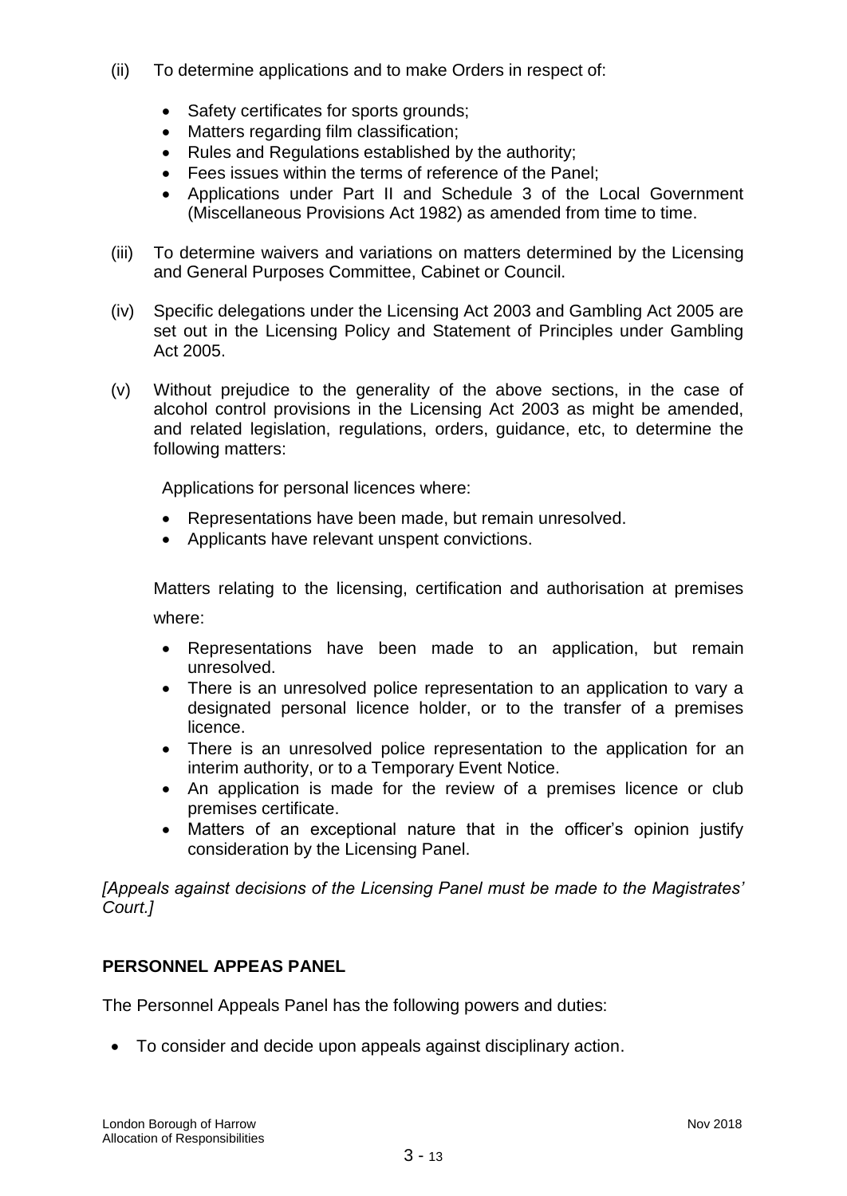(ii) To determine applications and to make Orders in respect of:

- Safety certificates for sports grounds;
- Matters regarding film classification;
- Rules and Regulations established by the authority;
- Fees issues within the terms of reference of the Panel;
- Applications under Part II and Schedule 3 of the Local Government (Miscellaneous Provisions Act 1982) as amended from time to time.

(iii) To determine waivers and variations on matters determined by the Licensing and General Purposes Committee, Cabinet or Council.

(iv) Specific delegations under the Licensing Act 2003 and Gambling Act 2005 are set out in the Licensing Policy and Statement of Principles under Gambling Act 2005.

(v) Without prejudice to the generality of the above sections, in the case of alcohol control provisions in the Licensing Act 2003 as might be amended, and related legislation, regulations, orders, guidance, etc, to determine the following matters:

Applications for personal licences where:

- Representations have been made, but remain unresolved.
- Applicants have relevant unspent convictions.

Matters relating to the licensing, certification and authorisation at premises where:

- Representations have been made to an application, but remain unresolved.
- There is an unresolved police representation to an application to vary a designated personal licence holder, or to the transfer of a premises licence.
- There is an unresolved police representation to the application for an interim authority, or to a Temporary Event Notice.
- An application is made for the review of a premises licence or club premises certificate.
- Matters of an exceptional nature that in the officer's opinion justify consideration by the Licensing Panel.

*[Appeals against decisions of the Licensing Panel must be made to the Magistrates' Court.]*

**PERSONNEL APPEAS PANEL**

The Personnel Appeals Panel has the following powers and duties:

- To consider and decide upon appeals against disciplinary action.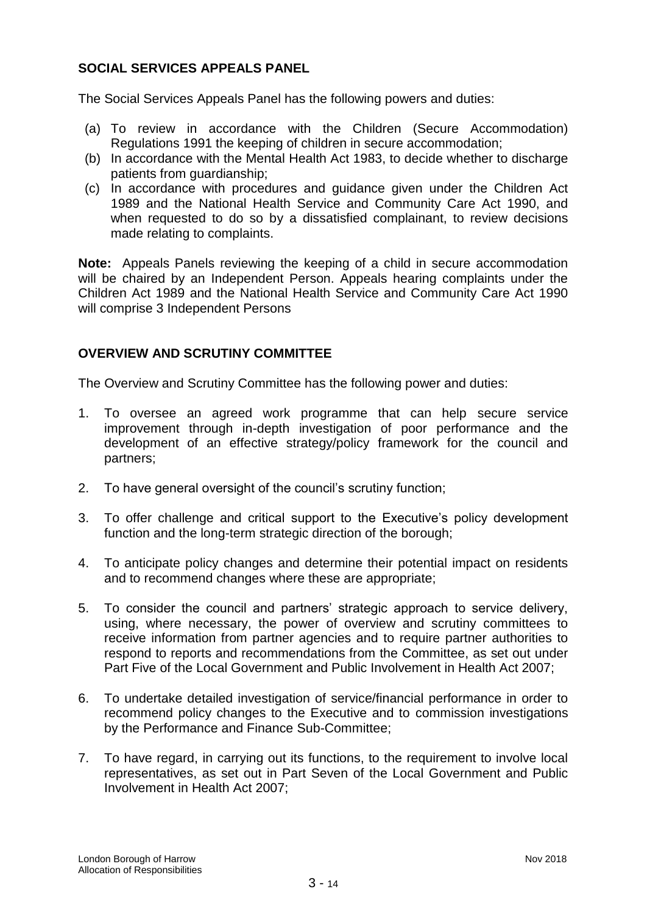## SOCIAL SERVICES APPEALS PANEL

The Social Services Appeals Panel has the following powers and duties:

(a) To review in accordance with the Children (Secure Accommodation) Regulations 1991 the keeping of children in secure accommodation;
(b) In accordance with the Mental Health Act 1983, to decide whether to discharge patients from guardianship;
(c) In accordance with procedures and guidance given under the Children Act 1989 and the National Health Service and Community Care Act 1990, and when requested to do so by a dissatisfied complainant, to review decisions made relating to complaints.

**Note:** Appeals Panels reviewing the keeping of a child in secure accommodation will be chaired by an Independent Person. Appeals hearing complaints under the Children Act 1989 and the National Health Service and Community Care Act 1990 will comprise 3 Independent Persons

## OVERVIEW AND SCRUTINY COMMITTEE

The Overview and Scrutiny Committee has the following power and duties:

1. To oversee an agreed work programme that can help secure service improvement through in-depth investigation of poor performance and the development of an effective strategy/policy framework for the council and partners;

2. To have general oversight of the council's scrutiny function;

3. To offer challenge and critical support to the Executive's policy development function and the long-term strategic direction of the borough;

4. To anticipate policy changes and determine their potential impact on residents and to recommend changes where these are appropriate;

5. To consider the council and partners' strategic approach to service delivery, using, where necessary, the power of overview and scrutiny committees to receive information from partner agencies and to require partner authorities to respond to reports and recommendations from the Committee, as set out under Part Five of the Local Government and Public Involvement in Health Act 2007;

6. To undertake detailed investigation of service/financial performance in order to recommend policy changes to the Executive and to commission investigations by the Performance and Finance Sub-Committee;

7. To have regard, in carrying out its functions, to the requirement to involve local representatives, as set out in Part Seven of the Local Government and Public Involvement in Health Act 2007;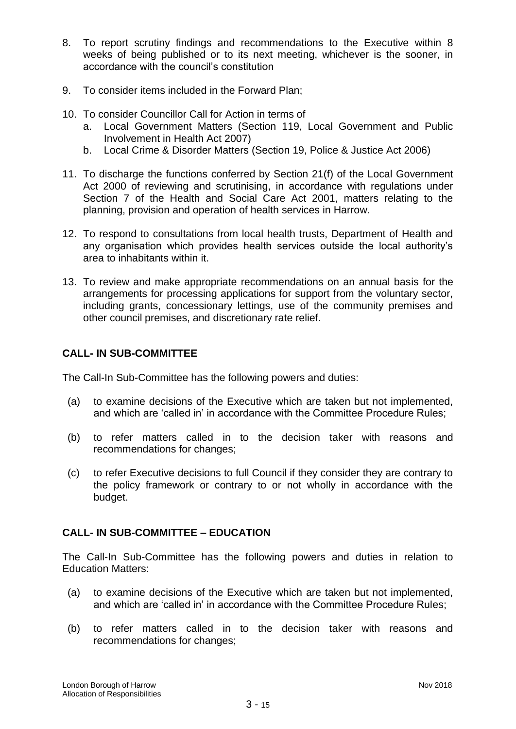8. To report scrutiny findings and recommendations to the Executive within 8 weeks of being published or to its next meeting, whichever is the sooner, in accordance with the council's constitution

9. To consider items included in the Forward Plan;

10. To consider Councillor Call for Action in terms of
    a. Local Government Matters (Section 119, Local Government and Public Involvement in Health Act 2007)
    b. Local Crime & Disorder Matters (Section 19, Police & Justice Act 2006)

11. To discharge the functions conferred by Section 21(f) of the Local Government Act 2000 of reviewing and scrutinising, in accordance with regulations under Section 7 of the Health and Social Care Act 2001, matters relating to the planning, provision and operation of health services in Harrow.

12. To respond to consultations from local health trusts, Department of Health and any organisation which provides health services outside the local authority's area to inhabitants within it.

13. To review and make appropriate recommendations on an annual basis for the arrangements for processing applications for support from the voluntary sector, including grants, concessionary lettings, use of the community premises and other council premises, and discretionary rate relief.

**CALL- IN SUB-COMMITTEE**

The Call-In Sub-Committee has the following powers and duties:

(a) to examine decisions of the Executive which are taken but not implemented, and which are 'called in' in accordance with the Committee Procedure Rules;

(b) to refer matters called in to the decision taker with reasons and recommendations for changes;

(c) to refer Executive decisions to full Council if they consider they are contrary to the policy framework or contrary to or not wholly in accordance with the budget.

**CALL- IN SUB-COMMITTEE – EDUCATION**

The Call-In Sub-Committee has the following powers and duties in relation to Education Matters:

(a) to examine decisions of the Executive which are taken but not implemented, and which are 'called in' in accordance with the Committee Procedure Rules;

(b) to refer matters called in to the decision taker with reasons and recommendations for changes;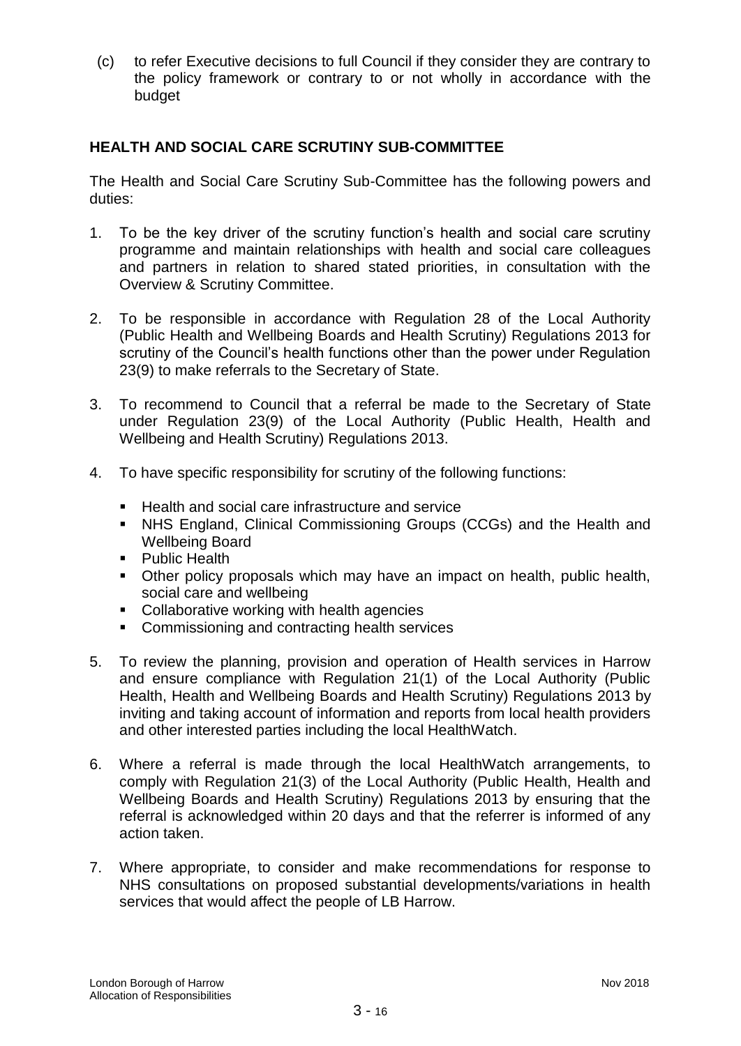(c) to refer Executive decisions to full Council if they consider they are contrary to the policy framework or contrary to or not wholly in accordance with the budget

**HEALTH AND SOCIAL CARE SCRUTINY SUB-COMMITTEE**

The Health and Social Care Scrutiny Sub-Committee has the following powers and duties:

1. To be the key driver of the scrutiny function's health and social care scrutiny programme and maintain relationships with health and social care colleagues and partners in relation to shared stated priorities, in consultation with the Overview & Scrutiny Committee.

2. To be responsible in accordance with Regulation 28 of the Local Authority (Public Health and Wellbeing Boards and Health Scrutiny) Regulations 2013 for scrutiny of the Council's health functions other than the power under Regulation 23(9) to make referrals to the Secretary of State.

3. To recommend to Council that a referral be made to the Secretary of State under Regulation 23(9) of the Local Authority (Public Health, Health and Wellbeing and Health Scrutiny) Regulations 2013.

4. To have specific responsibility for scrutiny of the following functions:

   - Health and social care infrastructure and service
   - NHS England, Clinical Commissioning Groups (CCGs) and the Health and Wellbeing Board
   - Public Health
   - Other policy proposals which may have an impact on health, public health, social care and wellbeing
   - Collaborative working with health agencies
   - Commissioning and contracting health services

5. To review the planning, provision and operation of Health services in Harrow and ensure compliance with Regulation 21(1) of the Local Authority (Public Health, Health and Wellbeing Boards and Health Scrutiny) Regulations 2013 by inviting and taking account of information and reports from local health providers and other interested parties including the local HealthWatch.

6. Where a referral is made through the local HealthWatch arrangements, to comply with Regulation 21(3) of the Local Authority (Public Health, Health and Wellbeing Boards and Health Scrutiny) Regulations 2013 by ensuring that the referral is acknowledged within 20 days and that the referrer is informed of any action taken.

7. Where appropriate, to consider and make recommendations for response to NHS consultations on proposed substantial developments/variations in health services that would affect the people of LB Harrow.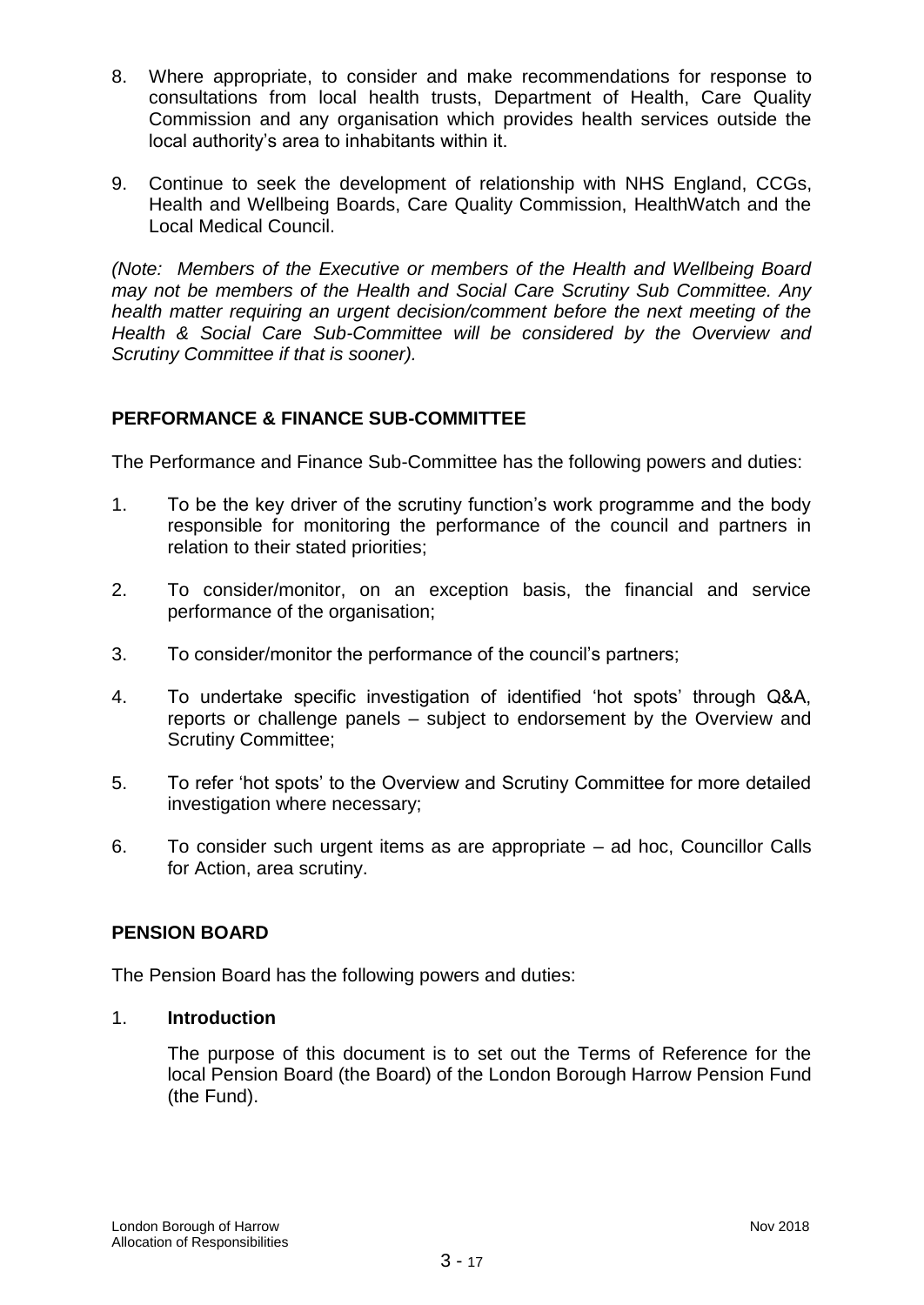8. Where appropriate, to consider and make recommendations for response to consultations from local health trusts, Department of Health, Care Quality Commission and any organisation which provides health services outside the local authority's area to inhabitants within it.

9. Continue to seek the development of relationship with NHS England, CCGs, Health and Wellbeing Boards, Care Quality Commission, HealthWatch and the Local Medical Council.

*(Note: Members of the Executive or members of the Health and Wellbeing Board may not be members of the Health and Social Care Scrutiny Sub Committee. Any health matter requiring an urgent decision/comment before the next meeting of the Health & Social Care Sub-Committee will be considered by the Overview and Scrutiny Committee if that is sooner).*

## PERFORMANCE & FINANCE SUB-COMMITTEE

The Performance and Finance Sub-Committee has the following powers and duties:

1. To be the key driver of the scrutiny function's work programme and the body responsible for monitoring the performance of the council and partners in relation to their stated priorities;

2. To consider/monitor, on an exception basis, the financial and service performance of the organisation;

3. To consider/monitor the performance of the council's partners;

4. To undertake specific investigation of identified 'hot spots' through Q&A, reports or challenge panels – subject to endorsement by the Overview and Scrutiny Committee;

5. To refer 'hot spots' to the Overview and Scrutiny Committee for more detailed investigation where necessary;

6. To consider such urgent items as are appropriate – ad hoc, Councillor Calls for Action, area scrutiny.

## PENSION BOARD

The Pension Board has the following powers and duties:

1. **Introduction**

   The purpose of this document is to set out the Terms of Reference for the local Pension Board (the Board) of the London Borough Harrow Pension Fund (the Fund).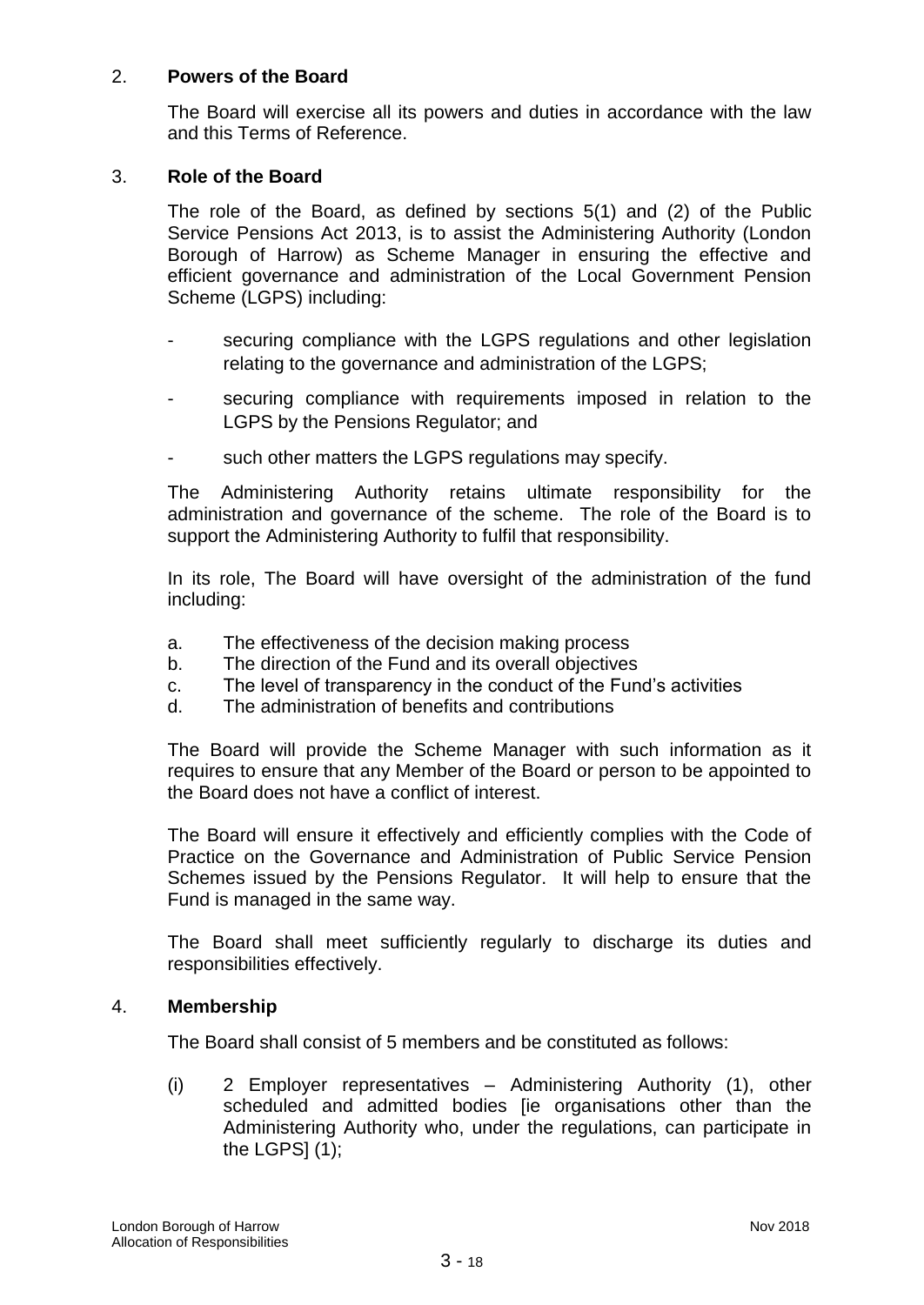## 2. Powers of the Board

The Board will exercise all its powers and duties in accordance with the law and this Terms of Reference.

## 3. Role of the Board

The role of the Board, as defined by sections 5(1) and (2) of the Public Service Pensions Act 2013, is to assist the Administering Authority (London Borough of Harrow) as Scheme Manager in ensuring the effective and efficient governance and administration of the Local Government Pension Scheme (LGPS) including:

- securing compliance with the LGPS regulations and other legislation relating to the governance and administration of the LGPS;
- securing compliance with requirements imposed in relation to the LGPS by the Pensions Regulator; and
- such other matters the LGPS regulations may specify.

The Administering Authority retains ultimate responsibility for the administration and governance of the scheme. The role of the Board is to support the Administering Authority to fulfil that responsibility.

In its role, The Board will have oversight of the administration of the fund including:

a. The effectiveness of the decision making process
b. The direction of the Fund and its overall objectives
c. The level of transparency in the conduct of the Fund's activities
d. The administration of benefits and contributions

The Board will provide the Scheme Manager with such information as it requires to ensure that any Member of the Board or person to be appointed to the Board does not have a conflict of interest.

The Board will ensure it effectively and efficiently complies with the Code of Practice on the Governance and Administration of Public Service Pension Schemes issued by the Pensions Regulator. It will help to ensure that the Fund is managed in the same way.

The Board shall meet sufficiently regularly to discharge its duties and responsibilities effectively.

## 4. Membership

The Board shall consist of 5 members and be constituted as follows:

(i) 2 Employer representatives – Administering Authority (1), other scheduled and admitted bodies [ie organisations other than the Administering Authority who, under the regulations, can participate in the LGPS] (1);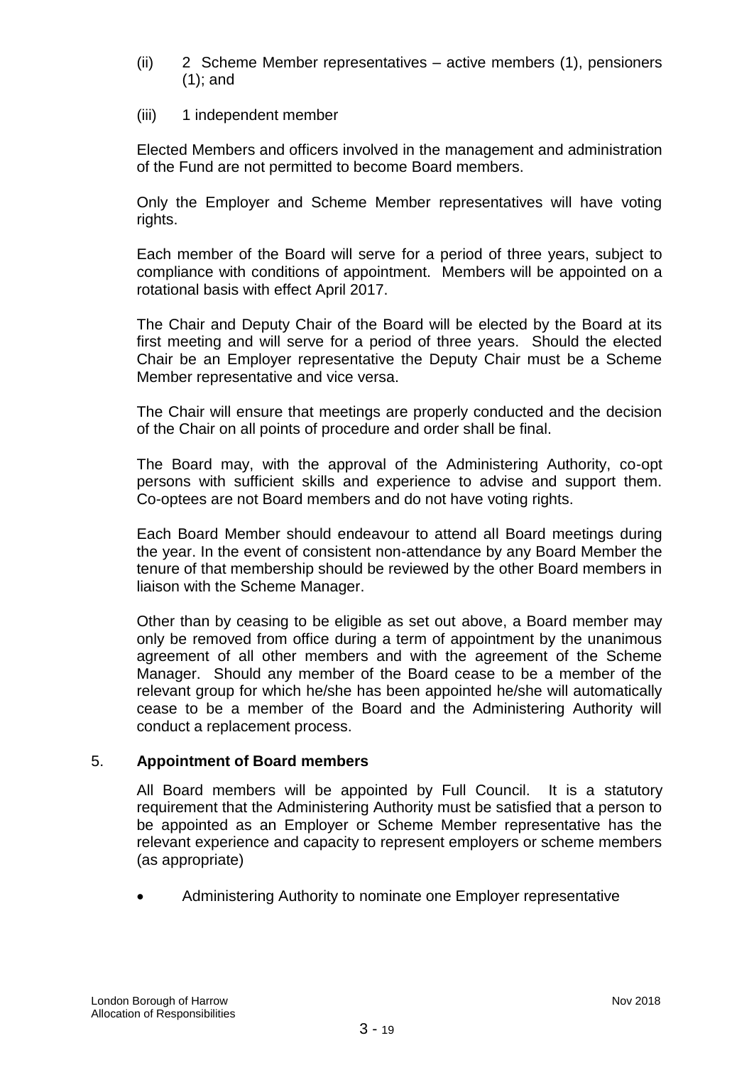(ii) 2 Scheme Member representatives – active members (1), pensioners (1); and

(iii) 1 independent member

Elected Members and officers involved in the management and administration of the Fund are not permitted to become Board members.

Only the Employer and Scheme Member representatives will have voting rights.

Each member of the Board will serve for a period of three years, subject to compliance with conditions of appointment. Members will be appointed on a rotational basis with effect April 2017.

The Chair and Deputy Chair of the Board will be elected by the Board at its first meeting and will serve for a period of three years. Should the elected Chair be an Employer representative the Deputy Chair must be a Scheme Member representative and vice versa.

The Chair will ensure that meetings are properly conducted and the decision of the Chair on all points of procedure and order shall be final.

The Board may, with the approval of the Administering Authority, co-opt persons with sufficient skills and experience to advise and support them. Co-optees are not Board members and do not have voting rights.

Each Board Member should endeavour to attend all Board meetings during the year. In the event of consistent non-attendance by any Board Member the tenure of that membership should be reviewed by the other Board members in liaison with the Scheme Manager.

Other than by ceasing to be eligible as set out above, a Board member may only be removed from office during a term of appointment by the unanimous agreement of all other members and with the agreement of the Scheme Manager. Should any member of the Board cease to be a member of the relevant group for which he/she has been appointed he/she will automatically cease to be a member of the Board and the Administering Authority will conduct a replacement process.

## 5. Appointment of Board members

All Board members will be appointed by Full Council. It is a statutory requirement that the Administering Authority must be satisfied that a person to be appointed as an Employer or Scheme Member representative has the relevant experience and capacity to represent employers or scheme members (as appropriate)

- Administering Authority to nominate one Employer representative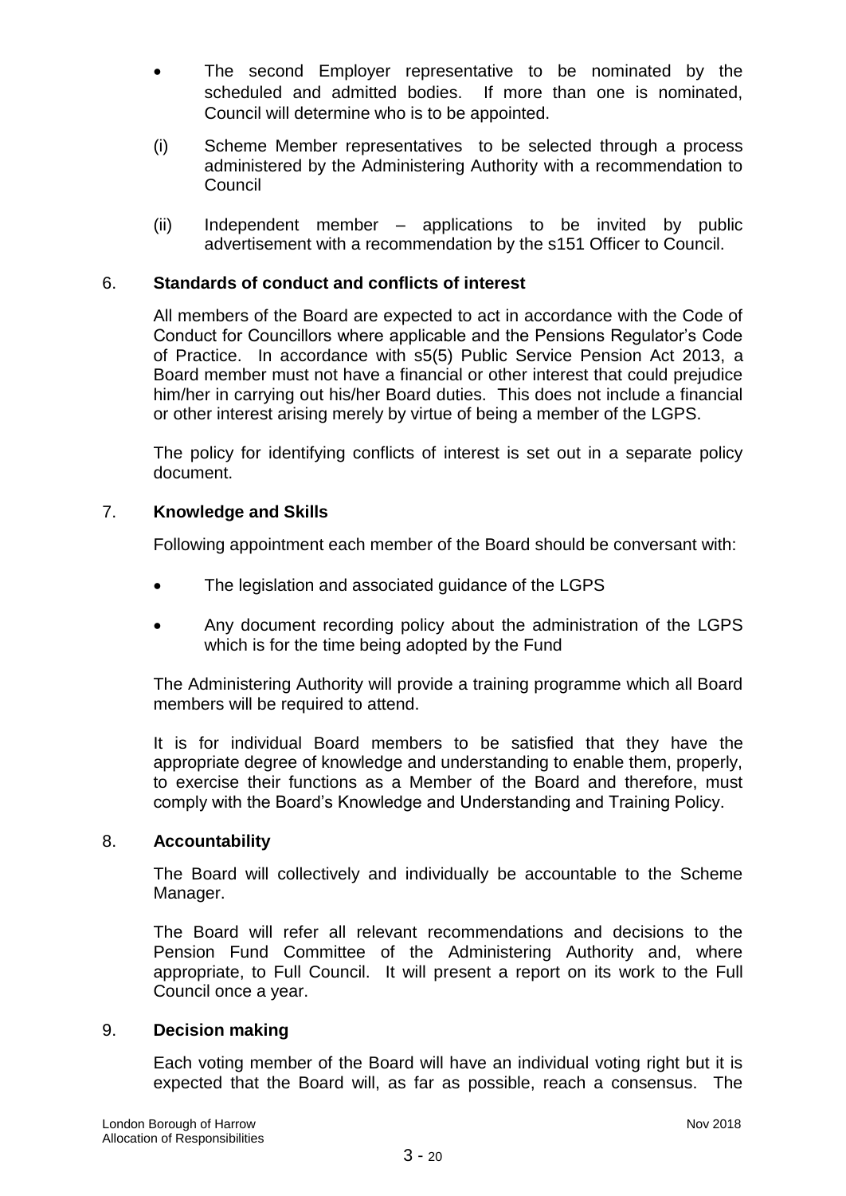- The second Employer representative to be nominated by the scheduled and admitted bodies. If more than one is nominated, Council will determine who is to be appointed.

(i) Scheme Member representatives to be selected through a process administered by the Administering Authority with a recommendation to Council

(ii) Independent member – applications to be invited by public advertisement with a recommendation by the s151 Officer to Council.

## 6. Standards of conduct and conflicts of interest

All members of the Board are expected to act in accordance with the Code of Conduct for Councillors where applicable and the Pensions Regulator's Code of Practice. In accordance with s5(5) Public Service Pension Act 2013, a Board member must not have a financial or other interest that could prejudice him/her in carrying out his/her Board duties. This does not include a financial or other interest arising merely by virtue of being a member of the LGPS.

The policy for identifying conflicts of interest is set out in a separate policy document.

## 7. Knowledge and Skills

Following appointment each member of the Board should be conversant with:

- The legislation and associated guidance of the LGPS
- Any document recording policy about the administration of the LGPS which is for the time being adopted by the Fund

The Administering Authority will provide a training programme which all Board members will be required to attend.

It is for individual Board members to be satisfied that they have the appropriate degree of knowledge and understanding to enable them, properly, to exercise their functions as a Member of the Board and therefore, must comply with the Board's Knowledge and Understanding and Training Policy.

## 8. Accountability

The Board will collectively and individually be accountable to the Scheme Manager.

The Board will refer all relevant recommendations and decisions to the Pension Fund Committee of the Administering Authority and, where appropriate, to Full Council. It will present a report on its work to the Full Council once a year.

## 9. Decision making

Each voting member of the Board will have an individual voting right but it is expected that the Board will, as far as possible, reach a consensus. The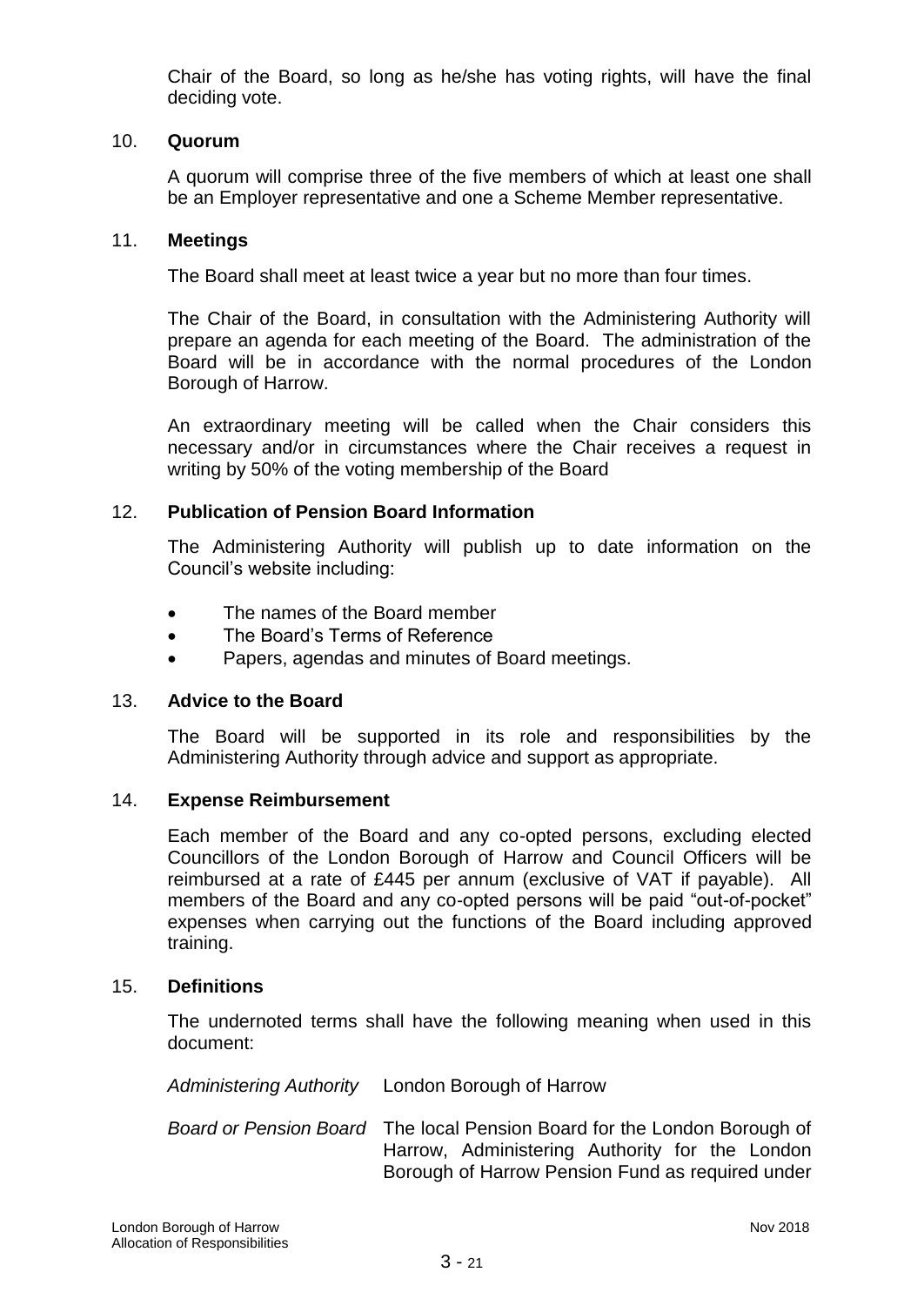Chair of the Board, so long as he/she has voting rights, will have the final deciding vote.

## 10. Quorum

A quorum will comprise three of the five members of which at least one shall be an Employer representative and one a Scheme Member representative.

## 11. Meetings

The Board shall meet at least twice a year but no more than four times.

The Chair of the Board, in consultation with the Administering Authority will prepare an agenda for each meeting of the Board. The administration of the Board will be in accordance with the normal procedures of the London Borough of Harrow.

An extraordinary meeting will be called when the Chair considers this necessary and/or in circumstances where the Chair receives a request in writing by 50% of the voting membership of the Board

## 12. Publication of Pension Board Information

The Administering Authority will publish up to date information on the Council's website including:

- The names of the Board member
- The Board's Terms of Reference
- Papers, agendas and minutes of Board meetings.

## 13. Advice to the Board

The Board will be supported in its role and responsibilities by the Administering Authority through advice and support as appropriate.

## 14. Expense Reimbursement

Each member of the Board and any co-opted persons, excluding elected Councillors of the London Borough of Harrow and Council Officers will be reimbursed at a rate of £445 per annum (exclusive of VAT if payable). All members of the Board and any co-opted persons will be paid "out-of-pocket" expenses when carrying out the functions of the Board including approved training.

## 15. Definitions

The undernoted terms shall have the following meaning when used in this document:

| | |
|---|---|
| *Administering Authority* | London Borough of Harrow |
| *Board or Pension Board* | The local Pension Board for the London Borough of Harrow, Administering Authority for the London Borough of Harrow Pension Fund as required under |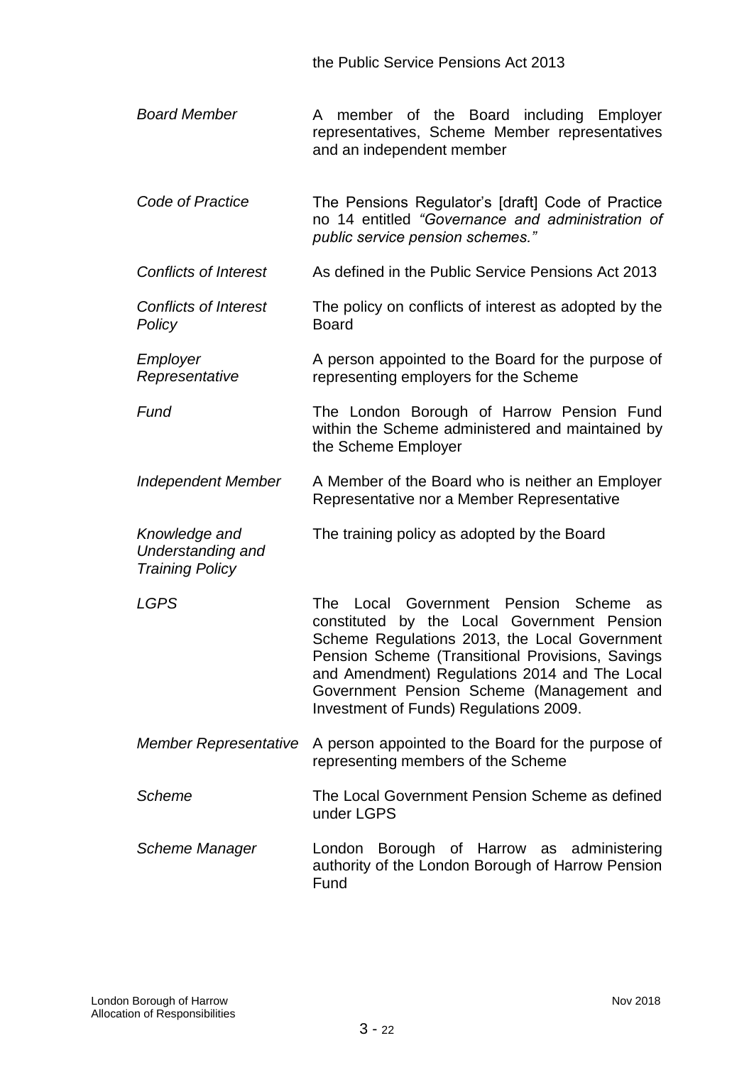the Public Service Pensions Act 2013

| | |
|---|---|
| *Board Member* | A member of the Board including Employer representatives, Scheme Member representatives and an independent member |
| *Code of Practice* | The Pensions Regulator's [draft] Code of Practice no 14 entitled *"Governance and administration of public service pension schemes."* |
| *Conflicts of Interest* | As defined in the Public Service Pensions Act 2013 |
| *Conflicts of Interest Policy* | The policy on conflicts of interest as adopted by the Board |
| *Employer Representative* | A person appointed to the Board for the purpose of representing employers for the Scheme |
| *Fund* | The London Borough of Harrow Pension Fund within the Scheme administered and maintained by the Scheme Employer |
| *Independent Member* | A Member of the Board who is neither an Employer Representative nor a Member Representative |
| *Knowledge and Understanding and Training Policy* | The training policy as adopted by the Board |
| *LGPS* | The Local Government Pension Scheme as constituted by the Local Government Pension Scheme Regulations 2013, the Local Government Pension Scheme (Transitional Provisions, Savings and Amendment) Regulations 2014 and The Local Government Pension Scheme (Management and Investment of Funds) Regulations 2009. |
| *Member Representative* | A person appointed to the Board for the purpose of representing members of the Scheme |
| *Scheme* | The Local Government Pension Scheme as defined under LGPS |
| *Scheme Manager* | London Borough of Harrow as administering authority of the London Borough of Harrow Pension Fund |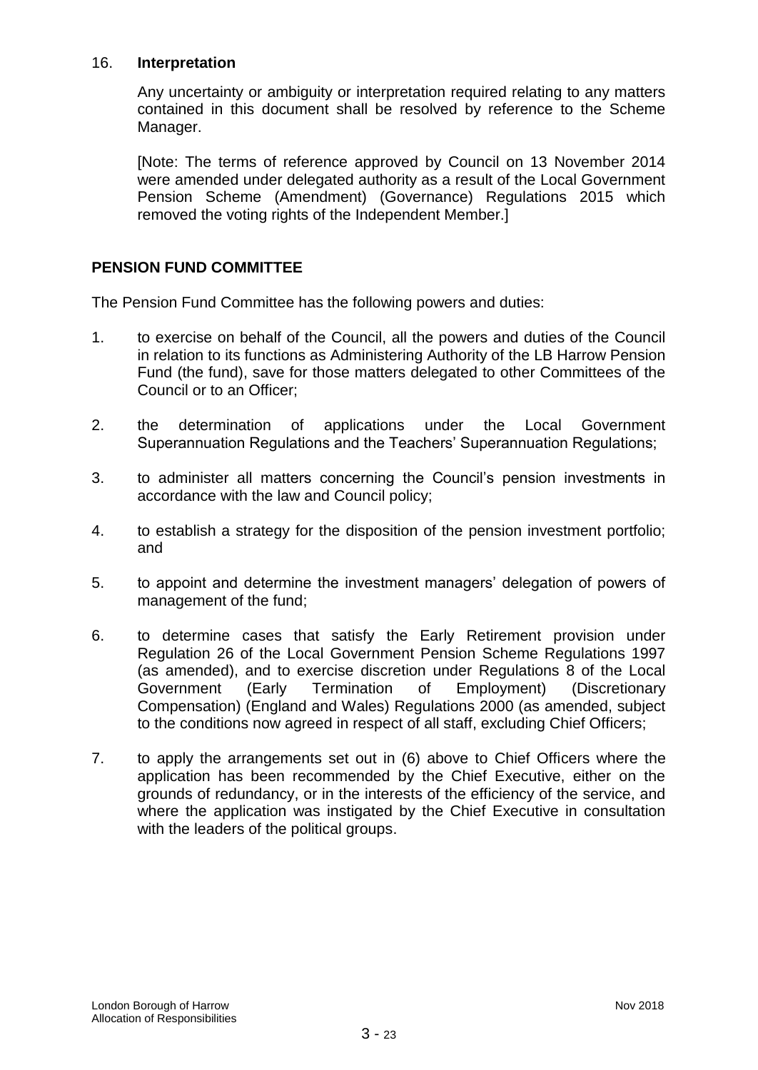16. **Interpretation**

Any uncertainty or ambiguity or interpretation required relating to any matters contained in this document shall be resolved by reference to the Scheme Manager.

[Note: The terms of reference approved by Council on 13 November 2014 were amended under delegated authority as a result of the Local Government Pension Scheme (Amendment) (Governance) Regulations 2015 which removed the voting rights of the Independent Member.]

**PENSION FUND COMMITTEE**

The Pension Fund Committee has the following powers and duties:

1. to exercise on behalf of the Council, all the powers and duties of the Council in relation to its functions as Administering Authority of the LB Harrow Pension Fund (the fund), save for those matters delegated to other Committees of the Council or to an Officer;

2. the determination of applications under the Local Government Superannuation Regulations and the Teachers' Superannuation Regulations;

3. to administer all matters concerning the Council's pension investments in accordance with the law and Council policy;

4. to establish a strategy for the disposition of the pension investment portfolio; and

5. to appoint and determine the investment managers' delegation of powers of management of the fund;

6. to determine cases that satisfy the Early Retirement provision under Regulation 26 of the Local Government Pension Scheme Regulations 1997 (as amended), and to exercise discretion under Regulations 8 of the Local Government (Early Termination of Employment) (Discretionary Compensation) (England and Wales) Regulations 2000 (as amended, subject to the conditions now agreed in respect of all staff, excluding Chief Officers;

7. to apply the arrangements set out in (6) above to Chief Officers where the application has been recommended by the Chief Executive, either on the grounds of redundancy, or in the interests of the efficiency of the service, and where the application was instigated by the Chief Executive in consultation with the leaders of the political groups.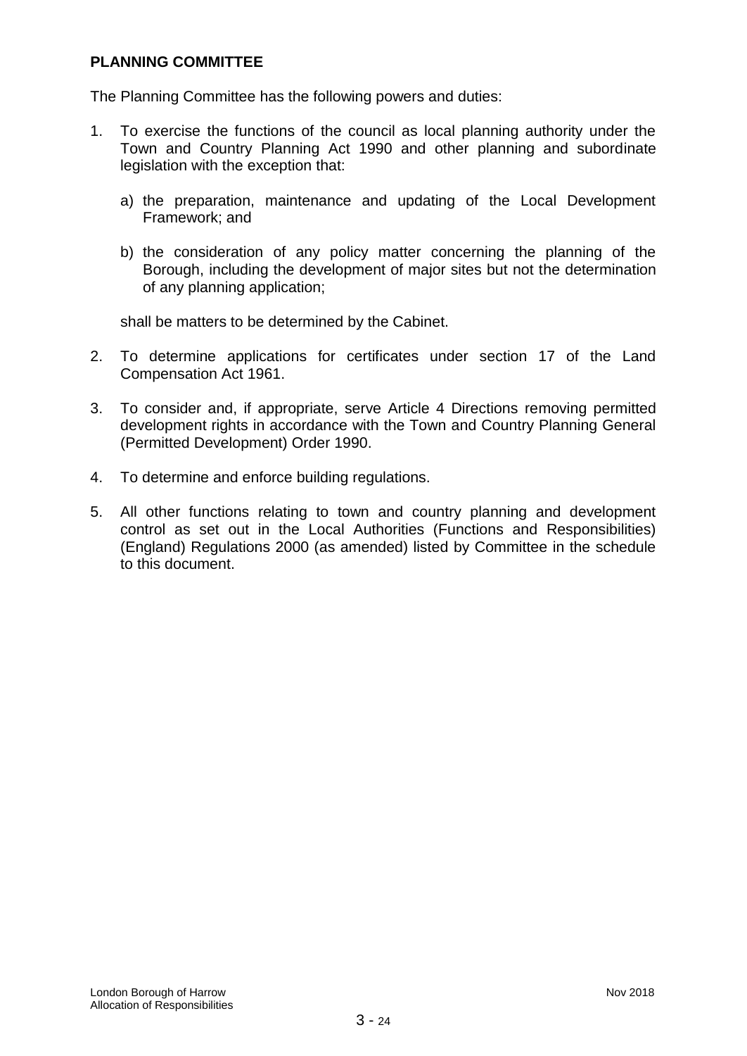## PLANNING COMMITTEE

The Planning Committee has the following powers and duties:

1. To exercise the functions of the council as local planning authority under the Town and Country Planning Act 1990 and other planning and subordinate legislation with the exception that:

   a) the preparation, maintenance and updating of the Local Development Framework; and

   b) the consideration of any policy matter concerning the planning of the Borough, including the development of major sites but not the determination of any planning application;

   shall be matters to be determined by the Cabinet.

2. To determine applications for certificates under section 17 of the Land Compensation Act 1961.

3. To consider and, if appropriate, serve Article 4 Directions removing permitted development rights in accordance with the Town and Country Planning General (Permitted Development) Order 1990.

4. To determine and enforce building regulations.

5. All other functions relating to town and country planning and development control as set out in the Local Authorities (Functions and Responsibilities) (England) Regulations 2000 (as amended) listed by Committee in the schedule to this document.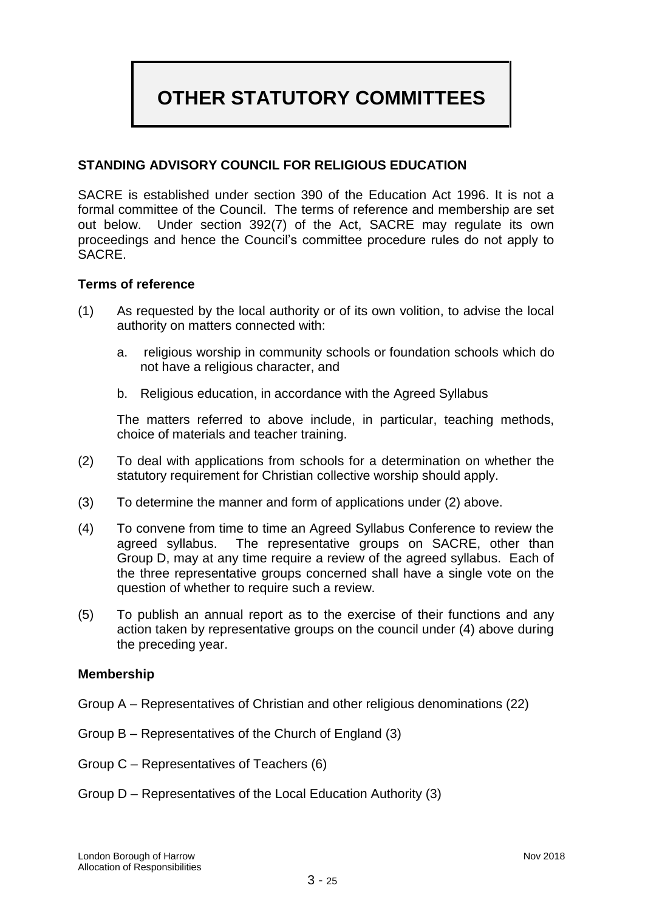# OTHER STATUTORY COMMITTEES

## STANDING ADVISORY COUNCIL FOR RELIGIOUS EDUCATION

SACRE is established under section 390 of the Education Act 1996. It is not a formal committee of the Council. The terms of reference and membership are set out below. Under section 392(7) of the Act, SACRE may regulate its own proceedings and hence the Council's committee procedure rules do not apply to SACRE.

### Terms of reference

(1) As requested by the local authority or of its own volition, to advise the local authority on matters connected with:

  a. religious worship in community schools or foundation schools which do not have a religious character, and

  b. Religious education, in accordance with the Agreed Syllabus

  The matters referred to above include, in particular, teaching methods, choice of materials and teacher training.

(2) To deal with applications from schools for a determination on whether the statutory requirement for Christian collective worship should apply.

(3) To determine the manner and form of applications under (2) above.

(4) To convene from time to time an Agreed Syllabus Conference to review the agreed syllabus. The representative groups on SACRE, other than Group D, may at any time require a review of the agreed syllabus. Each of the three representative groups concerned shall have a single vote on the question of whether to require such a review.

(5) To publish an annual report as to the exercise of their functions and any action taken by representative groups on the council under (4) above during the preceding year.

### Membership

Group A – Representatives of Christian and other religious denominations (22)

Group B – Representatives of the Church of England (3)

Group C – Representatives of Teachers (6)

Group D – Representatives of the Local Education Authority (3)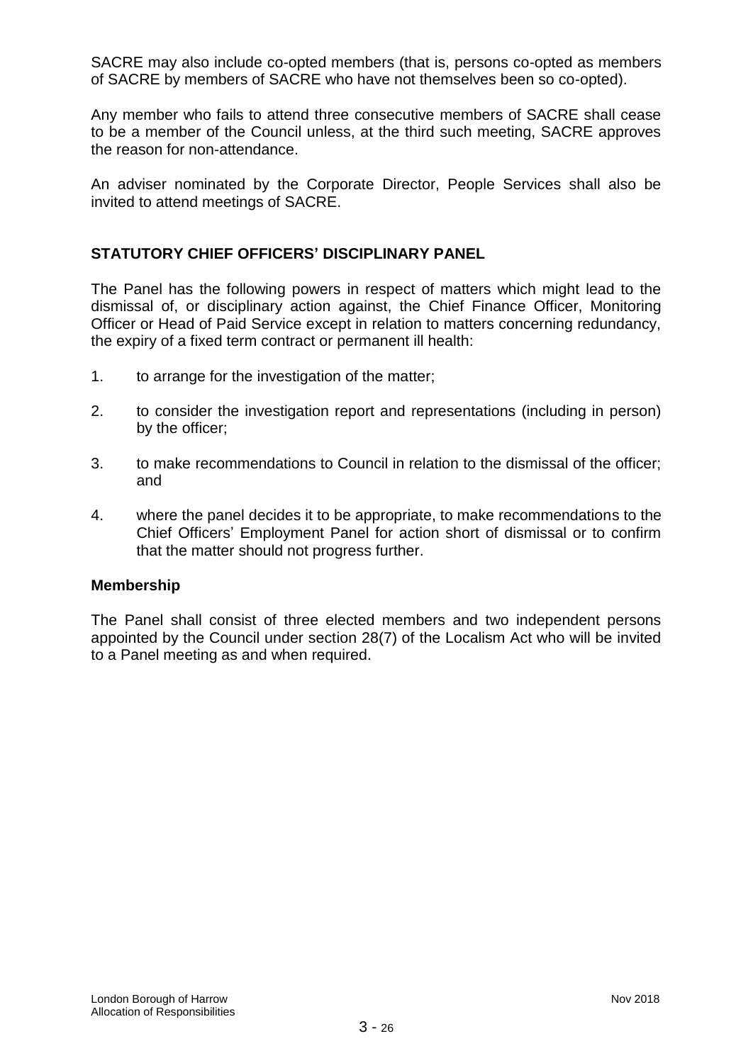SACRE may also include co-opted members (that is, persons co-opted as members of SACRE by members of SACRE who have not themselves been so co-opted).

Any member who fails to attend three consecutive members of SACRE shall cease to be a member of the Council unless, at the third such meeting, SACRE approves the reason for non-attendance.

An adviser nominated by the Corporate Director, People Services shall also be invited to attend meetings of SACRE.

## STATUTORY CHIEF OFFICERS' DISCIPLINARY PANEL

The Panel has the following powers in respect of matters which might lead to the dismissal of, or disciplinary action against, the Chief Finance Officer, Monitoring Officer or Head of Paid Service except in relation to matters concerning redundancy, the expiry of a fixed term contract or permanent ill health:

1. to arrange for the investigation of the matter;
2. to consider the investigation report and representations (including in person) by the officer;
3. to make recommendations to Council in relation to the dismissal of the officer; and
4. where the panel decides it to be appropriate, to make recommendations to the Chief Officers' Employment Panel for action short of dismissal or to confirm that the matter should not progress further.

### Membership

The Panel shall consist of three elected members and two independent persons appointed by the Council under section 28(7) of the Localism Act who will be invited to a Panel meeting as and when required.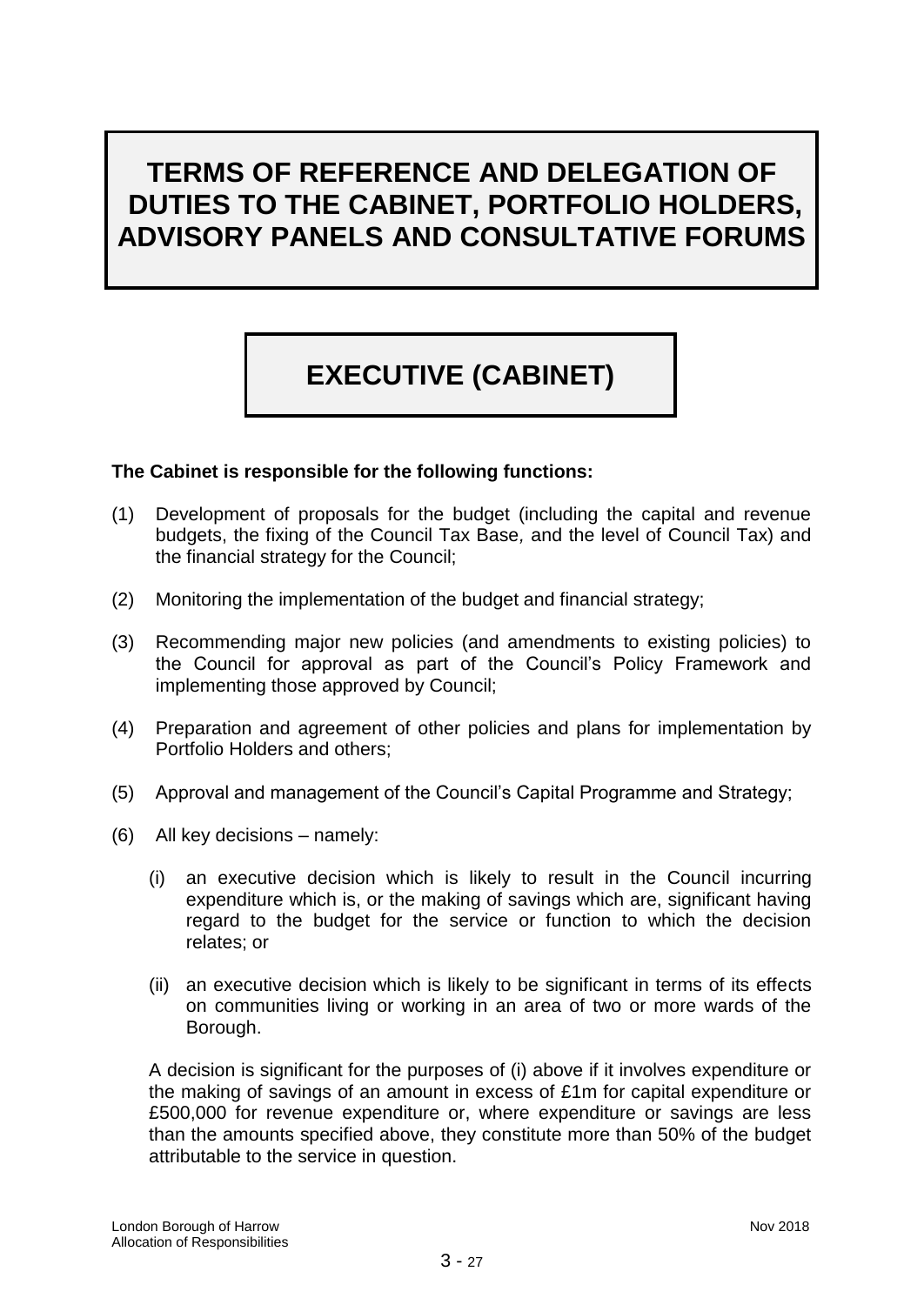# TERMS OF REFERENCE AND DELEGATION OF DUTIES TO THE CABINET, PORTFOLIO HOLDERS, ADVISORY PANELS AND CONSULTATIVE FORUMS

## EXECUTIVE (CABINET)

**The Cabinet is responsible for the following functions:**

(1) Development of proposals for the budget (including the capital and revenue budgets, the fixing of the Council Tax Base, and the level of Council Tax) and the financial strategy for the Council;

(2) Monitoring the implementation of the budget and financial strategy;

(3) Recommending major new policies (and amendments to existing policies) to the Council for approval as part of the Council's Policy Framework and implementing those approved by Council;

(4) Preparation and agreement of other policies and plans for implementation by Portfolio Holders and others;

(5) Approval and management of the Council's Capital Programme and Strategy;

(6) All key decisions – namely:

(i) an executive decision which is likely to result in the Council incurring expenditure which is, or the making of savings which are, significant having regard to the budget for the service or function to which the decision relates; or

(ii) an executive decision which is likely to be significant in terms of its effects on communities living or working in an area of two or more wards of the Borough.

A decision is significant for the purposes of (i) above if it involves expenditure or the making of savings of an amount in excess of £1m for capital expenditure or £500,000 for revenue expenditure or, where expenditure or savings are less than the amounts specified above, they constitute more than 50% of the budget attributable to the service in question.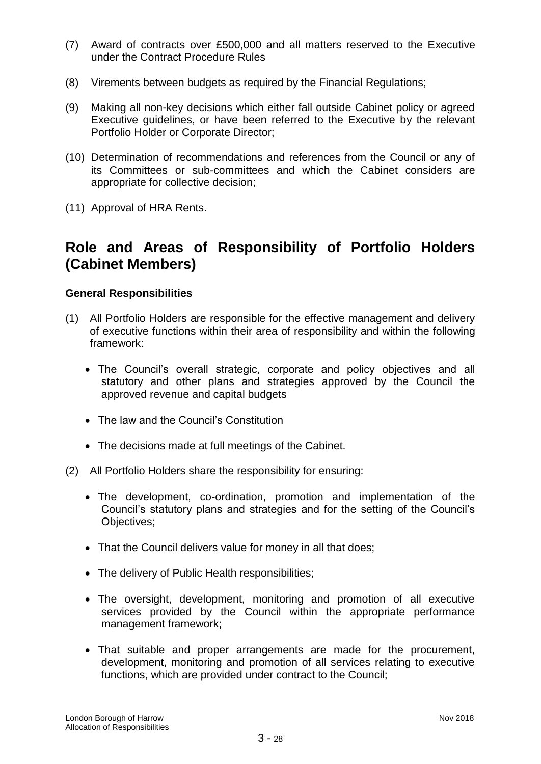(7) Award of contracts over £500,000 and all matters reserved to the Executive under the Contract Procedure Rules

(8) Virements between budgets as required by the Financial Regulations;

(9) Making all non-key decisions which either fall outside Cabinet policy or agreed Executive guidelines, or have been referred to the Executive by the relevant Portfolio Holder or Corporate Director;

(10) Determination of recommendations and references from the Council or any of its Committees or sub-committees and which the Cabinet considers are appropriate for collective decision;

(11) Approval of HRA Rents.

## Role and Areas of Responsibility of Portfolio Holders (Cabinet Members)

### General Responsibilities

(1) All Portfolio Holders are responsible for the effective management and delivery of executive functions within their area of responsibility and within the following framework:

- The Council's overall strategic, corporate and policy objectives and all statutory and other plans and strategies approved by the Council the approved revenue and capital budgets
- The law and the Council's Constitution
- The decisions made at full meetings of the Cabinet.

(2) All Portfolio Holders share the responsibility for ensuring:

- The development, co-ordination, promotion and implementation of the Council's statutory plans and strategies and for the setting of the Council's Objectives;
- That the Council delivers value for money in all that does;
- The delivery of Public Health responsibilities;
- The oversight, development, monitoring and promotion of all executive services provided by the Council within the appropriate performance management framework;
- That suitable and proper arrangements are made for the procurement, development, monitoring and promotion of all services relating to executive functions, which are provided under contract to the Council;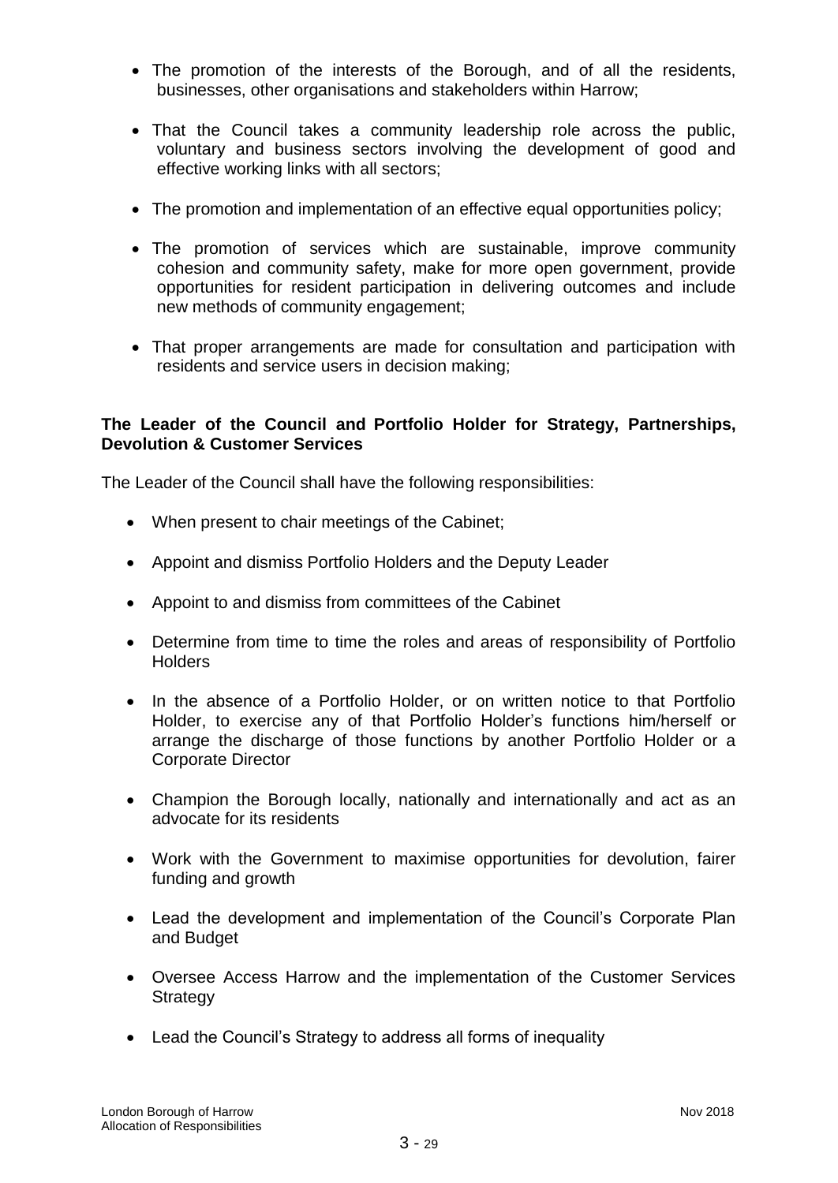- The promotion of the interests of the Borough, and of all the residents, businesses, other organisations and stakeholders within Harrow;

- That the Council takes a community leadership role across the public, voluntary and business sectors involving the development of good and effective working links with all sectors;

- The promotion and implementation of an effective equal opportunities policy;

- The promotion of services which are sustainable, improve community cohesion and community safety, make for more open government, provide opportunities for resident participation in delivering outcomes and include new methods of community engagement;

- That proper arrangements are made for consultation and participation with residents and service users in decision making;

**The Leader of the Council and Portfolio Holder for Strategy, Partnerships, Devolution & Customer Services**

The Leader of the Council shall have the following responsibilities:

- When present to chair meetings of the Cabinet;

- Appoint and dismiss Portfolio Holders and the Deputy Leader

- Appoint to and dismiss from committees of the Cabinet

- Determine from time to time the roles and areas of responsibility of Portfolio Holders

- In the absence of a Portfolio Holder, or on written notice to that Portfolio Holder, to exercise any of that Portfolio Holder's functions him/herself or arrange the discharge of those functions by another Portfolio Holder or a Corporate Director

- Champion the Borough locally, nationally and internationally and act as an advocate for its residents

- Work with the Government to maximise opportunities for devolution, fairer funding and growth

- Lead the development and implementation of the Council's Corporate Plan and Budget

- Oversee Access Harrow and the implementation of the Customer Services Strategy

- Lead the Council's Strategy to address all forms of inequality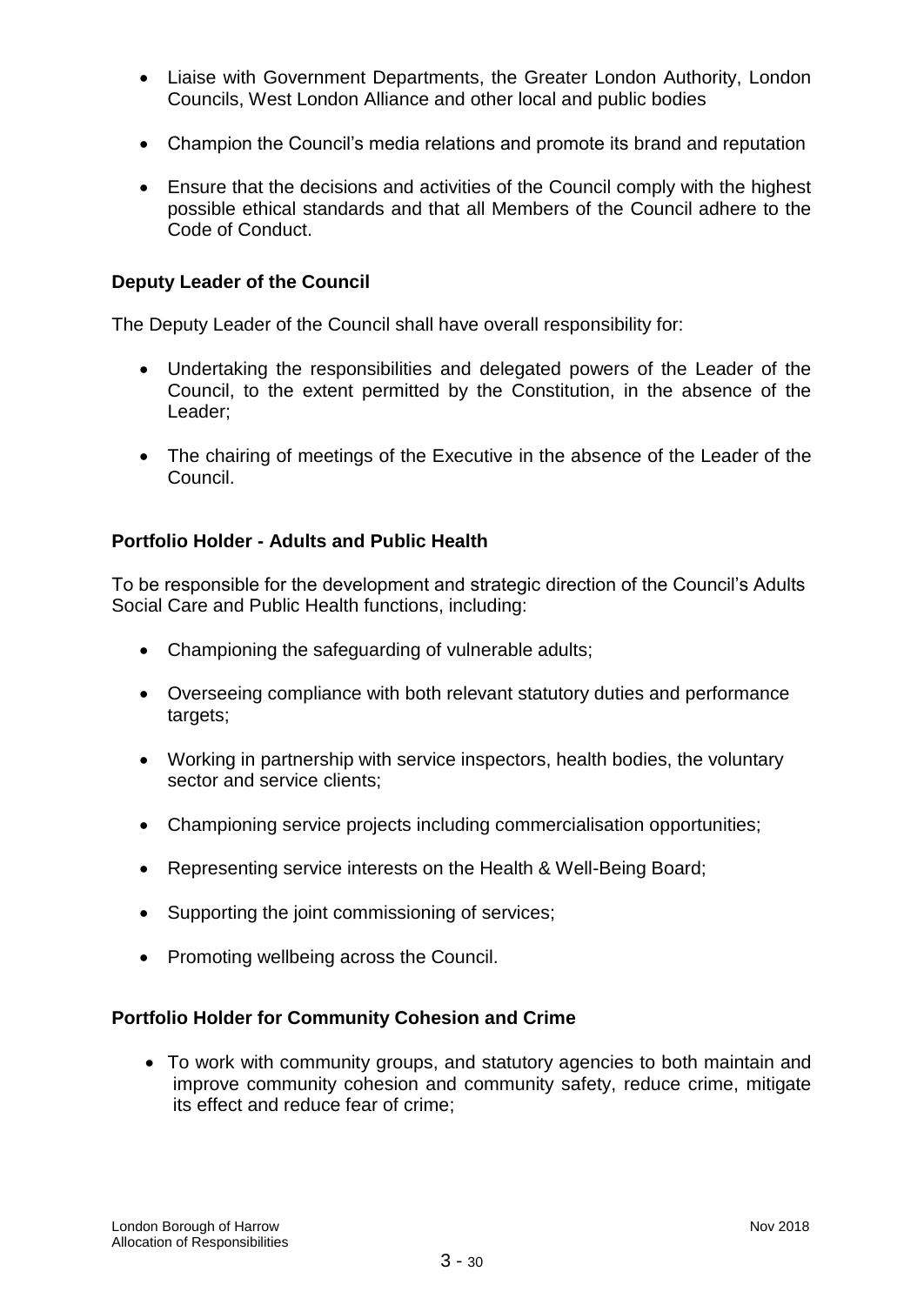- Liaise with Government Departments, the Greater London Authority, London Councils, West London Alliance and other local and public bodies
- Champion the Council's media relations and promote its brand and reputation
- Ensure that the decisions and activities of the Council comply with the highest possible ethical standards and that all Members of the Council adhere to the Code of Conduct.

**Deputy Leader of the Council**

The Deputy Leader of the Council shall have overall responsibility for:

- Undertaking the responsibilities and delegated powers of the Leader of the Council, to the extent permitted by the Constitution, in the absence of the Leader;
- The chairing of meetings of the Executive in the absence of the Leader of the Council.

**Portfolio Holder - Adults and Public Health**

To be responsible for the development and strategic direction of the Council's Adults Social Care and Public Health functions, including:

- Championing the safeguarding of vulnerable adults;
- Overseeing compliance with both relevant statutory duties and performance targets;
- Working in partnership with service inspectors, health bodies, the voluntary sector and service clients;
- Championing service projects including commercialisation opportunities;
- Representing service interests on the Health & Well-Being Board;
- Supporting the joint commissioning of services;
- Promoting wellbeing across the Council.

**Portfolio Holder for Community Cohesion and Crime**

- To work with community groups, and statutory agencies to both maintain and improve community cohesion and community safety, reduce crime, mitigate its effect and reduce fear of crime;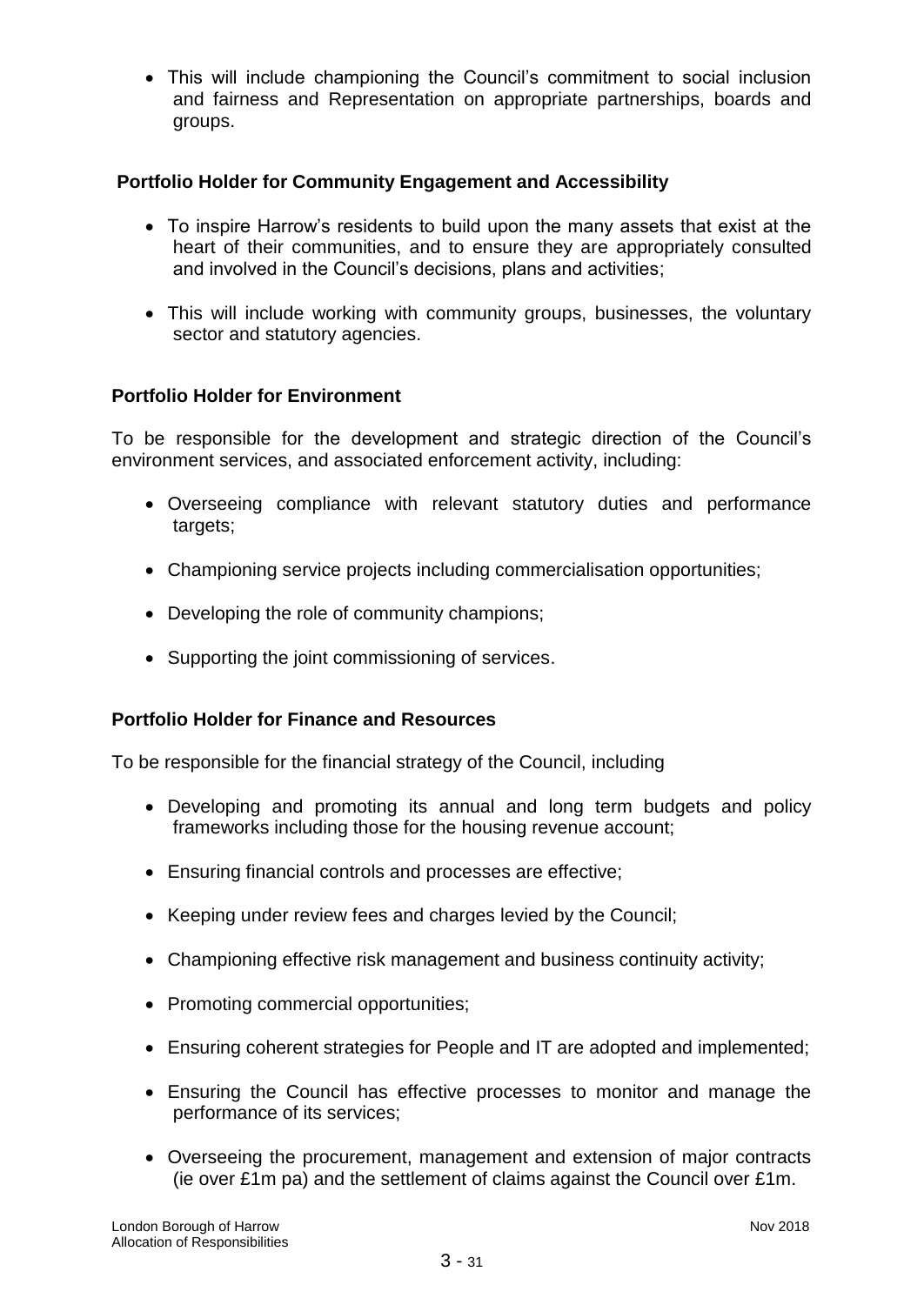- This will include championing the Council's commitment to social inclusion and fairness and Representation on appropriate partnerships, boards and groups.

**Portfolio Holder for Community Engagement and Accessibility**

- To inspire Harrow's residents to build upon the many assets that exist at the heart of their communities, and to ensure they are appropriately consulted and involved in the Council's decisions, plans and activities;
- This will include working with community groups, businesses, the voluntary sector and statutory agencies.

**Portfolio Holder for Environment**

To be responsible for the development and strategic direction of the Council's environment services, and associated enforcement activity, including:

- Overseeing compliance with relevant statutory duties and performance targets;
- Championing service projects including commercialisation opportunities;
- Developing the role of community champions;
- Supporting the joint commissioning of services.

**Portfolio Holder for Finance and Resources**

To be responsible for the financial strategy of the Council, including

- Developing and promoting its annual and long term budgets and policy frameworks including those for the housing revenue account;
- Ensuring financial controls and processes are effective;
- Keeping under review fees and charges levied by the Council;
- Championing effective risk management and business continuity activity;
- Promoting commercial opportunities;
- Ensuring coherent strategies for People and IT are adopted and implemented;
- Ensuring the Council has effective processes to monitor and manage the performance of its services;
- Overseeing the procurement, management and extension of major contracts (ie over £1m pa) and the settlement of claims against the Council over £1m.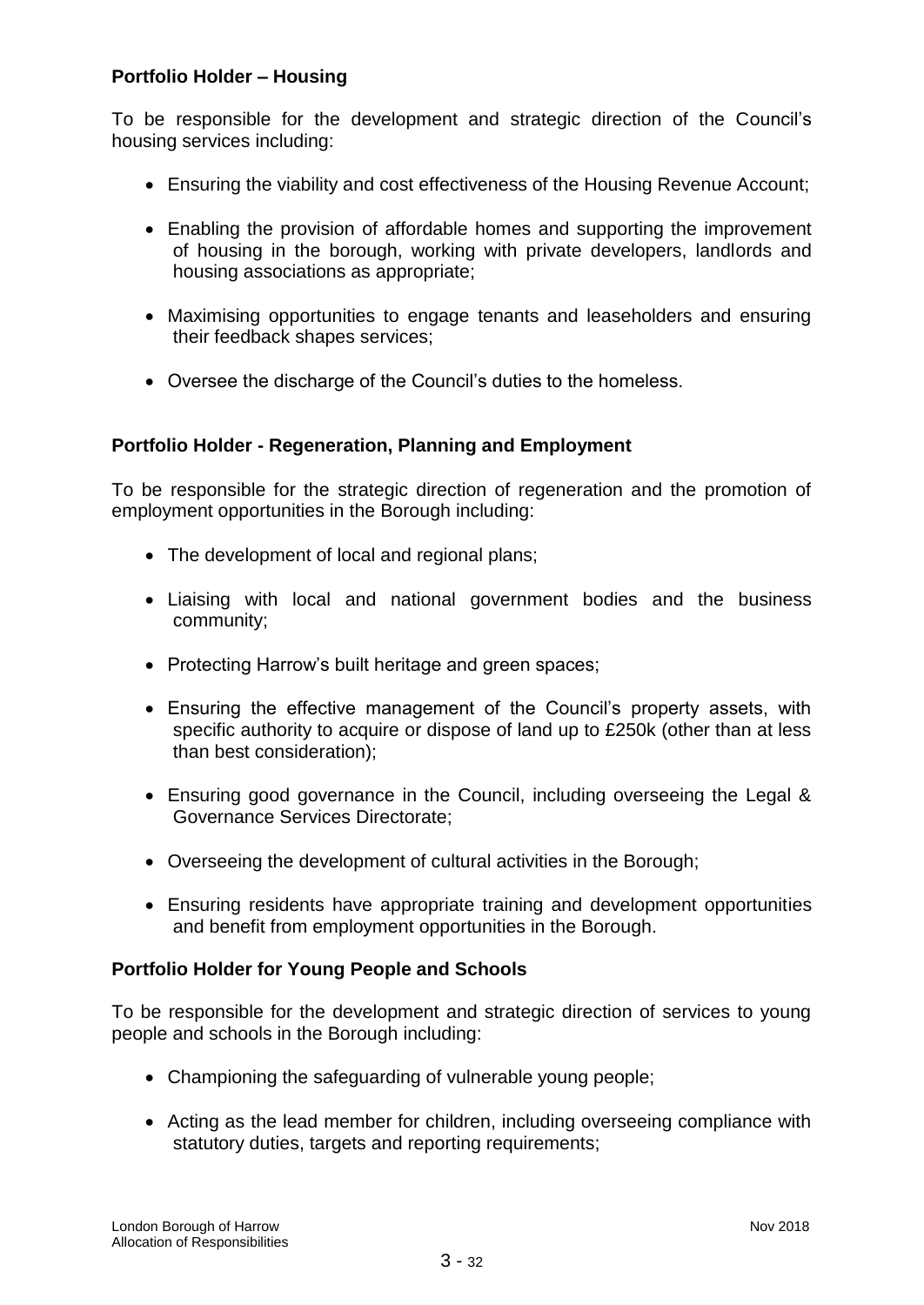**Portfolio Holder – Housing**

To be responsible for the development and strategic direction of the Council's housing services including:

- Ensuring the viability and cost effectiveness of the Housing Revenue Account;
- Enabling the provision of affordable homes and supporting the improvement of housing in the borough, working with private developers, landlords and housing associations as appropriate;
- Maximising opportunities to engage tenants and leaseholders and ensuring their feedback shapes services;
- Oversee the discharge of the Council's duties to the homeless.

**Portfolio Holder - Regeneration, Planning and Employment**

To be responsible for the strategic direction of regeneration and the promotion of employment opportunities in the Borough including:

- The development of local and regional plans;
- Liaising with local and national government bodies and the business community;
- Protecting Harrow's built heritage and green spaces;
- Ensuring the effective management of the Council's property assets, with specific authority to acquire or dispose of land up to £250k (other than at less than best consideration);
- Ensuring good governance in the Council, including overseeing the Legal & Governance Services Directorate;
- Overseeing the development of cultural activities in the Borough;
- Ensuring residents have appropriate training and development opportunities and benefit from employment opportunities in the Borough.

**Portfolio Holder for Young People and Schools**

To be responsible for the development and strategic direction of services to young people and schools in the Borough including:

- Championing the safeguarding of vulnerable young people;
- Acting as the lead member for children, including overseeing compliance with statutory duties, targets and reporting requirements;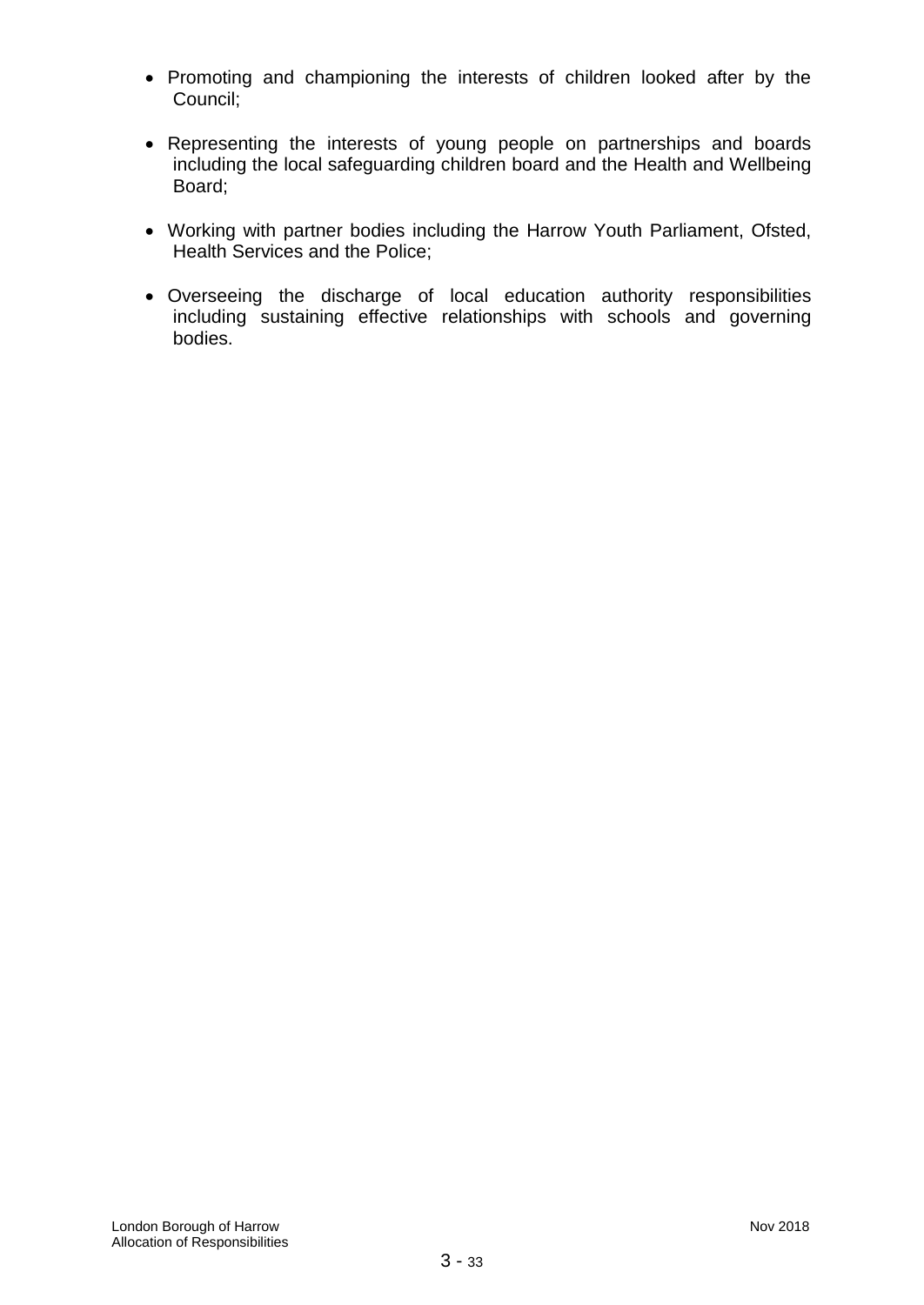- Promoting and championing the interests of children looked after by the Council;
- Representing the interests of young people on partnerships and boards including the local safeguarding children board and the Health and Wellbeing Board;
- Working with partner bodies including the Harrow Youth Parliament, Ofsted, Health Services and the Police;
- Overseeing the discharge of local education authority responsibilities including sustaining effective relationships with schools and governing bodies.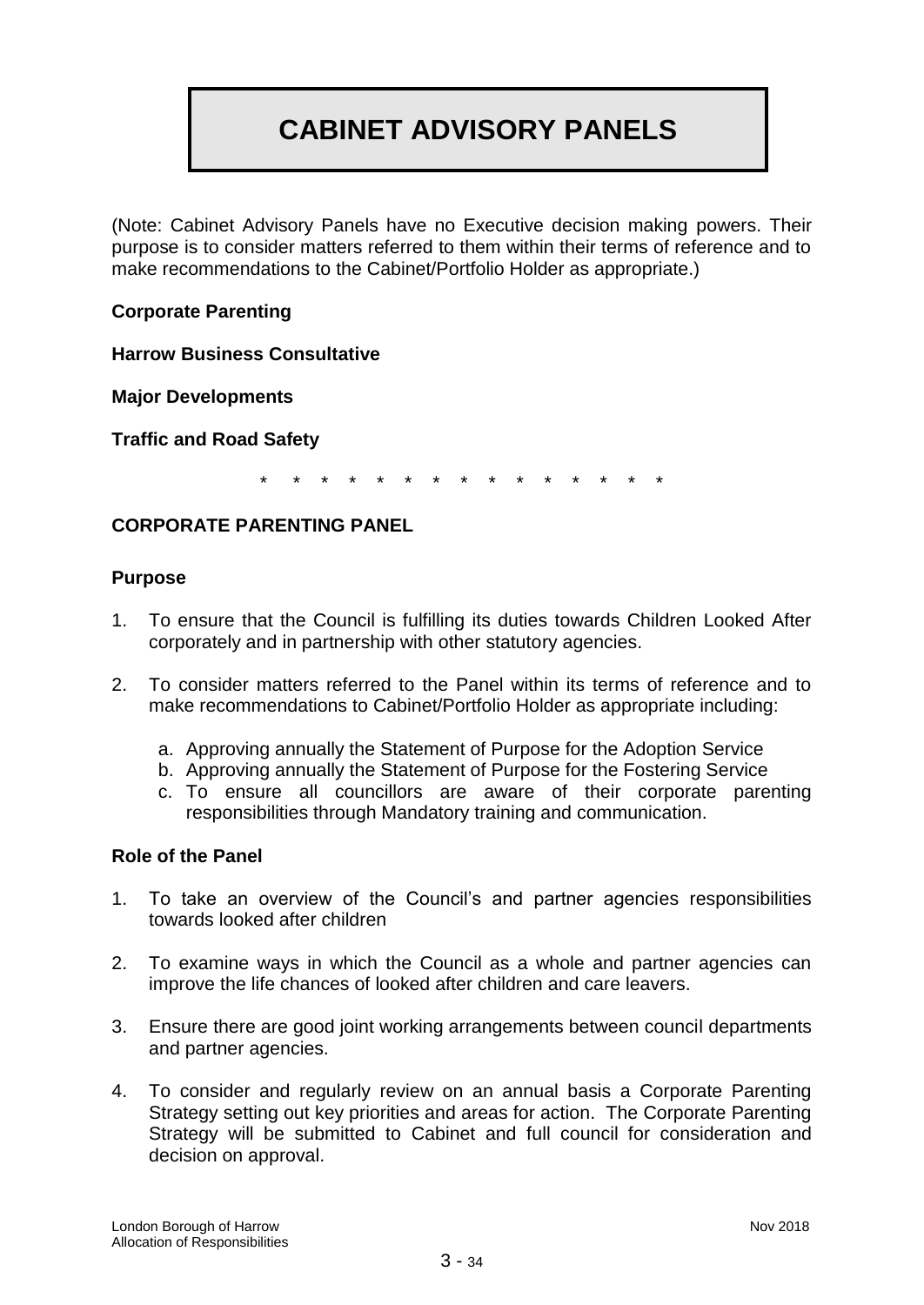# CABINET ADVISORY PANELS

(Note: Cabinet Advisory Panels have no Executive decision making powers. Their purpose is to consider matters referred to them within their terms of reference and to make recommendations to the Cabinet/Portfolio Holder as appropriate.)

**Corporate Parenting**

**Harrow Business Consultative**

**Major Developments**

**Traffic and Road Safety**

\* \* \* \* \* \* \* \* \* \* \* \* \* \* \* \*

## CORPORATE PARENTING PANEL

### Purpose

1. To ensure that the Council is fulfilling its duties towards Children Looked After corporately and in partnership with other statutory agencies.

2. To consider matters referred to the Panel within its terms of reference and to make recommendations to Cabinet/Portfolio Holder as appropriate including:

    a. Approving annually the Statement of Purpose for the Adoption Service
    b. Approving annually the Statement of Purpose for the Fostering Service
    c. To ensure all councillors are aware of their corporate parenting responsibilities through Mandatory training and communication.

### Role of the Panel

1. To take an overview of the Council's and partner agencies responsibilities towards looked after children

2. To examine ways in which the Council as a whole and partner agencies can improve the life chances of looked after children and care leavers.

3. Ensure there are good joint working arrangements between council departments and partner agencies.

4. To consider and regularly review on an annual basis a Corporate Parenting Strategy setting out key priorities and areas for action. The Corporate Parenting Strategy will be submitted to Cabinet and full council for consideration and decision on approval.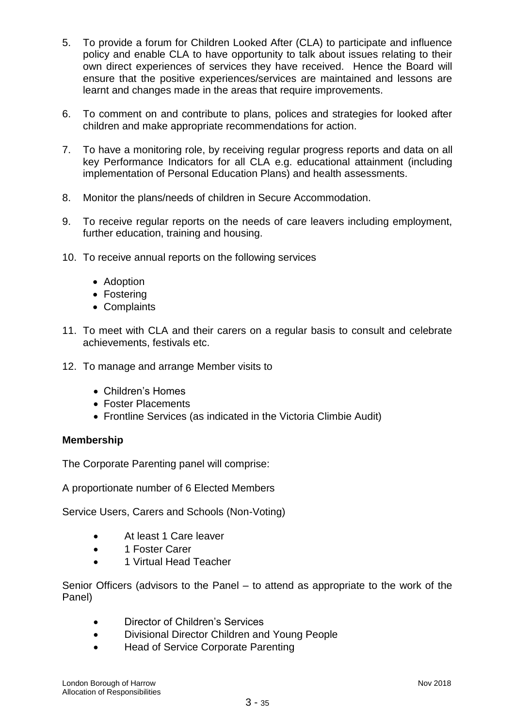5. To provide a forum for Children Looked After (CLA) to participate and influence policy and enable CLA to have opportunity to talk about issues relating to their own direct experiences of services they have received. Hence the Board will ensure that the positive experiences/services are maintained and lessons are learnt and changes made in the areas that require improvements.

6. To comment on and contribute to plans, polices and strategies for looked after children and make appropriate recommendations for action.

7. To have a monitoring role, by receiving regular progress reports and data on all key Performance Indicators for all CLA e.g. educational attainment (including implementation of Personal Education Plans) and health assessments.

8. Monitor the plans/needs of children in Secure Accommodation.

9. To receive regular reports on the needs of care leavers including employment, further education, training and housing.

10. To receive annual reports on the following services

    - Adoption
    - Fostering
    - Complaints

11. To meet with CLA and their carers on a regular basis to consult and celebrate achievements, festivals etc.

12. To manage and arrange Member visits to

    - Children's Homes
    - Foster Placements
    - Frontline Services (as indicated in the Victoria Climbie Audit)

**Membership**

The Corporate Parenting panel will comprise:

A proportionate number of 6 Elected Members

Service Users, Carers and Schools (Non-Voting)

- At least 1 Care leaver
- 1 Foster Carer
- 1 Virtual Head Teacher

Senior Officers (advisors to the Panel – to attend as appropriate to the work of the Panel)

- Director of Children's Services
- Divisional Director Children and Young People
- Head of Service Corporate Parenting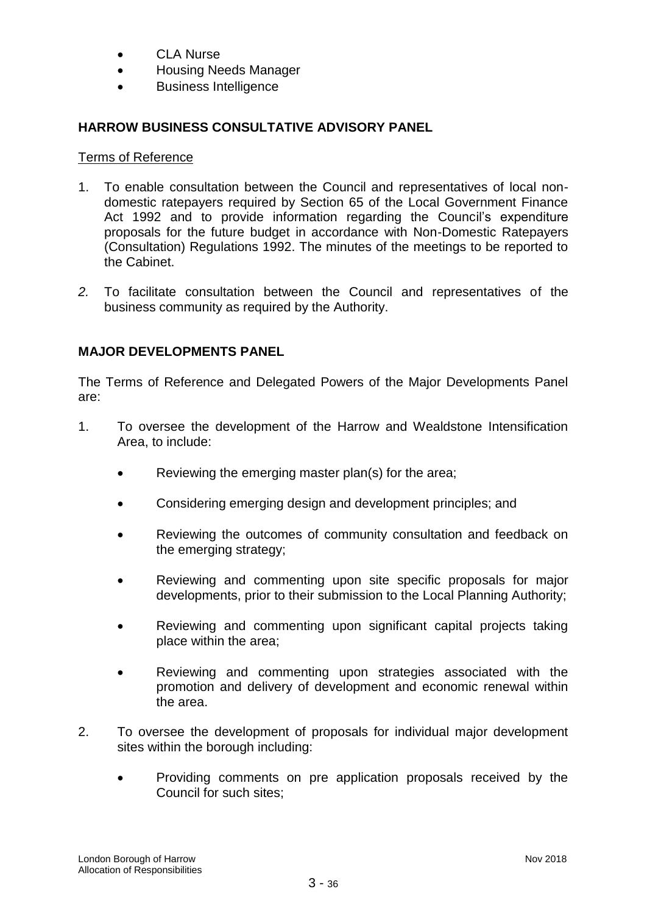- CLA Nurse
- Housing Needs Manager
- Business Intelligence

## HARROW BUSINESS CONSULTATIVE ADVISORY PANEL

Terms of Reference

1. To enable consultation between the Council and representatives of local non-domestic ratepayers required by Section 65 of the Local Government Finance Act 1992 and to provide information regarding the Council's expenditure proposals for the future budget in accordance with Non-Domestic Ratepayers (Consultation) Regulations 1992. The minutes of the meetings to be reported to the Cabinet.

2. To facilitate consultation between the Council and representatives of the business community as required by the Authority.

## MAJOR DEVELOPMENTS PANEL

The Terms of Reference and Delegated Powers of the Major Developments Panel are:

1. To oversee the development of the Harrow and Wealdstone Intensification Area, to include:

   - Reviewing the emerging master plan(s) for the area;
   - Considering emerging design and development principles; and
   - Reviewing the outcomes of community consultation and feedback on the emerging strategy;
   - Reviewing and commenting upon site specific proposals for major developments, prior to their submission to the Local Planning Authority;
   - Reviewing and commenting upon significant capital projects taking place within the area;
   - Reviewing and commenting upon strategies associated with the promotion and delivery of development and economic renewal within the area.

2. To oversee the development of proposals for individual major development sites within the borough including:

   - Providing comments on pre application proposals received by the Council for such sites;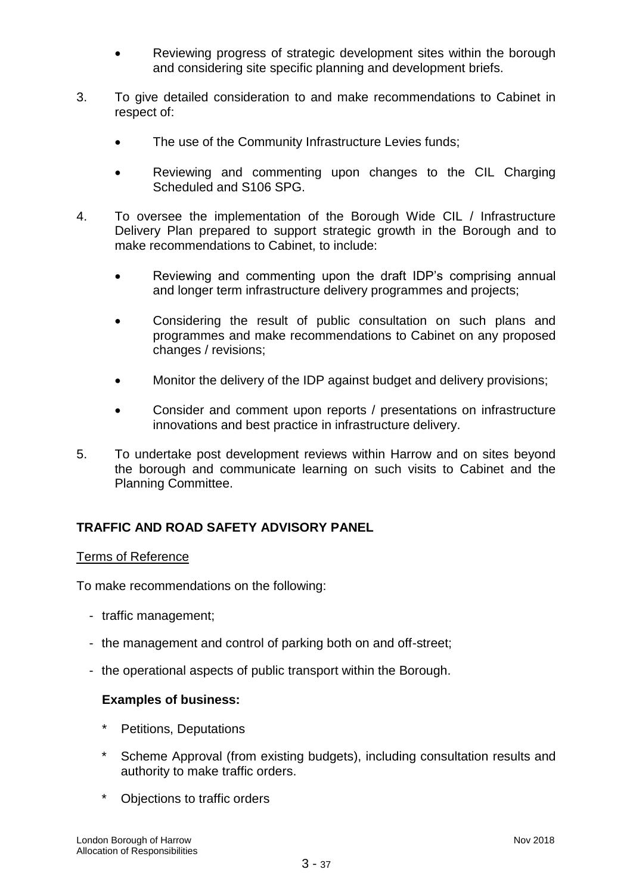- Reviewing progress of strategic development sites within the borough and considering site specific planning and development briefs.

3. To give detailed consideration to and make recommendations to Cabinet in respect of:

    - The use of the Community Infrastructure Levies funds;
    - Reviewing and commenting upon changes to the CIL Charging Scheduled and S106 SPG.

4. To oversee the implementation of the Borough Wide CIL / Infrastructure Delivery Plan prepared to support strategic growth in the Borough and to make recommendations to Cabinet, to include:

    - Reviewing and commenting upon the draft IDP's comprising annual and longer term infrastructure delivery programmes and projects;
    - Considering the result of public consultation on such plans and programmes and make recommendations to Cabinet on any proposed changes / revisions;
    - Monitor the delivery of the IDP against budget and delivery provisions;
    - Consider and comment upon reports / presentations on infrastructure innovations and best practice in infrastructure delivery.

5. To undertake post development reviews within Harrow and on sites beyond the borough and communicate learning on such visits to Cabinet and the Planning Committee.

## TRAFFIC AND ROAD SAFETY ADVISORY PANEL

Terms of Reference

To make recommendations on the following:

- traffic management;
- the management and control of parking both on and off-street;
- the operational aspects of public transport within the Borough.

**Examples of business:**

- Petitions, Deputations
- Scheme Approval (from existing budgets), including consultation results and authority to make traffic orders.
- Objections to traffic orders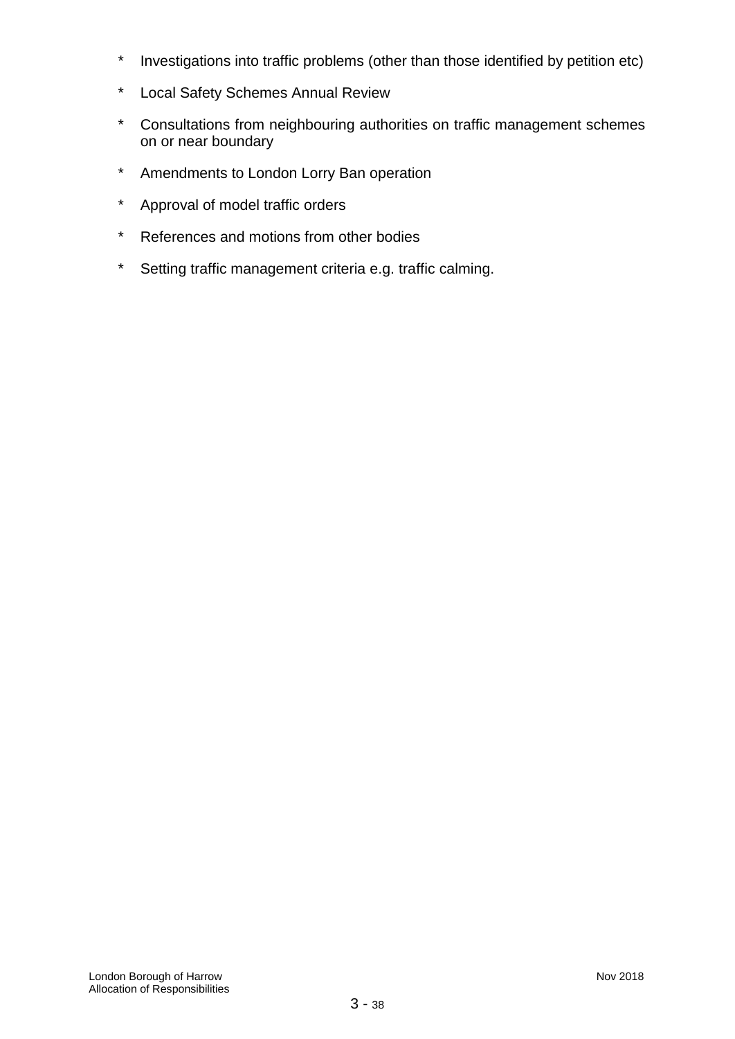* Investigations into traffic problems (other than those identified by petition etc)
* Local Safety Schemes Annual Review
* Consultations from neighbouring authorities on traffic management schemes on or near boundary
* Amendments to London Lorry Ban operation
* Approval of model traffic orders
* References and motions from other bodies
* Setting traffic management criteria e.g. traffic calming.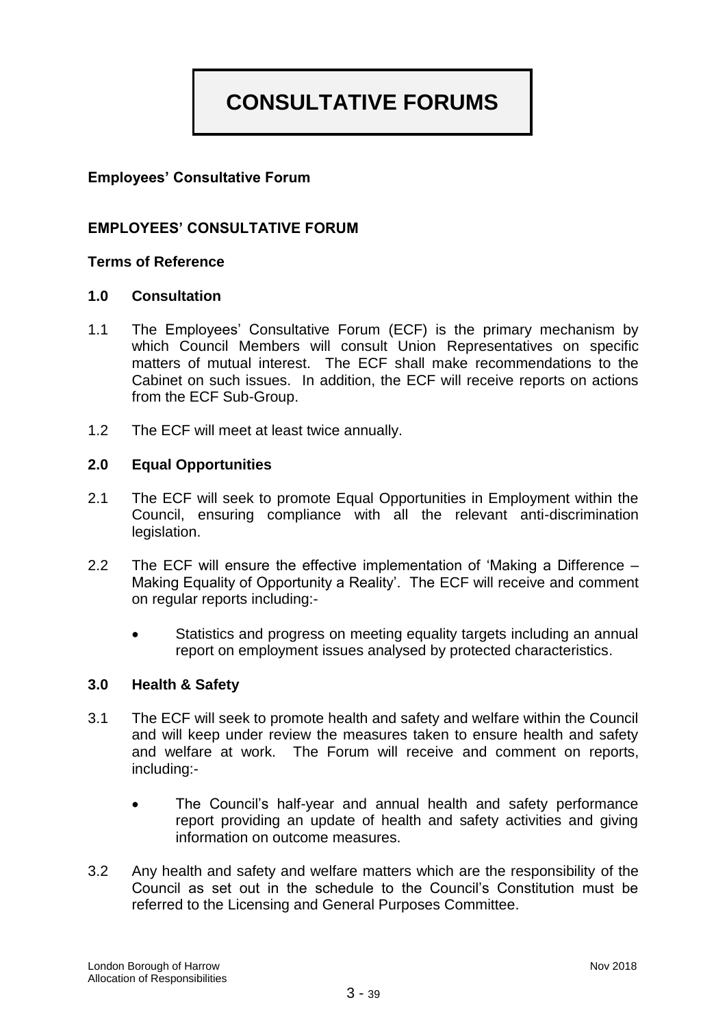# CONSULTATIVE FORUMS

**Employees' Consultative Forum**

## EMPLOYEES' CONSULTATIVE FORUM

**Terms of Reference**

### 1.0 Consultation

1.1 The Employees' Consultative Forum (ECF) is the primary mechanism by which Council Members will consult Union Representatives on specific matters of mutual interest. The ECF shall make recommendations to the Cabinet on such issues. In addition, the ECF will receive reports on actions from the ECF Sub-Group.

1.2 The ECF will meet at least twice annually.

### 2.0 Equal Opportunities

2.1 The ECF will seek to promote Equal Opportunities in Employment within the Council, ensuring compliance with all the relevant anti-discrimination legislation.

2.2 The ECF will ensure the effective implementation of 'Making a Difference – Making Equality of Opportunity a Reality'. The ECF will receive and comment on regular reports including:-

- Statistics and progress on meeting equality targets including an annual report on employment issues analysed by protected characteristics.

### 3.0 Health & Safety

3.1 The ECF will seek to promote health and safety and welfare within the Council and will keep under review the measures taken to ensure health and safety and welfare at work. The Forum will receive and comment on reports, including:-

- The Council's half-year and annual health and safety performance report providing an update of health and safety activities and giving information on outcome measures.

3.2 Any health and safety and welfare matters which are the responsibility of the Council as set out in the schedule to the Council's Constitution must be referred to the Licensing and General Purposes Committee.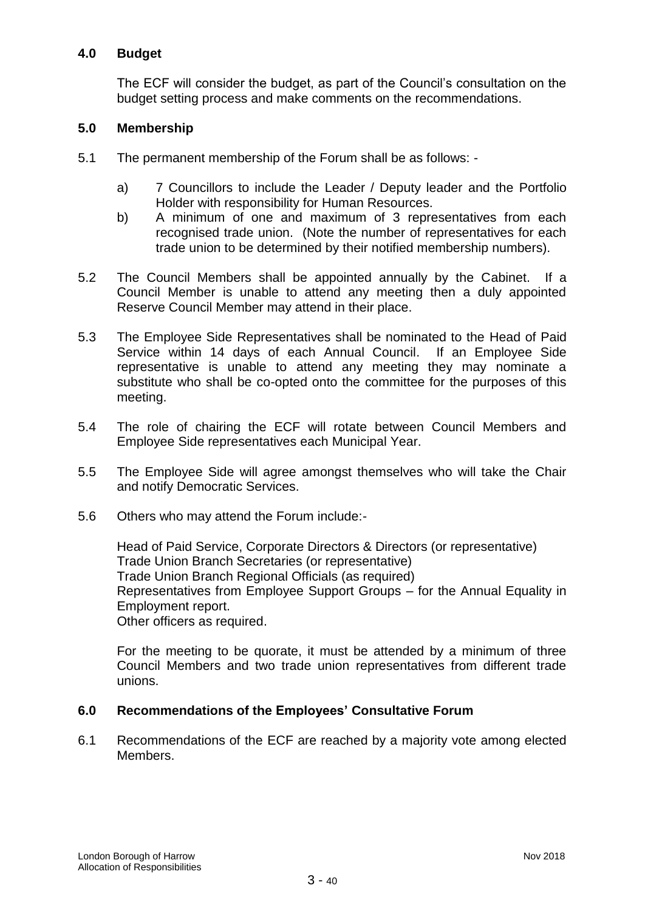## 4.0 Budget

The ECF will consider the budget, as part of the Council's consultation on the budget setting process and make comments on the recommendations.

## 5.0 Membership

5.1 The permanent membership of the Forum shall be as follows: -

a) 7 Councillors to include the Leader / Deputy leader and the Portfolio Holder with responsibility for Human Resources.

b) A minimum of one and maximum of 3 representatives from each recognised trade union. (Note the number of representatives for each trade union to be determined by their notified membership numbers).

5.2 The Council Members shall be appointed annually by the Cabinet. If a Council Member is unable to attend any meeting then a duly appointed Reserve Council Member may attend in their place.

5.3 The Employee Side Representatives shall be nominated to the Head of Paid Service within 14 days of each Annual Council. If an Employee Side representative is unable to attend any meeting they may nominate a substitute who shall be co-opted onto the committee for the purposes of this meeting.

5.4 The role of chairing the ECF will rotate between Council Members and Employee Side representatives each Municipal Year.

5.5 The Employee Side will agree amongst themselves who will take the Chair and notify Democratic Services.

5.6 Others who may attend the Forum include:-

Head of Paid Service, Corporate Directors & Directors (or representative)
Trade Union Branch Secretaries (or representative)
Trade Union Branch Regional Officials (as required)
Representatives from Employee Support Groups – for the Annual Equality in Employment report.
Other officers as required.

For the meeting to be quorate, it must be attended by a minimum of three Council Members and two trade union representatives from different trade unions.

## 6.0 Recommendations of the Employees' Consultative Forum

6.1 Recommendations of the ECF are reached by a majority vote among elected Members.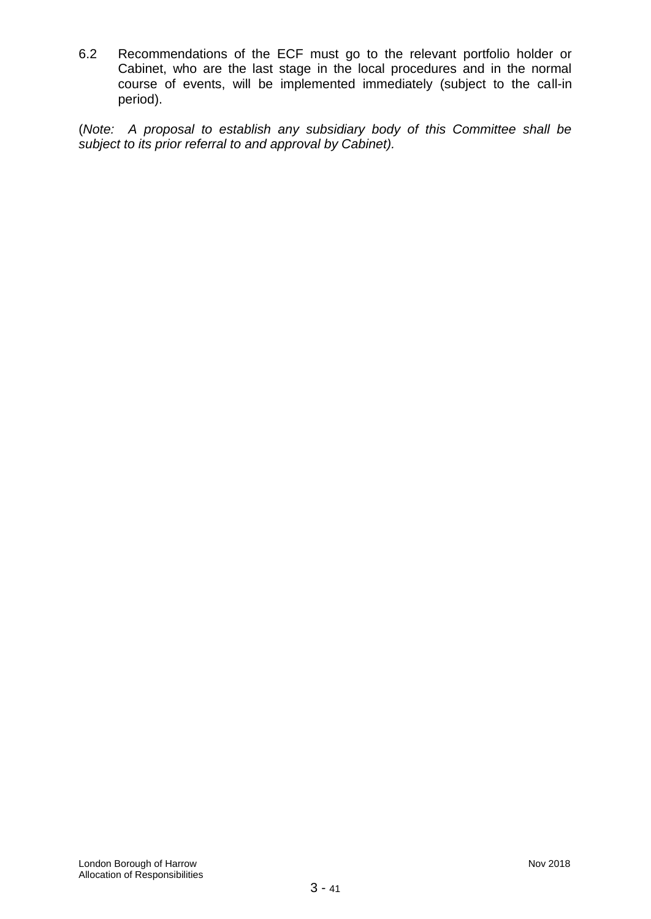6.2 Recommendations of the ECF must go to the relevant portfolio holder or Cabinet, who are the last stage in the local procedures and in the normal course of events, will be implemented immediately (subject to the call-in period).

(*Note: A proposal to establish any subsidiary body of this Committee shall be subject to its prior referral to and approval by Cabinet).*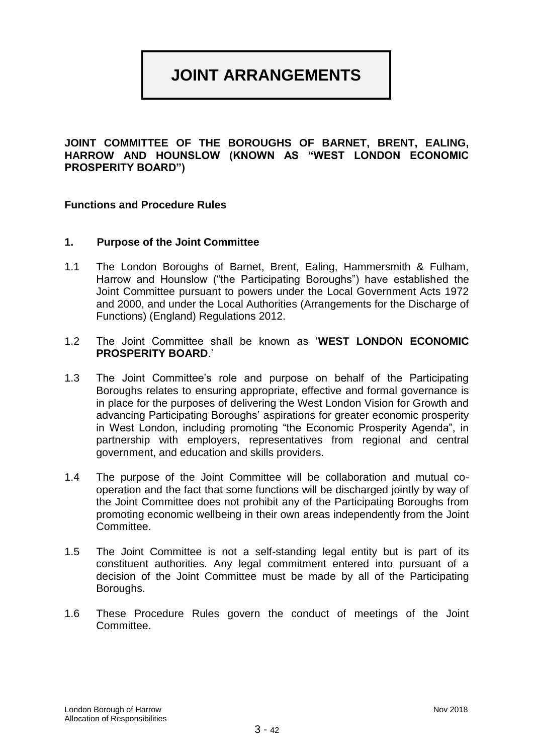# JOINT ARRANGEMENTS

**JOINT COMMITTEE OF THE BOROUGHS OF BARNET, BRENT, EALING, HARROW AND HOUNSLOW (KNOWN AS "WEST LONDON ECONOMIC PROSPERITY BOARD")**

**Functions and Procedure Rules**

## 1. Purpose of the Joint Committee

1.1 The London Boroughs of Barnet, Brent, Ealing, Hammersmith & Fulham, Harrow and Hounslow ("the Participating Boroughs") have established the Joint Committee pursuant to powers under the Local Government Acts 1972 and 2000, and under the Local Authorities (Arrangements for the Discharge of Functions) (England) Regulations 2012.

1.2 The Joint Committee shall be known as '**WEST LONDON ECONOMIC PROSPERITY BOARD**.'

1.3 The Joint Committee's role and purpose on behalf of the Participating Boroughs relates to ensuring appropriate, effective and formal governance is in place for the purposes of delivering the West London Vision for Growth and advancing Participating Boroughs' aspirations for greater economic prosperity in West London, including promoting "the Economic Prosperity Agenda", in partnership with employers, representatives from regional and central government, and education and skills providers.

1.4 The purpose of the Joint Committee will be collaboration and mutual co-operation and the fact that some functions will be discharged jointly by way of the Joint Committee does not prohibit any of the Participating Boroughs from promoting economic wellbeing in their own areas independently from the Joint Committee.

1.5 The Joint Committee is not a self-standing legal entity but is part of its constituent authorities. Any legal commitment entered into pursuant of a decision of the Joint Committee must be made by all of the Participating Boroughs.

1.6 These Procedure Rules govern the conduct of meetings of the Joint Committee.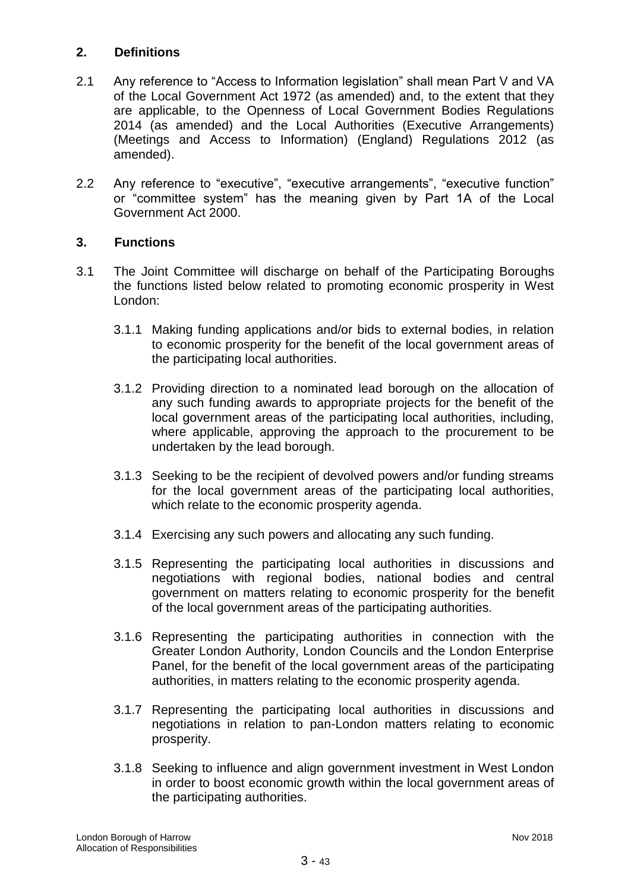## 2. Definitions

2.1 Any reference to "Access to Information legislation" shall mean Part V and VA of the Local Government Act 1972 (as amended) and, to the extent that they are applicable, to the Openness of Local Government Bodies Regulations 2014 (as amended) and the Local Authorities (Executive Arrangements) (Meetings and Access to Information) (England) Regulations 2012 (as amended).

2.2 Any reference to "executive", "executive arrangements", "executive function" or "committee system" has the meaning given by Part 1A of the Local Government Act 2000.

## 3. Functions

3.1 The Joint Committee will discharge on behalf of the Participating Boroughs the functions listed below related to promoting economic prosperity in West London:

3.1.1 Making funding applications and/or bids to external bodies, in relation to economic prosperity for the benefit of the local government areas of the participating local authorities.

3.1.2 Providing direction to a nominated lead borough on the allocation of any such funding awards to appropriate projects for the benefit of the local government areas of the participating local authorities, including, where applicable, approving the approach to the procurement to be undertaken by the lead borough.

3.1.3 Seeking to be the recipient of devolved powers and/or funding streams for the local government areas of the participating local authorities, which relate to the economic prosperity agenda.

3.1.4 Exercising any such powers and allocating any such funding.

3.1.5 Representing the participating local authorities in discussions and negotiations with regional bodies, national bodies and central government on matters relating to economic prosperity for the benefit of the local government areas of the participating authorities.

3.1.6 Representing the participating authorities in connection with the Greater London Authority, London Councils and the London Enterprise Panel, for the benefit of the local government areas of the participating authorities, in matters relating to the economic prosperity agenda.

3.1.7 Representing the participating local authorities in discussions and negotiations in relation to pan-London matters relating to economic prosperity.

3.1.8 Seeking to influence and align government investment in West London in order to boost economic growth within the local government areas of the participating authorities.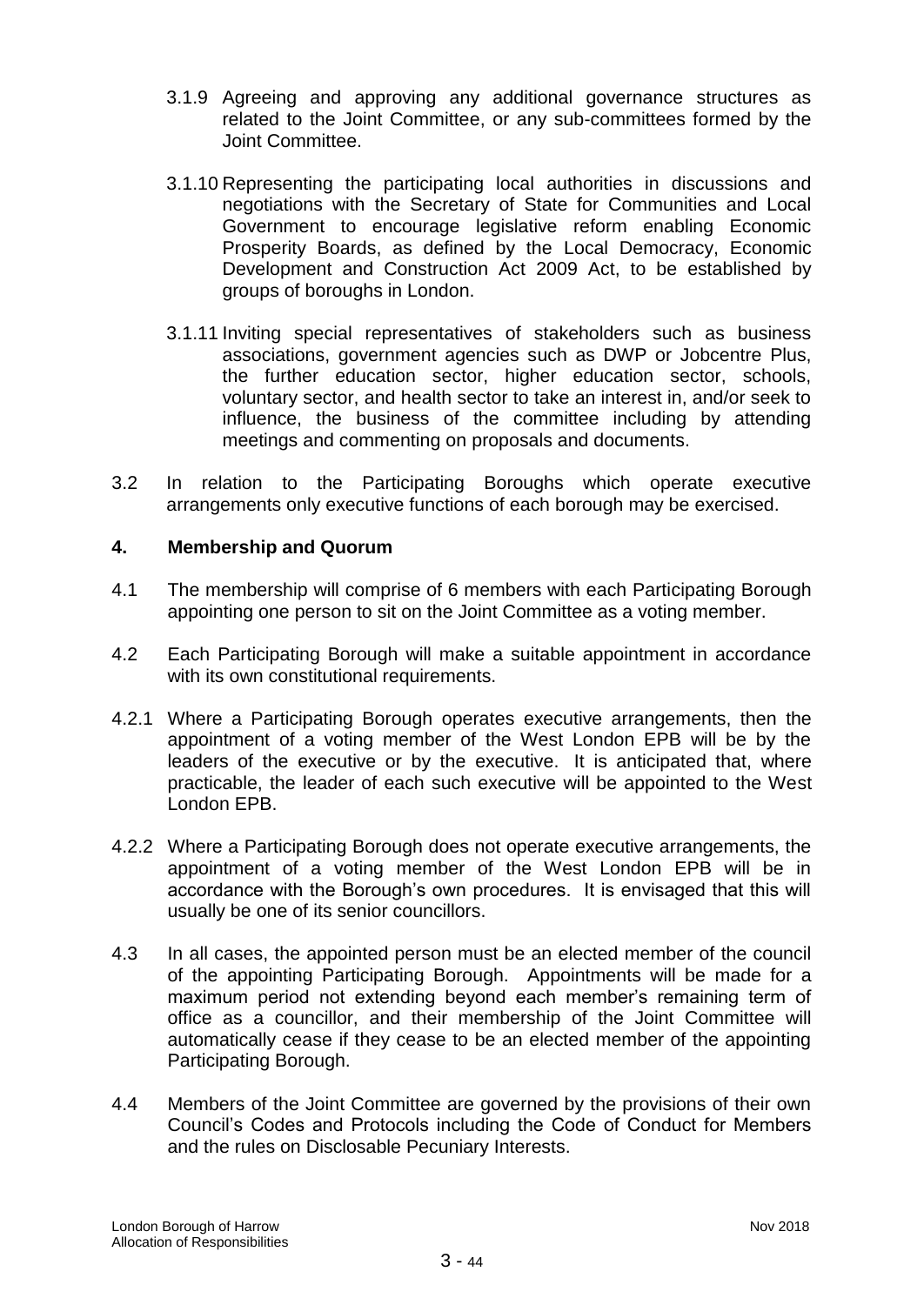3.1.9 Agreeing and approving any additional governance structures as related to the Joint Committee, or any sub-committees formed by the Joint Committee.

3.1.10 Representing the participating local authorities in discussions and negotiations with the Secretary of State for Communities and Local Government to encourage legislative reform enabling Economic Prosperity Boards, as defined by the Local Democracy, Economic Development and Construction Act 2009 Act, to be established by groups of boroughs in London.

3.1.11 Inviting special representatives of stakeholders such as business associations, government agencies such as DWP or Jobcentre Plus, the further education sector, higher education sector, schools, voluntary sector, and health sector to take an interest in, and/or seek to influence, the business of the committee including by attending meetings and commenting on proposals and documents.

3.2 In relation to the Participating Boroughs which operate executive arrangements only executive functions of each borough may be exercised.

## 4. Membership and Quorum

4.1 The membership will comprise of 6 members with each Participating Borough appointing one person to sit on the Joint Committee as a voting member.

4.2 Each Participating Borough will make a suitable appointment in accordance with its own constitutional requirements.

4.2.1 Where a Participating Borough operates executive arrangements, then the appointment of a voting member of the West London EPB will be by the leaders of the executive or by the executive. It is anticipated that, where practicable, the leader of each such executive will be appointed to the West London EPB.

4.2.2 Where a Participating Borough does not operate executive arrangements, the appointment of a voting member of the West London EPB will be in accordance with the Borough's own procedures. It is envisaged that this will usually be one of its senior councillors.

4.3 In all cases, the appointed person must be an elected member of the council of the appointing Participating Borough. Appointments will be made for a maximum period not extending beyond each member's remaining term of office as a councillor, and their membership of the Joint Committee will automatically cease if they cease to be an elected member of the appointing Participating Borough.

4.4 Members of the Joint Committee are governed by the provisions of their own Council's Codes and Protocols including the Code of Conduct for Members and the rules on Disclosable Pecuniary Interests.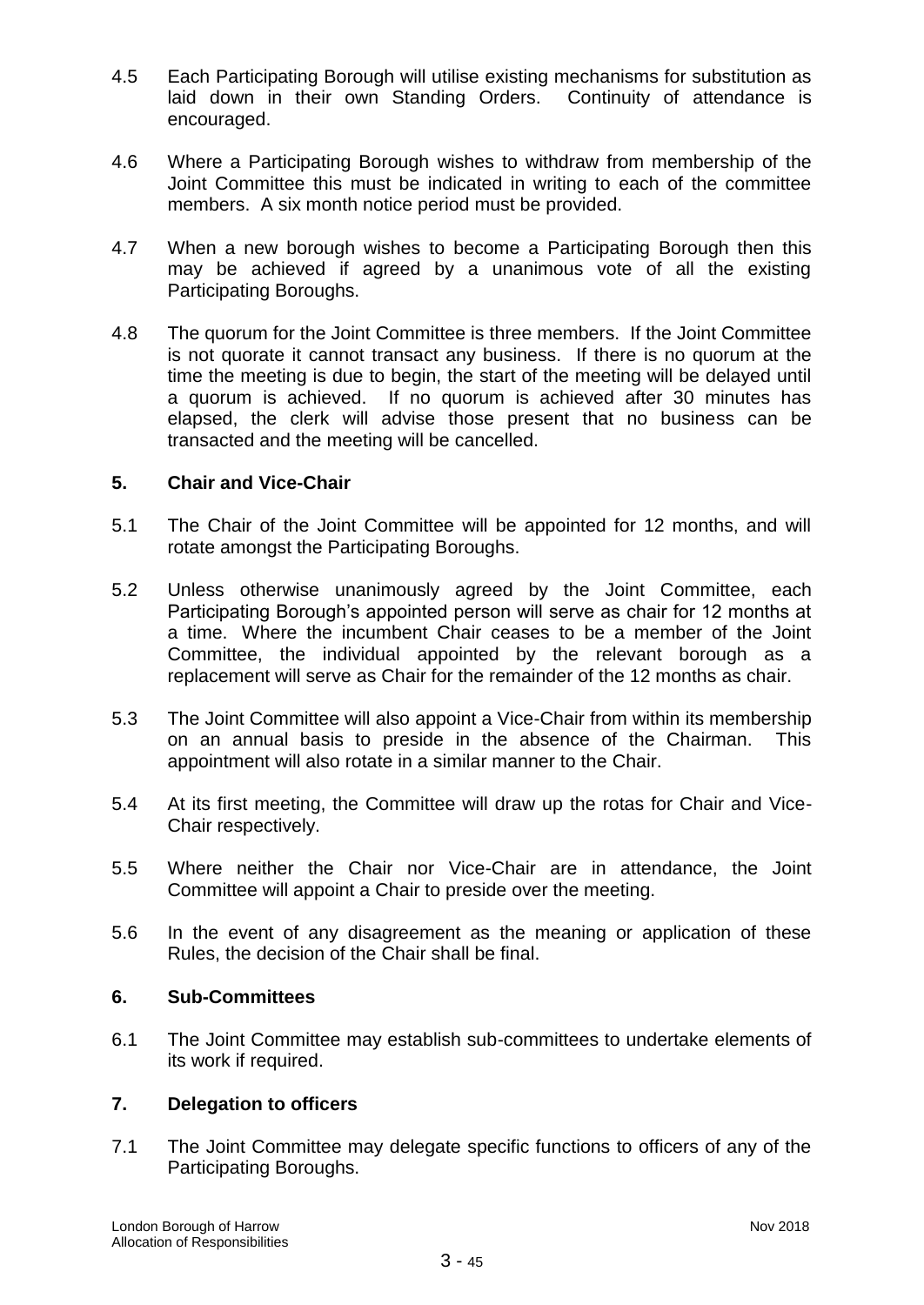4.5 Each Participating Borough will utilise existing mechanisms for substitution as laid down in their own Standing Orders. Continuity of attendance is encouraged.

4.6 Where a Participating Borough wishes to withdraw from membership of the Joint Committee this must be indicated in writing to each of the committee members. A six month notice period must be provided.

4.7 When a new borough wishes to become a Participating Borough then this may be achieved if agreed by a unanimous vote of all the existing Participating Boroughs.

4.8 The quorum for the Joint Committee is three members. If the Joint Committee is not quorate it cannot transact any business. If there is no quorum at the time the meeting is due to begin, the start of the meeting will be delayed until a quorum is achieved. If no quorum is achieved after 30 minutes has elapsed, the clerk will advise those present that no business can be transacted and the meeting will be cancelled.

## 5. Chair and Vice-Chair

5.1 The Chair of the Joint Committee will be appointed for 12 months, and will rotate amongst the Participating Boroughs.

5.2 Unless otherwise unanimously agreed by the Joint Committee, each Participating Borough's appointed person will serve as chair for 12 months at a time. Where the incumbent Chair ceases to be a member of the Joint Committee, the individual appointed by the relevant borough as a replacement will serve as Chair for the remainder of the 12 months as chair.

5.3 The Joint Committee will also appoint a Vice-Chair from within its membership on an annual basis to preside in the absence of the Chairman. This appointment will also rotate in a similar manner to the Chair.

5.4 At its first meeting, the Committee will draw up the rotas for Chair and Vice-Chair respectively.

5.5 Where neither the Chair nor Vice-Chair are in attendance, the Joint Committee will appoint a Chair to preside over the meeting.

5.6 In the event of any disagreement as the meaning or application of these Rules, the decision of the Chair shall be final.

## 6. Sub-Committees

6.1 The Joint Committee may establish sub-committees to undertake elements of its work if required.

## 7. Delegation to officers

7.1 The Joint Committee may delegate specific functions to officers of any of the Participating Boroughs.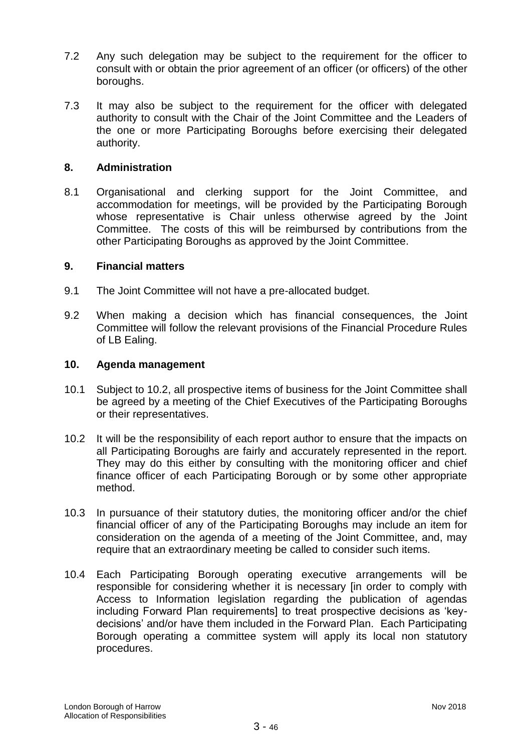7.2 Any such delegation may be subject to the requirement for the officer to consult with or obtain the prior agreement of an officer (or officers) of the other boroughs.

7.3 It may also be subject to the requirement for the officer with delegated authority to consult with the Chair of the Joint Committee and the Leaders of the one or more Participating Boroughs before exercising their delegated authority.

## 8. Administration

8.1 Organisational and clerking support for the Joint Committee, and accommodation for meetings, will be provided by the Participating Borough whose representative is Chair unless otherwise agreed by the Joint Committee. The costs of this will be reimbursed by contributions from the other Participating Boroughs as approved by the Joint Committee.

## 9. Financial matters

9.1 The Joint Committee will not have a pre-allocated budget.

9.2 When making a decision which has financial consequences, the Joint Committee will follow the relevant provisions of the Financial Procedure Rules of LB Ealing.

## 10. Agenda management

10.1 Subject to 10.2, all prospective items of business for the Joint Committee shall be agreed by a meeting of the Chief Executives of the Participating Boroughs or their representatives.

10.2 It will be the responsibility of each report author to ensure that the impacts on all Participating Boroughs are fairly and accurately represented in the report. They may do this either by consulting with the monitoring officer and chief finance officer of each Participating Borough or by some other appropriate method.

10.3 In pursuance of their statutory duties, the monitoring officer and/or the chief financial officer of any of the Participating Boroughs may include an item for consideration on the agenda of a meeting of the Joint Committee, and, may require that an extraordinary meeting be called to consider such items.

10.4 Each Participating Borough operating executive arrangements will be responsible for considering whether it is necessary [in order to comply with Access to Information legislation regarding the publication of agendas including Forward Plan requirements] to treat prospective decisions as 'key-decisions' and/or have them included in the Forward Plan. Each Participating Borough operating a committee system will apply its local non statutory procedures.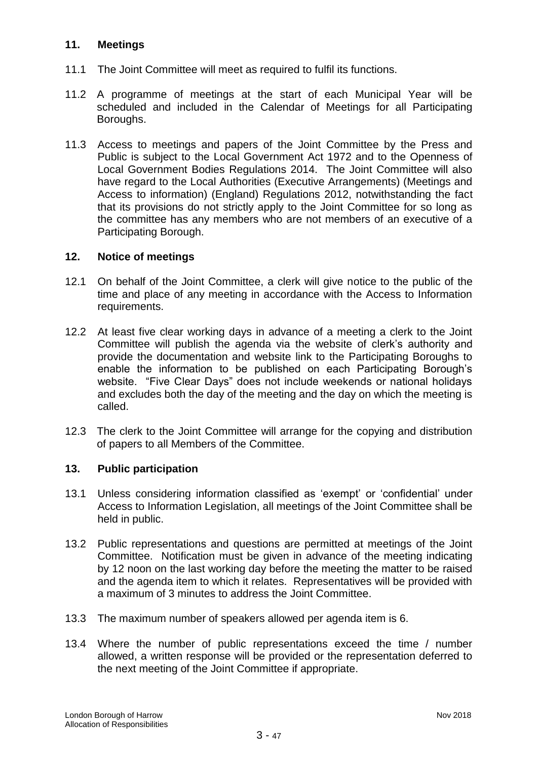## 11. Meetings

11.1 The Joint Committee will meet as required to fulfil its functions.

11.2 A programme of meetings at the start of each Municipal Year will be scheduled and included in the Calendar of Meetings for all Participating Boroughs.

11.3 Access to meetings and papers of the Joint Committee by the Press and Public is subject to the Local Government Act 1972 and to the Openness of Local Government Bodies Regulations 2014. The Joint Committee will also have regard to the Local Authorities (Executive Arrangements) (Meetings and Access to information) (England) Regulations 2012, notwithstanding the fact that its provisions do not strictly apply to the Joint Committee for so long as the committee has any members who are not members of an executive of a Participating Borough.

## 12. Notice of meetings

12.1 On behalf of the Joint Committee, a clerk will give notice to the public of the time and place of any meeting in accordance with the Access to Information requirements.

12.2 At least five clear working days in advance of a meeting a clerk to the Joint Committee will publish the agenda via the website of clerk's authority and provide the documentation and website link to the Participating Boroughs to enable the information to be published on each Participating Borough's website. "Five Clear Days" does not include weekends or national holidays and excludes both the day of the meeting and the day on which the meeting is called.

12.3 The clerk to the Joint Committee will arrange for the copying and distribution of papers to all Members of the Committee.

## 13. Public participation

13.1 Unless considering information classified as 'exempt' or 'confidential' under Access to Information Legislation, all meetings of the Joint Committee shall be held in public.

13.2 Public representations and questions are permitted at meetings of the Joint Committee. Notification must be given in advance of the meeting indicating by 12 noon on the last working day before the meeting the matter to be raised and the agenda item to which it relates. Representatives will be provided with a maximum of 3 minutes to address the Joint Committee.

13.3 The maximum number of speakers allowed per agenda item is 6.

13.4 Where the number of public representations exceed the time / number allowed, a written response will be provided or the representation deferred to the next meeting of the Joint Committee if appropriate.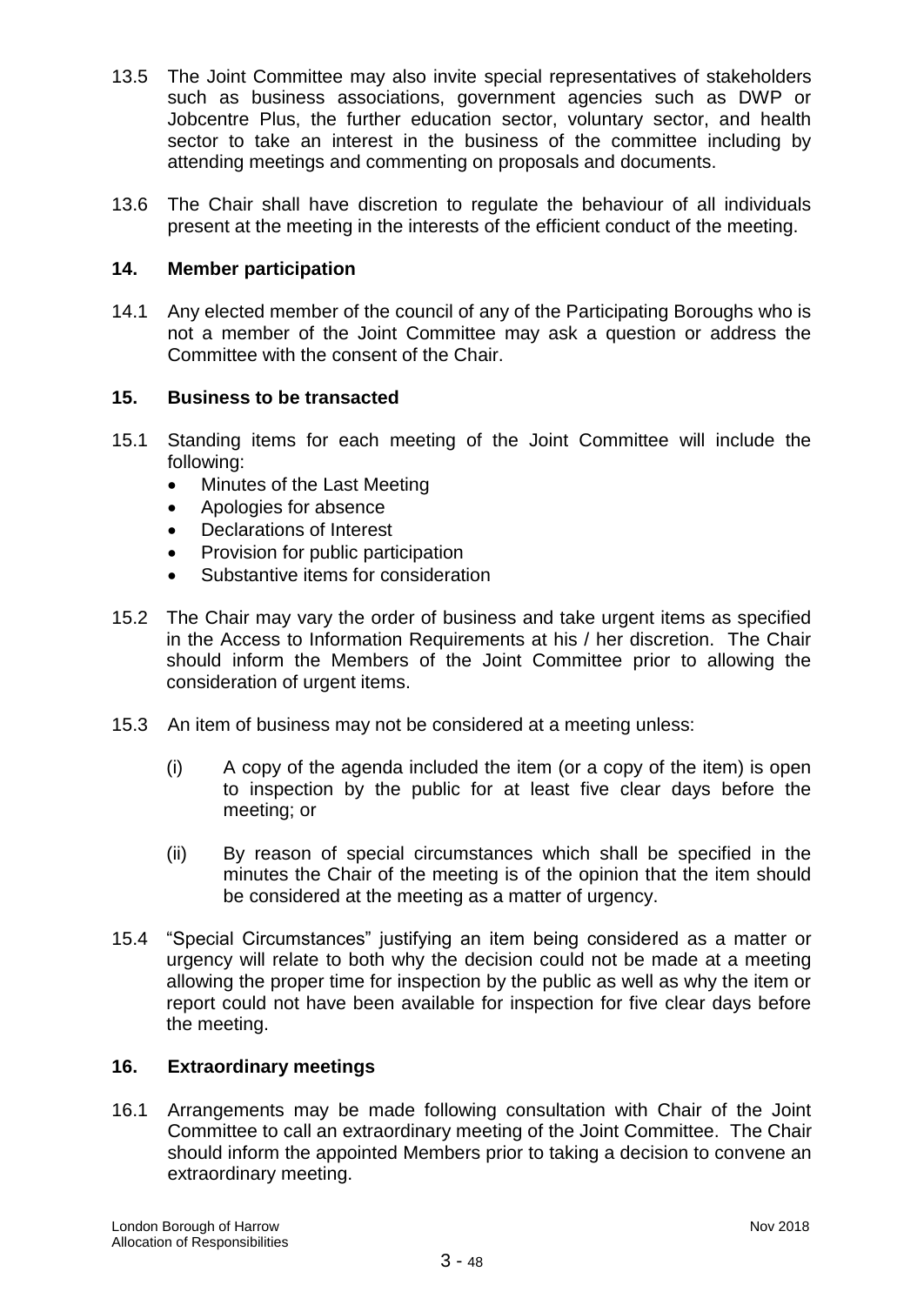13.5 The Joint Committee may also invite special representatives of stakeholders such as business associations, government agencies such as DWP or Jobcentre Plus, the further education sector, voluntary sector, and health sector to take an interest in the business of the committee including by attending meetings and commenting on proposals and documents.

13.6 The Chair shall have discretion to regulate the behaviour of all individuals present at the meeting in the interests of the efficient conduct of the meeting.

## 14. Member participation

14.1 Any elected member of the council of any of the Participating Boroughs who is not a member of the Joint Committee may ask a question or address the Committee with the consent of the Chair.

## 15. Business to be transacted

15.1 Standing items for each meeting of the Joint Committee will include the following:

- Minutes of the Last Meeting
- Apologies for absence
- Declarations of Interest
- Provision for public participation
- Substantive items for consideration

15.2 The Chair may vary the order of business and take urgent items as specified in the Access to Information Requirements at his / her discretion. The Chair should inform the Members of the Joint Committee prior to allowing the consideration of urgent items.

15.3 An item of business may not be considered at a meeting unless:

(i) A copy of the agenda included the item (or a copy of the item) is open to inspection by the public for at least five clear days before the meeting; or

(ii) By reason of special circumstances which shall be specified in the minutes the Chair of the meeting is of the opinion that the item should be considered at the meeting as a matter of urgency.

15.4 "Special Circumstances" justifying an item being considered as a matter or urgency will relate to both why the decision could not be made at a meeting allowing the proper time for inspection by the public as well as why the item or report could not have been available for inspection for five clear days before the meeting.

## 16. Extraordinary meetings

16.1 Arrangements may be made following consultation with Chair of the Joint Committee to call an extraordinary meeting of the Joint Committee. The Chair should inform the appointed Members prior to taking a decision to convene an extraordinary meeting.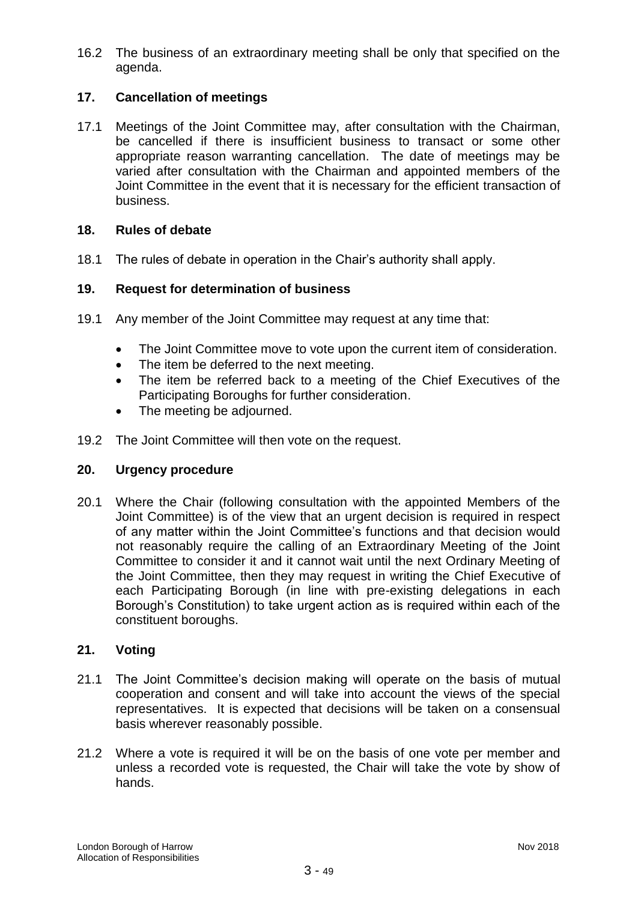16.2 The business of an extraordinary meeting shall be only that specified on the agenda.

## 17. Cancellation of meetings

17.1 Meetings of the Joint Committee may, after consultation with the Chairman, be cancelled if there is insufficient business to transact or some other appropriate reason warranting cancellation. The date of meetings may be varied after consultation with the Chairman and appointed members of the Joint Committee in the event that it is necessary for the efficient transaction of business.

## 18. Rules of debate

18.1 The rules of debate in operation in the Chair's authority shall apply.

## 19. Request for determination of business

19.1 Any member of the Joint Committee may request at any time that:

- The Joint Committee move to vote upon the current item of consideration.
- The item be deferred to the next meeting.
- The item be referred back to a meeting of the Chief Executives of the Participating Boroughs for further consideration.
- The meeting be adjourned.

19.2 The Joint Committee will then vote on the request.

## 20. Urgency procedure

20.1 Where the Chair (following consultation with the appointed Members of the Joint Committee) is of the view that an urgent decision is required in respect of any matter within the Joint Committee's functions and that decision would not reasonably require the calling of an Extraordinary Meeting of the Joint Committee to consider it and it cannot wait until the next Ordinary Meeting of the Joint Committee, then they may request in writing the Chief Executive of each Participating Borough (in line with pre-existing delegations in each Borough's Constitution) to take urgent action as is required within each of the constituent boroughs.

## 21. Voting

21.1 The Joint Committee's decision making will operate on the basis of mutual cooperation and consent and will take into account the views of the special representatives. It is expected that decisions will be taken on a consensual basis wherever reasonably possible.

21.2 Where a vote is required it will be on the basis of one vote per member and unless a recorded vote is requested, the Chair will take the vote by show of hands.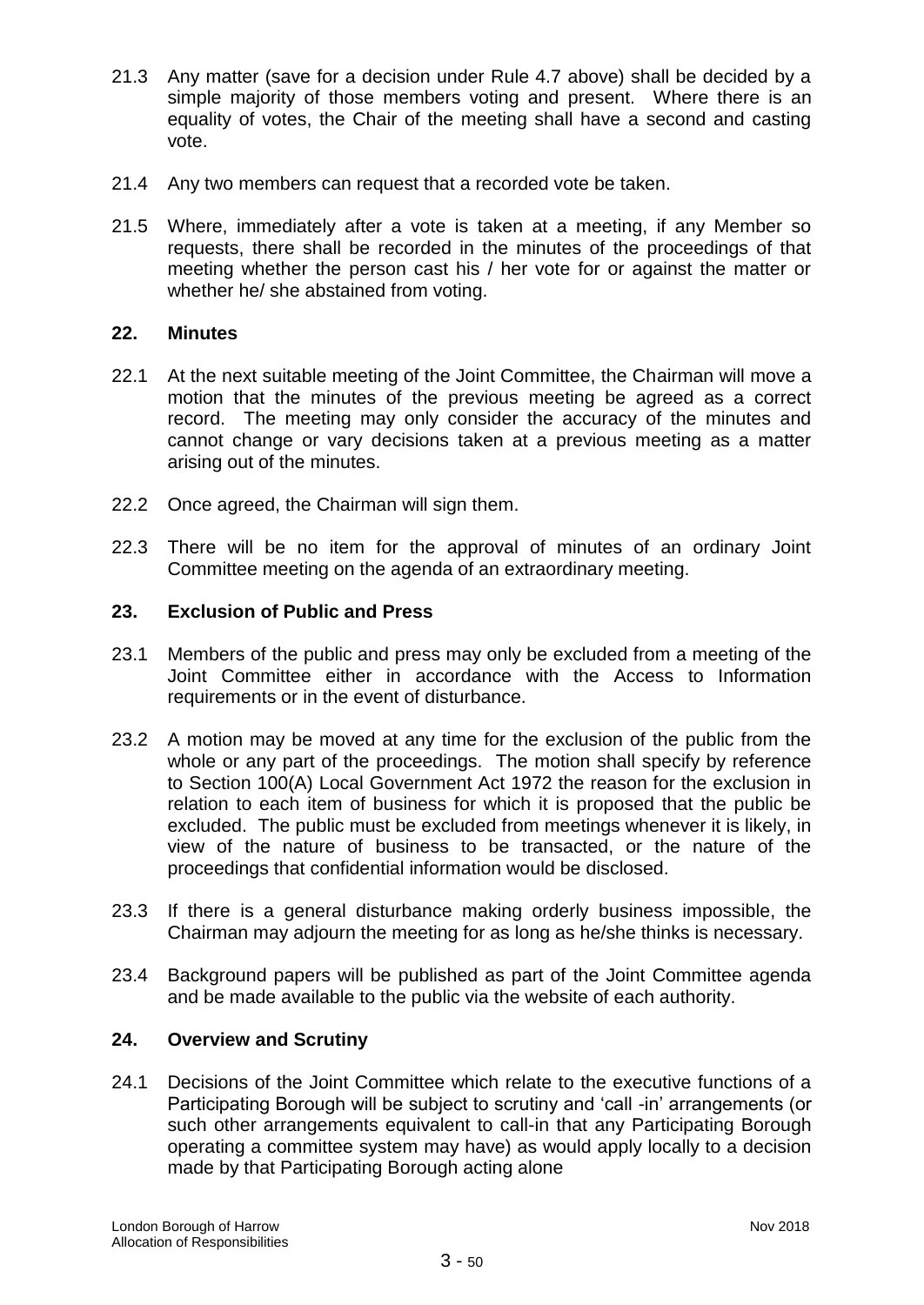21.3 Any matter (save for a decision under Rule 4.7 above) shall be decided by a simple majority of those members voting and present. Where there is an equality of votes, the Chair of the meeting shall have a second and casting vote.

21.4 Any two members can request that a recorded vote be taken.

21.5 Where, immediately after a vote is taken at a meeting, if any Member so requests, there shall be recorded in the minutes of the proceedings of that meeting whether the person cast his / her vote for or against the matter or whether he/ she abstained from voting.

## 22. Minutes

22.1 At the next suitable meeting of the Joint Committee, the Chairman will move a motion that the minutes of the previous meeting be agreed as a correct record. The meeting may only consider the accuracy of the minutes and cannot change or vary decisions taken at a previous meeting as a matter arising out of the minutes.

22.2 Once agreed, the Chairman will sign them.

22.3 There will be no item for the approval of minutes of an ordinary Joint Committee meeting on the agenda of an extraordinary meeting.

## 23. Exclusion of Public and Press

23.1 Members of the public and press may only be excluded from a meeting of the Joint Committee either in accordance with the Access to Information requirements or in the event of disturbance.

23.2 A motion may be moved at any time for the exclusion of the public from the whole or any part of the proceedings. The motion shall specify by reference to Section 100(A) Local Government Act 1972 the reason for the exclusion in relation to each item of business for which it is proposed that the public be excluded. The public must be excluded from meetings whenever it is likely, in view of the nature of business to be transacted, or the nature of the proceedings that confidential information would be disclosed.

23.3 If there is a general disturbance making orderly business impossible, the Chairman may adjourn the meeting for as long as he/she thinks is necessary.

23.4 Background papers will be published as part of the Joint Committee agenda and be made available to the public via the website of each authority.

## 24. Overview and Scrutiny

24.1 Decisions of the Joint Committee which relate to the executive functions of a Participating Borough will be subject to scrutiny and 'call -in' arrangements (or such other arrangements equivalent to call-in that any Participating Borough operating a committee system may have) as would apply locally to a decision made by that Participating Borough acting alone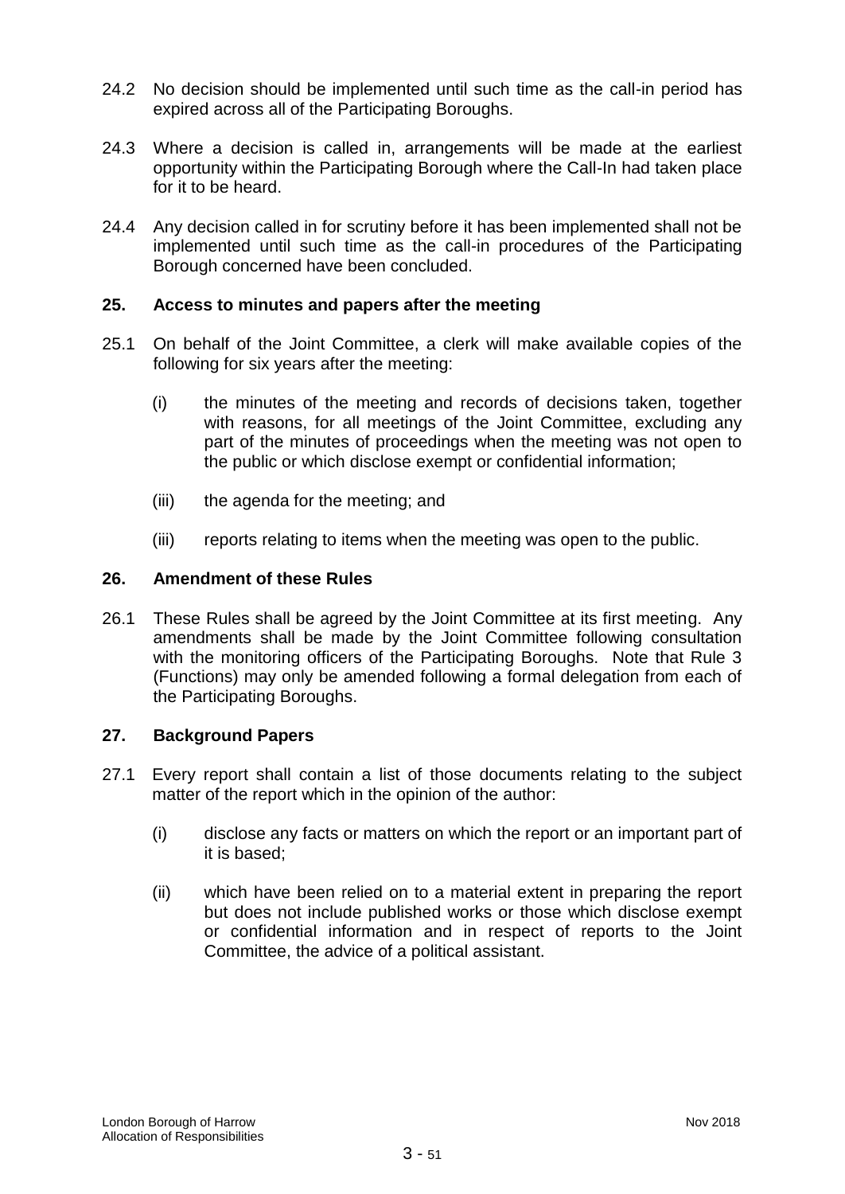24.2 No decision should be implemented until such time as the call-in period has expired across all of the Participating Boroughs.

24.3 Where a decision is called in, arrangements will be made at the earliest opportunity within the Participating Borough where the Call-In had taken place for it to be heard.

24.4 Any decision called in for scrutiny before it has been implemented shall not be implemented until such time as the call-in procedures of the Participating Borough concerned have been concluded.

## 25. Access to minutes and papers after the meeting

25.1 On behalf of the Joint Committee, a clerk will make available copies of the following for six years after the meeting:

(i) the minutes of the meeting and records of decisions taken, together with reasons, for all meetings of the Joint Committee, excluding any part of the minutes of proceedings when the meeting was not open to the public or which disclose exempt or confidential information;

(iii) the agenda for the meeting; and

(iii) reports relating to items when the meeting was open to the public.

## 26. Amendment of these Rules

26.1 These Rules shall be agreed by the Joint Committee at its first meeting. Any amendments shall be made by the Joint Committee following consultation with the monitoring officers of the Participating Boroughs. Note that Rule 3 (Functions) may only be amended following a formal delegation from each of the Participating Boroughs.

## 27. Background Papers

27.1 Every report shall contain a list of those documents relating to the subject matter of the report which in the opinion of the author:

(i) disclose any facts or matters on which the report or an important part of it is based;

(ii) which have been relied on to a material extent in preparing the report but does not include published works or those which disclose exempt or confidential information and in respect of reports to the Joint Committee, the advice of a political assistant.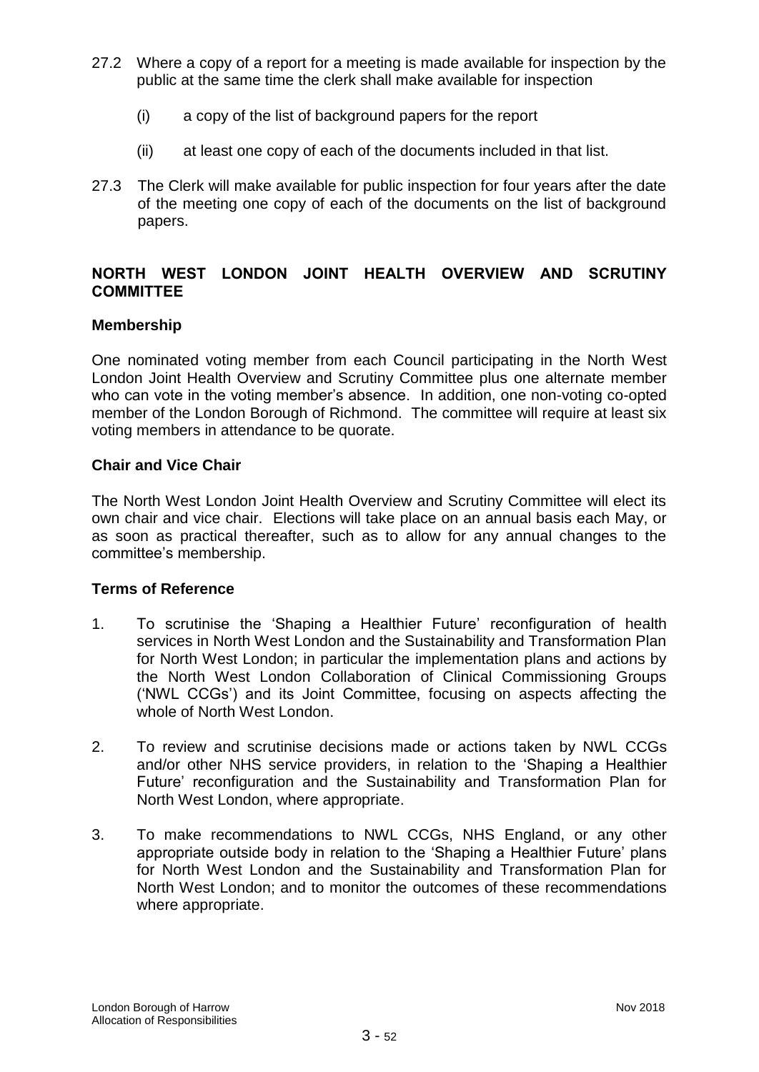27.2 Where a copy of a report for a meeting is made available for inspection by the public at the same time the clerk shall make available for inspection

(i) a copy of the list of background papers for the report

(ii) at least one copy of each of the documents included in that list.

27.3 The Clerk will make available for public inspection for four years after the date of the meeting one copy of each of the documents on the list of background papers.

## NORTH WEST LONDON JOINT HEALTH OVERVIEW AND SCRUTINY COMMITTEE

### Membership

One nominated voting member from each Council participating in the North West London Joint Health Overview and Scrutiny Committee plus one alternate member who can vote in the voting member's absence. In addition, one non-voting co-opted member of the London Borough of Richmond. The committee will require at least six voting members in attendance to be quorate.

### Chair and Vice Chair

The North West London Joint Health Overview and Scrutiny Committee will elect its own chair and vice chair. Elections will take place on an annual basis each May, or as soon as practical thereafter, such as to allow for any annual changes to the committee's membership.

### Terms of Reference

1. To scrutinise the 'Shaping a Healthier Future' reconfiguration of health services in North West London and the Sustainability and Transformation Plan for North West London; in particular the implementation plans and actions by the North West London Collaboration of Clinical Commissioning Groups ('NWL CCGs') and its Joint Committee, focusing on aspects affecting the whole of North West London.

2. To review and scrutinise decisions made or actions taken by NWL CCGs and/or other NHS service providers, in relation to the 'Shaping a Healthier Future' reconfiguration and the Sustainability and Transformation Plan for North West London, where appropriate.

3. To make recommendations to NWL CCGs, NHS England, or any other appropriate outside body in relation to the 'Shaping a Healthier Future' plans for North West London and the Sustainability and Transformation Plan for North West London; and to monitor the outcomes of these recommendations where appropriate.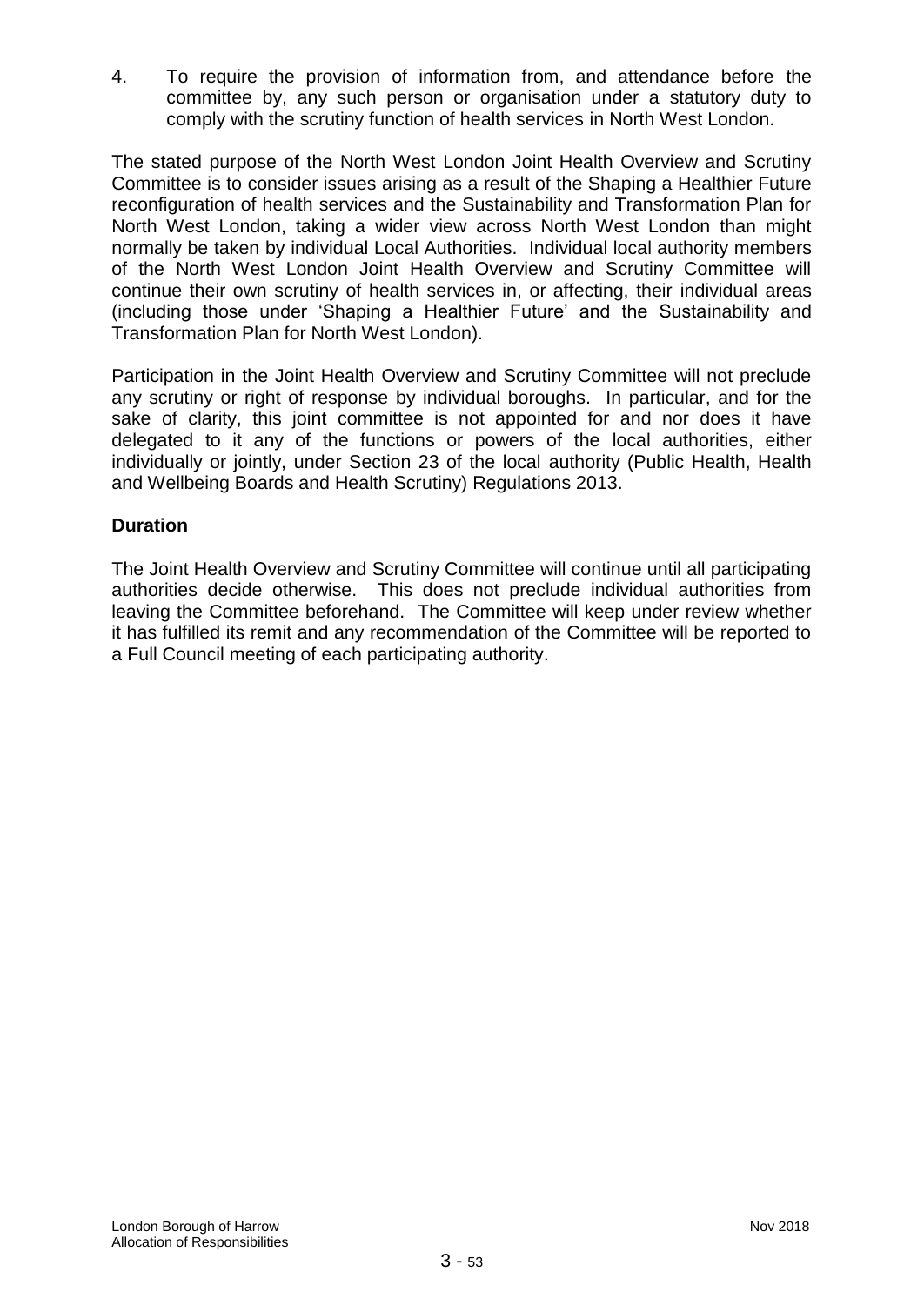4. To require the provision of information from, and attendance before the committee by, any such person or organisation under a statutory duty to comply with the scrutiny function of health services in North West London.

The stated purpose of the North West London Joint Health Overview and Scrutiny Committee is to consider issues arising as a result of the Shaping a Healthier Future reconfiguration of health services and the Sustainability and Transformation Plan for North West London, taking a wider view across North West London than might normally be taken by individual Local Authorities. Individual local authority members of the North West London Joint Health Overview and Scrutiny Committee will continue their own scrutiny of health services in, or affecting, their individual areas (including those under 'Shaping a Healthier Future' and the Sustainability and Transformation Plan for North West London).

Participation in the Joint Health Overview and Scrutiny Committee will not preclude any scrutiny or right of response by individual boroughs. In particular, and for the sake of clarity, this joint committee is not appointed for and nor does it have delegated to it any of the functions or powers of the local authorities, either individually or jointly, under Section 23 of the local authority (Public Health, Health and Wellbeing Boards and Health Scrutiny) Regulations 2013.

**Duration**

The Joint Health Overview and Scrutiny Committee will continue until all participating authorities decide otherwise. This does not preclude individual authorities from leaving the Committee beforehand. The Committee will keep under review whether it has fulfilled its remit and any recommendation of the Committee will be reported to a Full Council meeting of each participating authority.